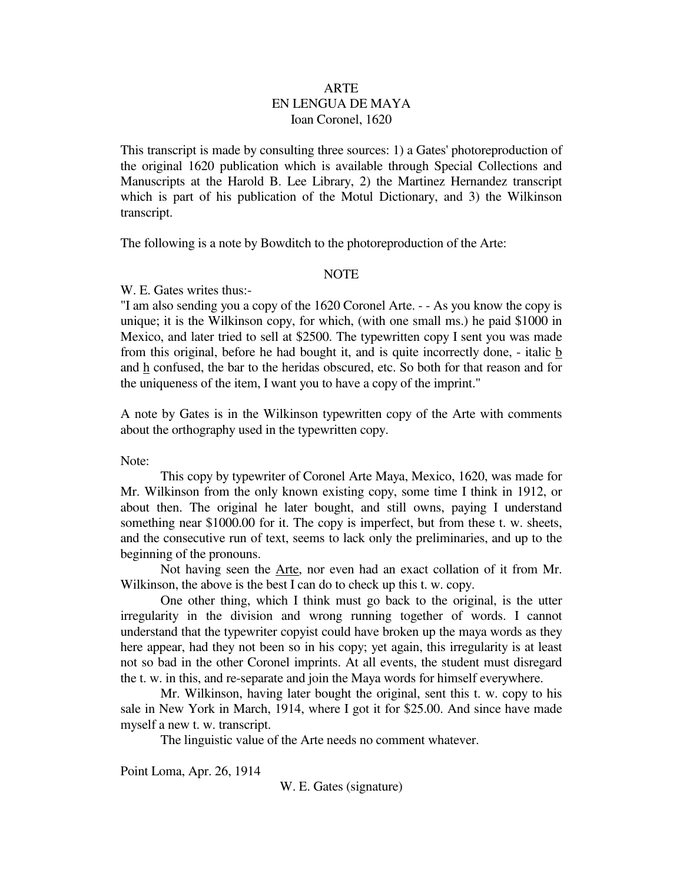# ARTE
# EN LENGUA DE MAYA
## Ioan Coronel, 1620

This transcript is made by consulting three sources: 1) a Gates' photoreproduction of the original 1620 publication which is available through Special Collections and Manuscripts at the Harold B. Lee Library, 2) the Martinez Hernandez transcript which is part of his publication of the Motul Dictionary, and 3) the Wilkinson transcript.

The following is a note by Bowditch to the photoreproduction of the Arte:

### NOTE

W. E. Gates writes thus:-

"I am also sending you a copy of the 1620 Coronel Arte. - - As you know the copy is unique; it is the Wilkinson copy, for which, (with one small ms.) he paid $1000 in Mexico, and later tried to sell at $2500. The typewritten copy I sent you was made from this original, before he had bought it, and is quite incorrectly done, - italic <u>b</u> and <u>h</u> confused, the bar to the heridas obscured, etc. So both for that reason and for the uniqueness of the item, I want you to have a copy of the imprint."

A note by Gates is in the Wilkinson typewritten copy of the Arte with comments about the orthography used in the typewritten copy.

Note:

This copy by typewriter of Coronel Arte Maya, Mexico, 1620, was made for Mr. Wilkinson from the only known existing copy, some time I think in 1912, or about then. The original he later bought, and still owns, paying I understand something near $1000.00 for it. The copy is imperfect, but from these t. w. sheets, and the consecutive run of text, seems to lack only the preliminaries, and up to the beginning of the pronouns.

Not having seen the <u>Arte</u>, nor even had an exact collation of it from Mr. Wilkinson, the above is the best I can do to check up this t. w. copy.

One other thing, which I think must go back to the original, is the utter irregularity in the division and wrong running together of words. I cannot understand that the typewriter copyist could have broken up the maya words as they here appear, had they not been so in his copy; yet again, this irregularity is at least not so bad in the other Coronel imprints. At all events, the student must disregard the t. w. in this, and re-separate and join the Maya words for himself everywhere.

Mr. Wilkinson, having later bought the original, sent this t. w. copy to his sale in New York in March, 1914, where I got it for $25.00. And since have made myself a new t. w. transcript.

The linguistic value of the Arte needs no comment whatever.

Point Loma, Apr. 26, 1914

W. E. Gates (signature)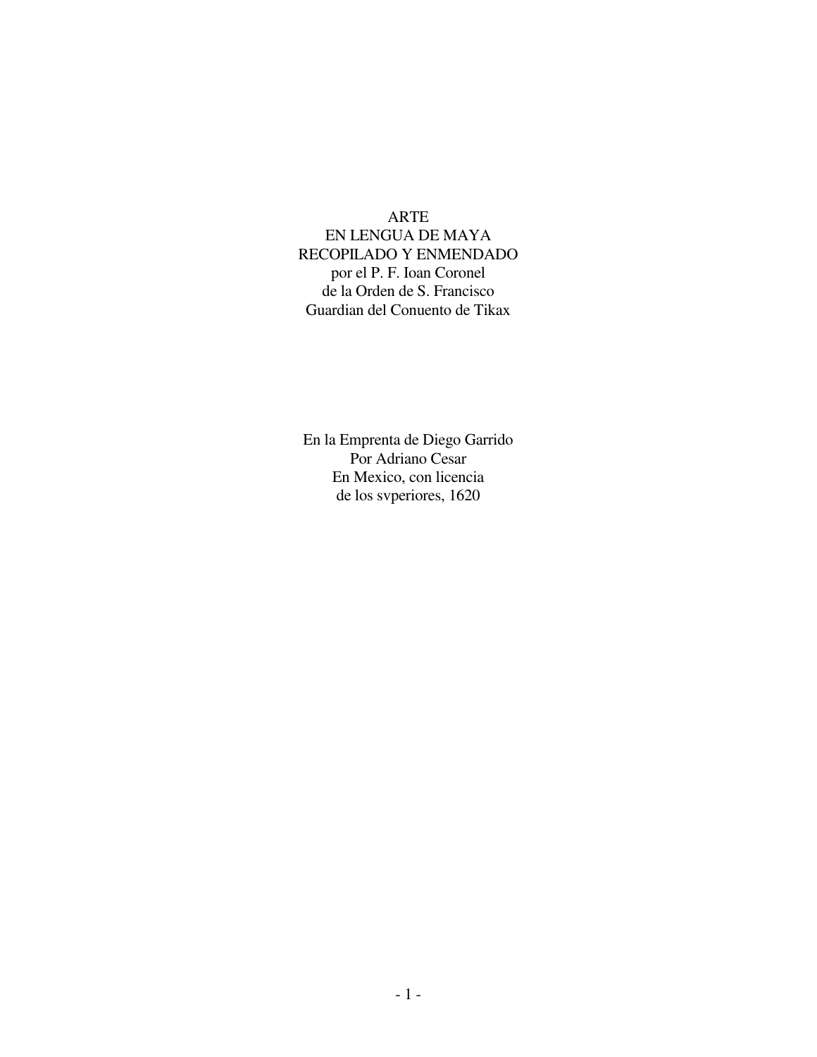# ARTE
# EN LENGUA DE MAYA
# RECOPILADO Y ENMENDADO

por el P. F. Ioan Coronel
de la Orden de S. Francisco
Guardian del Conuento de Tikax

En la Emprenta de Diego Garrido
Por Adriano Cesar
En Mexico, con licencia
de los svperiores, 1620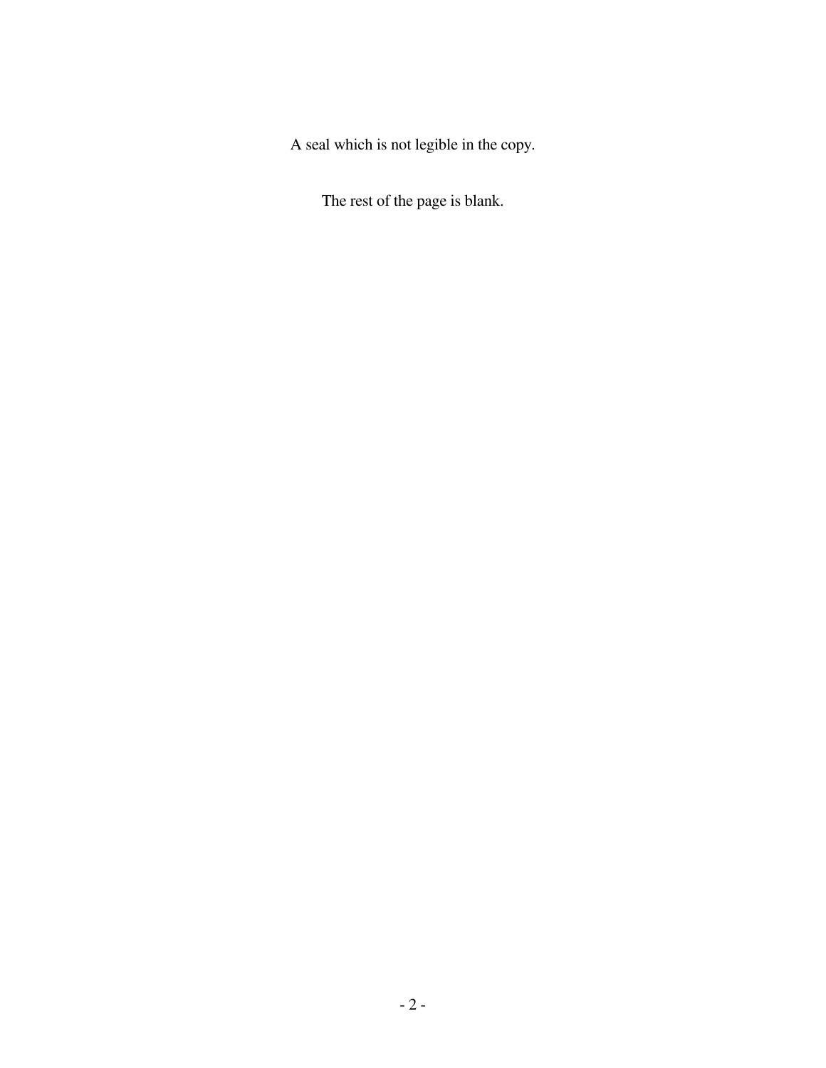A seal which is not legible in the copy.

The rest of the page is blank.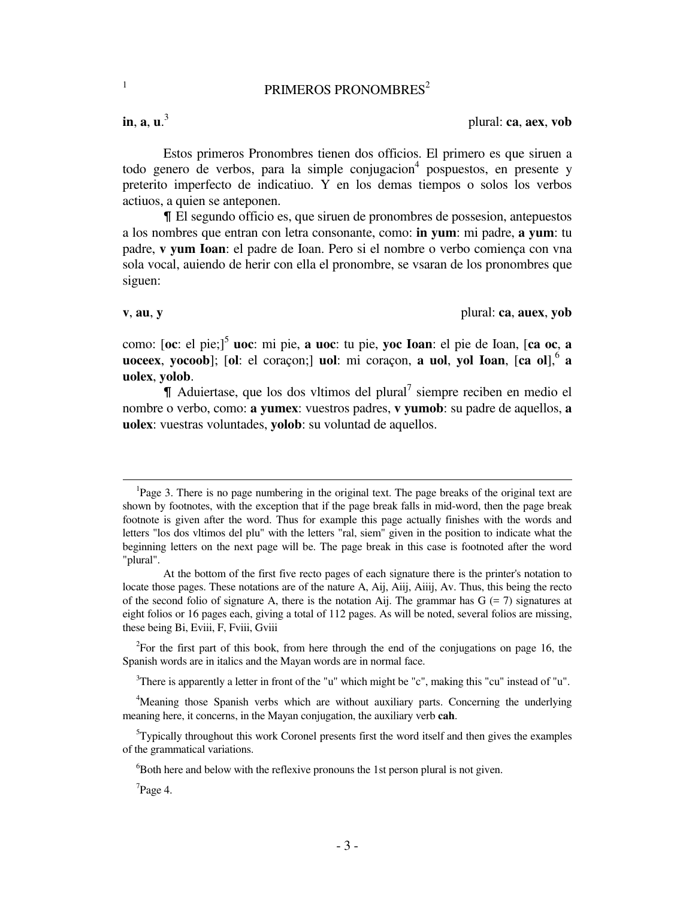[1]

# PRIMEROS PRONOMBRES[2]

**in**, **a**, **u**.[3] plural: **ca**, **aex**, **vob**

Estos primeros Pronombres tienen dos officios. El primero es que siruen a todo genero de verbos, para la simple conjugacion[4] pospuestos, en presente y preterito imperfecto de indicatiuo. Y en los demas tiempos o solos los verbos actiuos, a quien se anteponen.

¶ El segundo officio es, que siruen de pronombres de possesion, antepuestos a los nombres que entran con letra consonante, como: **in yum**: mi padre, **a yum**: tu padre, **v yum Ioan**: el padre de Ioan. Pero si el nombre o verbo comiença con vna sola vocal, auiendo de herir con ella el pronombre, se vsaran de los pronombres que siguen:

**v**, **au**, **y** plural: **ca**, **auex**, **yob**

como: [**oc**: el pie;][5] **uoc**: mi pie, **a uoc**: tu pie, **yoc Ioan**: el pie de Ioan, [**ca oc**, **a uoceex**, **yocoob**]; [**ol**: el coraçon;] **uol**: mi coraçon, **a uol**, **yol Ioan**, [**ca ol**],[6] **a uolex**, **yolob**.

¶ Aduiertase, que los dos vltimos del plural[7] siempre reciben en medio el nombre o verbo, como: **a yumex**: vuestros padres, **v yumob**: su padre de aquellos, **a uolex**: vuestras voluntades, **yolob**: su voluntad de aquellos.

---

[1] Page 3. There is no page numbering in the original text. The page breaks of the original text are shown by footnotes, with the exception that if the page break falls in mid-word, then the page break footnote is given after the word. Thus for example this page actually finishes with the words and letters "los dos vltimos del plu" with the letters "ral, siem" given in the position to indicate what the beginning letters on the next page will be. The page break in this case is footnoted after the word "plural".

At the bottom of the first five recto pages of each signature there is the printer's notation to locate those pages. These notations are of the nature A, Aij, Aiij, Aiiij, Av. Thus, this being the recto of the second folio of signature A, there is the notation Aij. The grammar has G (= 7) signatures at eight folios or 16 pages each, giving a total of 112 pages. As will be noted, several folios are missing, these being Bi, Eviii, F, Fviii, Gviii

[2] For the first part of this book, from here through the end of the conjugations on page 16, the Spanish words are in italics and the Mayan words are in normal face.

[3] There is apparently a letter in front of the "u" which might be "c", making this "cu" instead of "u".

[4] Meaning those Spanish verbs which are without auxiliary parts. Concerning the underlying meaning here, it concerns, in the Mayan conjugation, the auxiliary verb **cah**.

[5] Typically throughout this work Coronel presents first the word itself and then gives the examples of the grammatical variations.

[6] Both here and below with the reflexive pronouns the 1st person plural is not given.

[7] Page 4.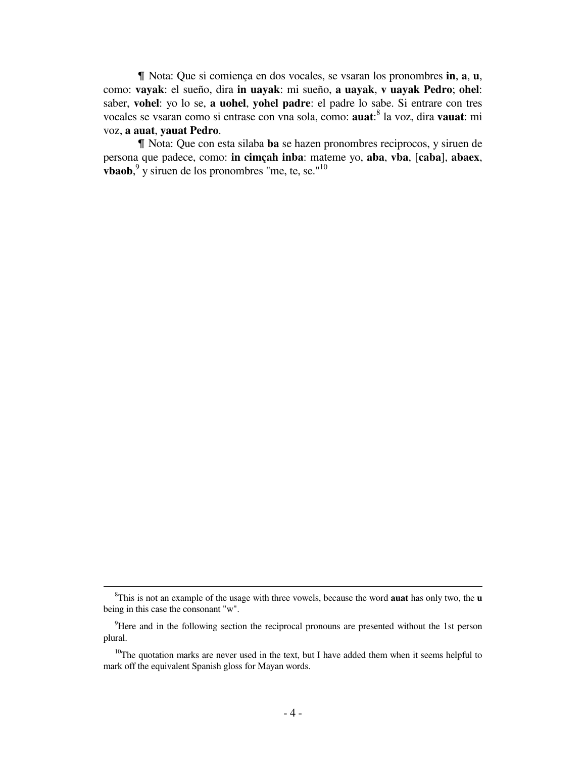¶ Nota: Que si comiença en dos vocales, se vsaran los pronombres **in**, **a**, **u**, como: **vayak**: el sueño, dira **in uayak**: mi sueño, **a uayak**, **v uayak Pedro**; **ohel**: saber, **vohel**: yo lo se, **a uohel**, **yohel padre**: el padre lo sabe. Si entrare con tres vocales se vsaran como si entrase con vna sola, como: **auat**:[8] la voz, dira **vauat**: mi voz, **a auat**, **yauat Pedro**.

¶ Nota: Que con esta silaba **ba** se hazen pronombres reciprocos, y siruen de persona que padece, como: **in cimçah inba**: mateme yo, **aba**, **vba**, [**caba**], **abaex**, **vbaob**,[9] y siruen de los pronombres "me, te, se."[10]

---

[8] This is not an example of the usage with three vowels, because the word **auat** has only two, the **u** being in this case the consonant "w".

[9] Here and in the following section the reciprocal pronouns are presented without the 1st person plural.

[10] The quotation marks are never used in the text, but I have added them when it seems helpful to mark off the equivalent Spanish gloss for Mayan words.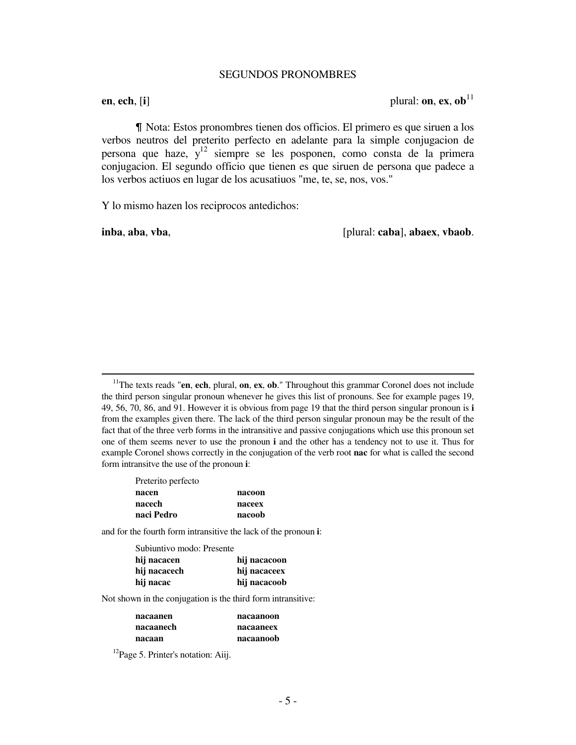## SEGUNDOS PRONOMBRES

**en**, **ech**, [**i**] plural: **on**, **ex**, **ob**[11]

¶ Nota: Estos pronombres tienen dos officios. El primero es que siruen a los verbos neutros del preterito perfecto en adelante para la simple conjugacion de persona que haze, y[12] siempre se les posponen, como consta de la primera conjugacion. El segundo officio que tienen es que siruen de persona que padece a los verbos actiuos en lugar de los acusatiuos "me, te, se, nos, vos."

Y lo mismo hazen los reciprocos antedichos:

**inba**, **aba**, **vba**, [plural: **caba**], **abaex**, **vbaob**.

---

[11]The texts reads "**en**, **ech**, plural, **on**, **ex**, **ob**." Throughout this grammar Coronel does not include the third person singular pronoun whenever he gives this list of pronouns. See for example pages 19, 49, 56, 70, 86, and 91. However it is obvious from page 19 that the third person singular pronoun is **i** from the examples given there. The lack of the third person singular pronoun may be the result of the fact that of the three verb forms in the intransitive and passive conjugations which use this pronoun set one of them seems never to use the pronoun **i** and the other has a tendency not to use it. Thus for example Coronel shows correctly in the conjugation of the verb root **nac** for what is called the second form intransitve the use of the pronoun **i**:

Preterito perfecto

| | |
|---|---|
| **nacen** | **nacoon** |
| **nacech** | **naceex** |
| **naci Pedro** | **nacoob** |

and for the fourth form intransitive the lack of the pronoun **i**:

Subiuntivo modo: Presente

| | |
|---|---|
| **hij nacacen** | **hij nacacoon** |
| **hij nacacech** | **hij nacaceex** |
| **hij nacac** | **hij nacacoob** |

Not shown in the conjugation is the third form intransitive:

| | |
|---|---|
| **nacaanen** | **nacaanoon** |
| **nacaanech** | **nacaaneex** |
| **nacaan** | **nacaanoob** |

[12]Page 5. Printer's notation: Aiij.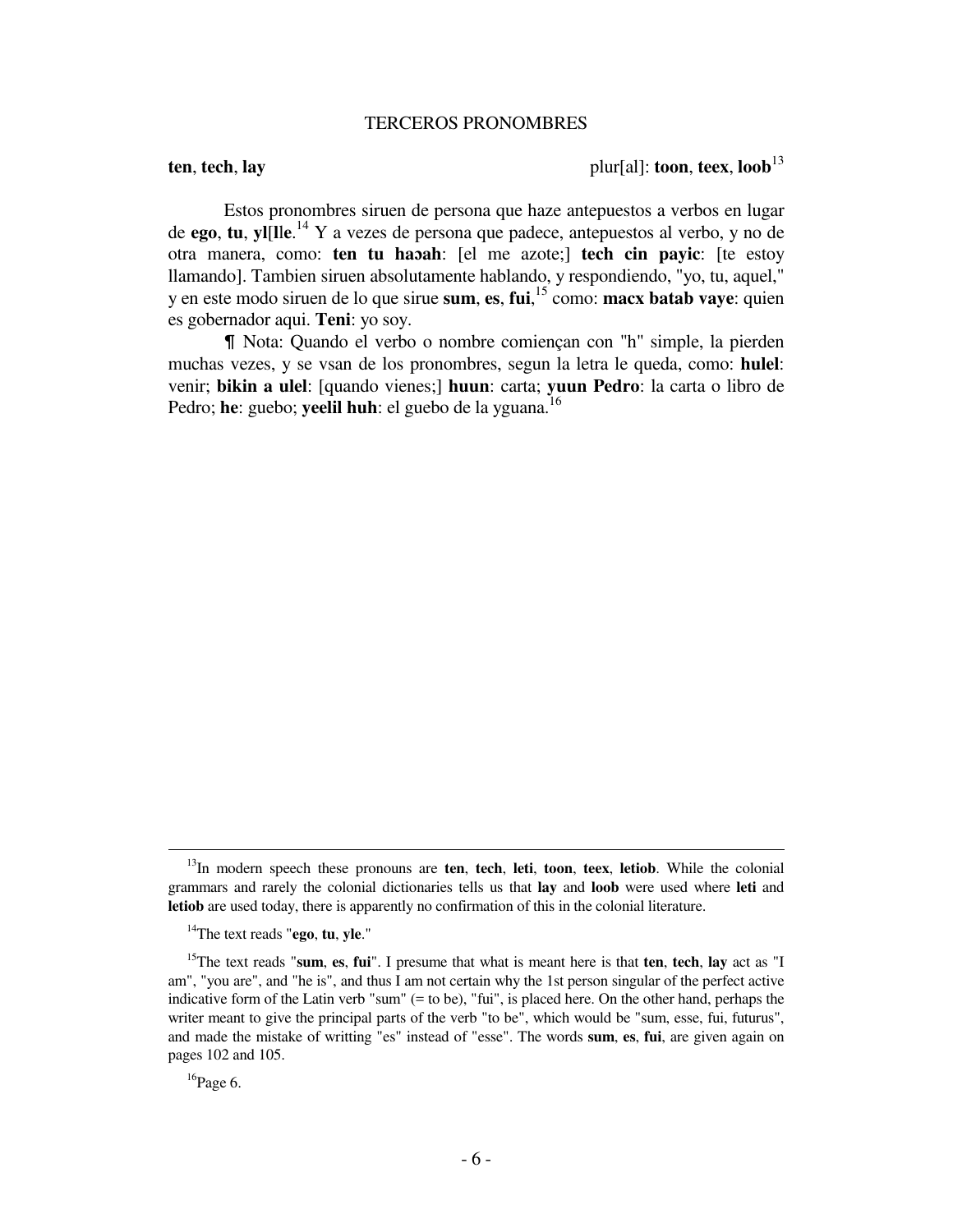## TERCEROS PRONOMBRES

**ten**, **tech**, **lay** plur[al]: **toon**, **teex**, **loob**[13]

Estos pronombres siruen de persona que haze antepuestos a verbos en lugar de **ego**, **tu**, **yl[lle**.[14] Y a vezes de persona que padece, antepuestos al verbo, y no de otra manera, como: **ten tu haɔah**: [el me azote;] **tech cin payic**: [te estoy llamando]. Tambien siruen absolutamente hablando, y respondiendo, "yo, tu, aquel," y en este modo siruen de lo que sirue **sum**, **es**, **fui**,[15] como: **macx batab vaye**: quien es gobernador aqui. **Teni**: yo soy.

¶ Nota: Quando el verbo o nombre comiençan con "h" simple, la pierden muchas vezes, y se vsan de los pronombres, segun la letra le queda, como: **hulel**: venir; **bikin a ulel**: [quando vienes;] **huun**: carta; **yuun Pedro**: la carta o libro de Pedro; **he**: guebo; **yeelil huh**: el guebo de la yguana.[16]

---

[13] In modern speech these pronouns are **ten**, **tech**, **leti**, **toon**, **teex**, **letiob**. While the colonial grammars and rarely the colonial dictionaries tells us that **lay** and **loob** were used where **leti** and **letiob** are used today, there is apparently no confirmation of this in the colonial literature.

[14] The text reads "**ego**, **tu**, **yle**."

[15] The text reads "**sum**, **es**, **fui**". I presume that what is meant here is that **ten**, **tech**, **lay** act as "I am", "you are", and "he is", and thus I am not certain why the 1st person singular of the perfect active indicative form of the Latin verb "sum" (= to be), "fui", is placed here. On the other hand, perhaps the writer meant to give the principal parts of the verb "to be", which would be "sum, esse, fui, futurus", and made the mistake of writting "es" instead of "esse". The words **sum**, **es**, **fui**, are given again on pages 102 and 105.

[16] Page 6.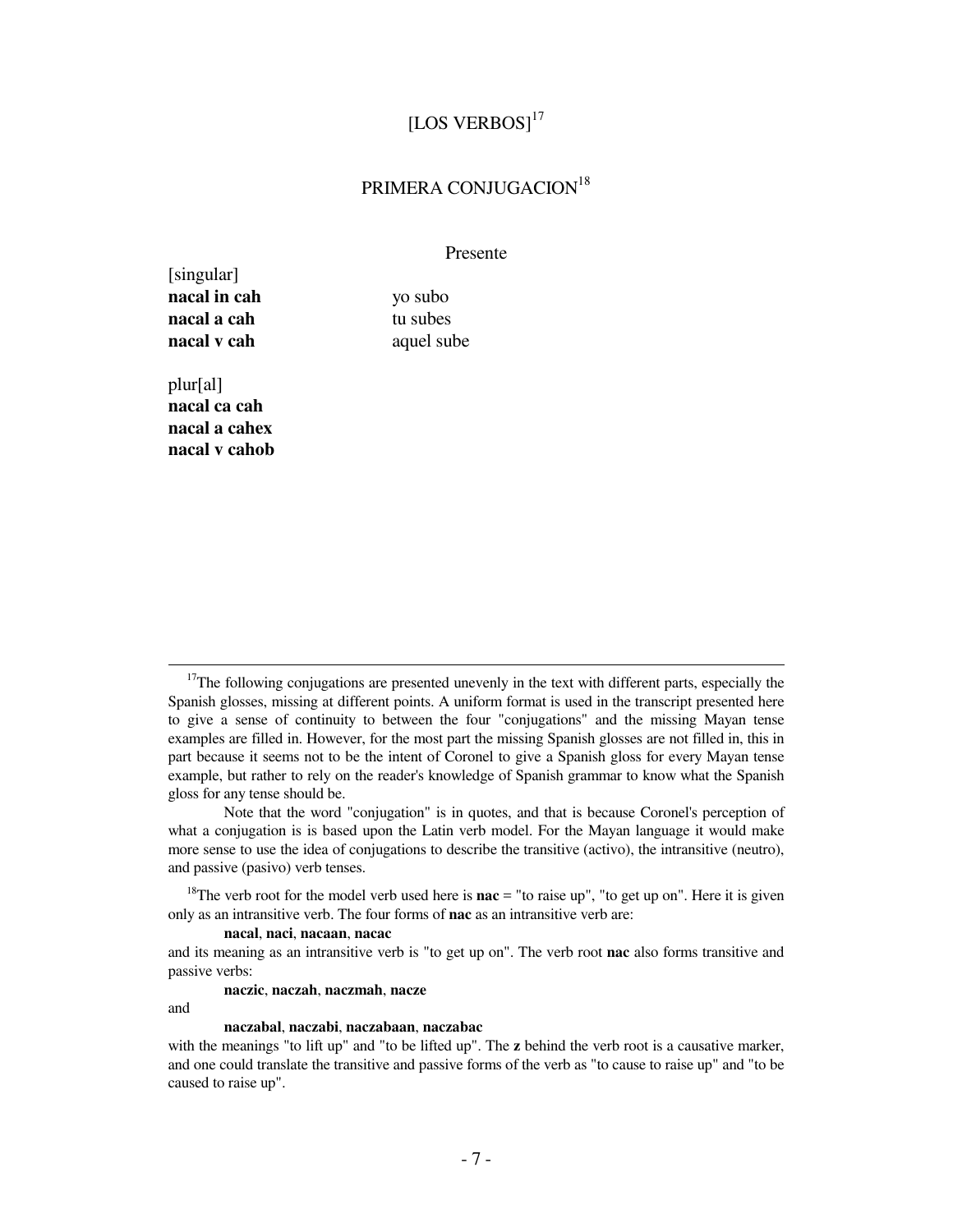# [LOS VERBOS][17]

## PRIMERA CONJUGACION[18]

Presente

| [singular] | |
|---|---|
| **nacal in cah** | yo subo |
| **nacal a cah** | tu subes |
| **nacal v cah** | aquel sube |

plur[al]
**nacal ca cah**
**nacal a cahex**
**nacal v cahob**

---

[17]The following conjugations are presented unevenly in the text with different parts, especially the Spanish glosses, missing at different points. A uniform format is used in the transcript presented here to give a sense of continuity to between the four "conjugations" and the missing Mayan tense examples are filled in. However, for the most part the missing Spanish glosses are not filled in, this in part because it seems not to be the intent of Coronel to give a Spanish gloss for every Mayan tense example, but rather to rely on the reader's knowledge of Spanish grammar to know what the Spanish gloss for any tense should be.

Note that the word "conjugation" is in quotes, and that is because Coronel's perception of what a conjugation is is based upon the Latin verb model. For the Mayan language it would make more sense to use the idea of conjugations to describe the transitive (activo), the intransitive (neutro), and passive (pasivo) verb tenses.

[18]The verb root for the model verb used here is **nac** = "to raise up", "to get up on". Here it is given only as an intransitive verb. The four forms of **nac** as an intransitive verb are:

**nacal**, **naci**, **nacaan**, **nacac**

and its meaning as an intransitive verb is "to get up on". The verb root **nac** also forms transitive and passive verbs:

**naczic**, **naczah**, **naczmah**, **nacze**

and

**naczabal**, **naczabi**, **naczabaan**, **naczabac**

with the meanings "to lift up" and "to be lifted up". The **z** behind the verb root is a causative marker, and one could translate the transitive and passive forms of the verb as "to cause to raise up" and "to be caused to raise up".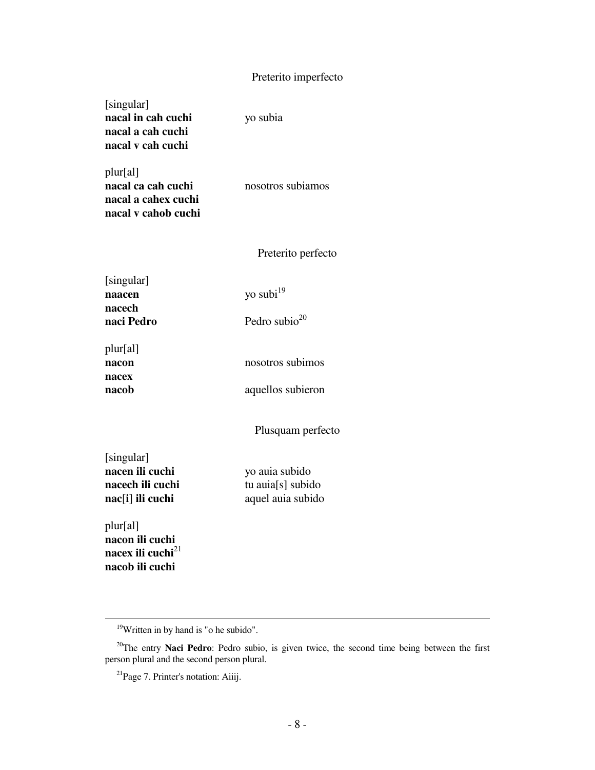Preterito imperfecto

[singular]

| | |
|---|---|
| **nacal in cah cuchi** | yo subia |
| **nacal a cah cuchi** | |
| **nacal v cah cuchi** | |

plur[al]

| | |
|---|---|
| **nacal ca cah cuchi** | nosotros subiamos |
| **nacal a cahex cuchi** | |
| **nacal v cahob cuchi** | |

Preterito perfecto

[singular]

| | |
|---|---|
| **naacen** | yo subi[19] |
| **nacech** | |
| **naci Pedro** | Pedro subio[20] |

plur[al]

| | |
|---|---|
| **nacon** | nosotros subimos |
| **nacex** | |
| **nacob** | aquellos subieron |

Plusquam perfecto

[singular]

| | |
|---|---|
| **nacen ili cuchi** | yo auia subido |
| **nacech ili cuchi** | tu auia[s] subido |
| **nac**[**i**] **ili cuchi** | aquel auia subido |

plur[al]

**nacon ili cuchi**
**nacex ili cuchi**[21]
**nacob ili cuchi**

---

[19] Written in by hand is "o he subido".

[20] The entry **Naci Pedro**: Pedro subio, is given twice, the second time being between the first person plural and the second person plural.

[21] Page 7. Printer's notation: Aiiij.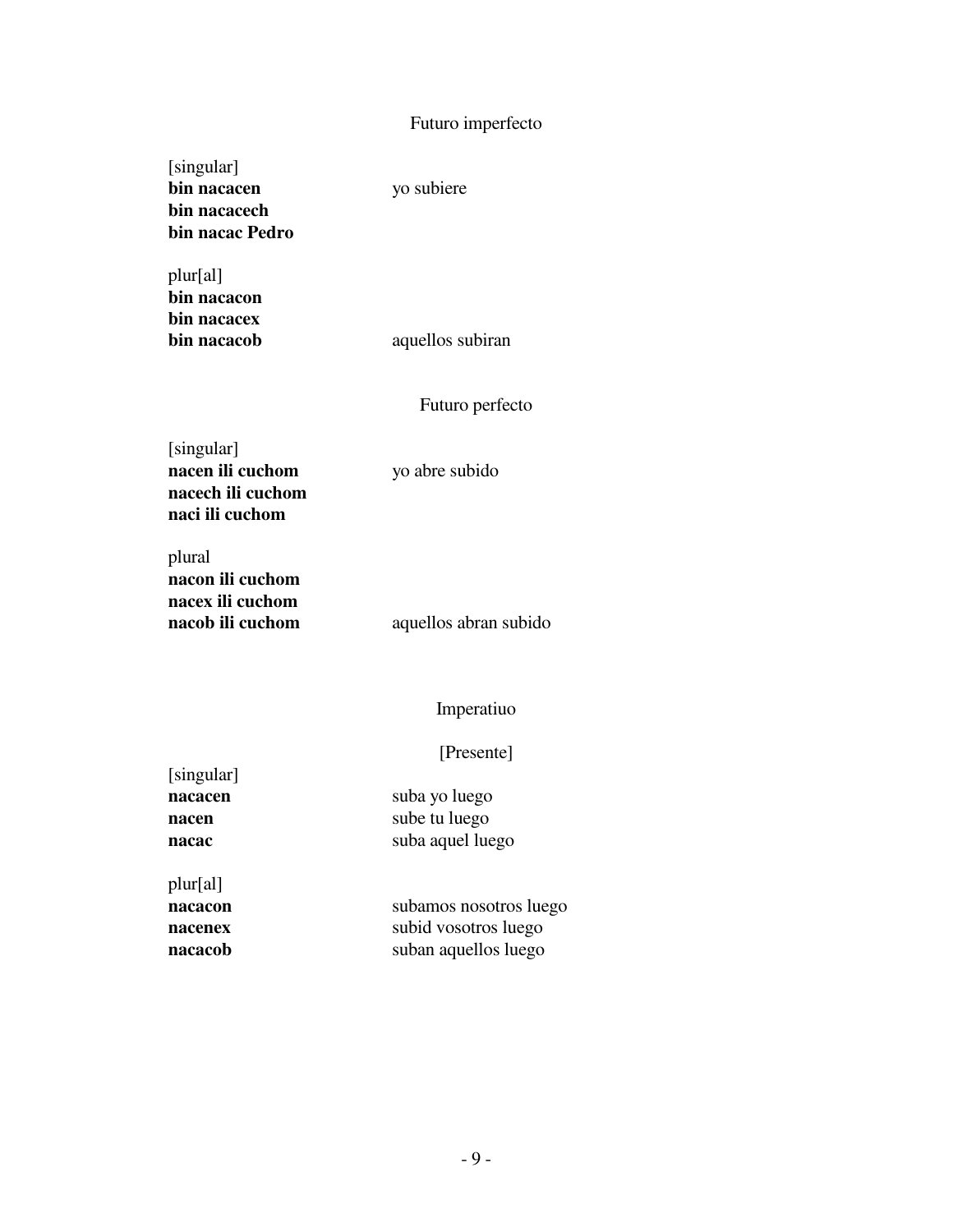Futuro imperfecto

[singular]

| | |
|---|---|
| **bin nacacen** | yo subiere |
| **bin nacacech** | |
| **bin nacac Pedro** | |

plur[al]

| | |
|---|---|
| **bin nacacon** | |
| **bin nacacex** | |
| **bin nacacob** | aquellos subiran |

Futuro perfecto

[singular]

| | |
|---|---|
| **nacen ili cuchom** | yo abre subido |
| **nacech ili cuchom** | |
| **naci ili cuchom** | |

plural

| | |
|---|---|
| **nacon ili cuchom** | |
| **nacex ili cuchom** | |
| **nacob ili cuchom** | aquellos abran subido |

Imperatiuo

[Presente]

[singular]

| | |
|---|---|
| **nacacen** | suba yo luego |
| **nacen** | sube tu luego |
| **nacac** | suba aquel luego |

plur[al]

| | |
|---|---|
| **nacacon** | subamos nosotros luego |
| **nacenex** | subid vosotros luego |
| **nacacob** | suban aquellos luego |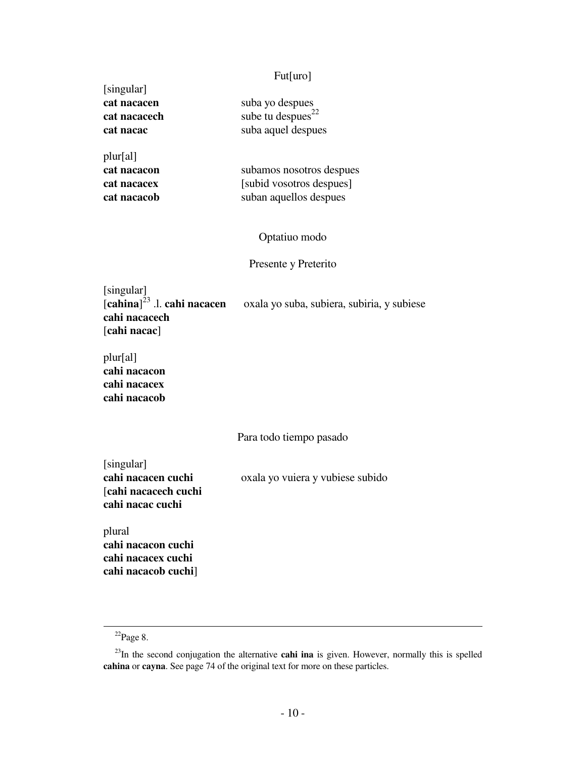Fut[uro]

[singular]

| | |
|---|---|
| **cat nacacen** | suba yo despues |
| **cat nacacech** | sube tu despues[22] |
| **cat nacac** | suba aquel despues |

plur[al]

| | |
|---|---|
| **cat nacacon** | subamos nosotros despues |
| **cat nacacex** | [subid vosotros despues] |
| **cat nacacob** | suban aquellos despues |

Optatiuo modo

Presente y Preterito

[singular]

[**cahina**][23] .l. **cahi nacacen** oxala yo suba, subiera, subiria, y subiese
**cahi nacacech**
[**cahi nacac**]

plur[al]

**cahi nacacon**
**cahi nacacex**
**cahi nacacob**

Para todo tiempo pasado

[singular]

**cahi nacacen cuchi** oxala yo vuiera y vubiese subido
[**cahi nacacech cuchi**
**cahi nacac cuchi**

plural

**cahi nacacon cuchi**
**cahi nacacex cuchi**
**cahi nacacob cuchi**]

---

[22] Page 8.

[23] In the second conjugation the alternative **cahi ina** is given. However, normally this is spelled **cahina** or **cayna**. See page 74 of the original text for more on these particles.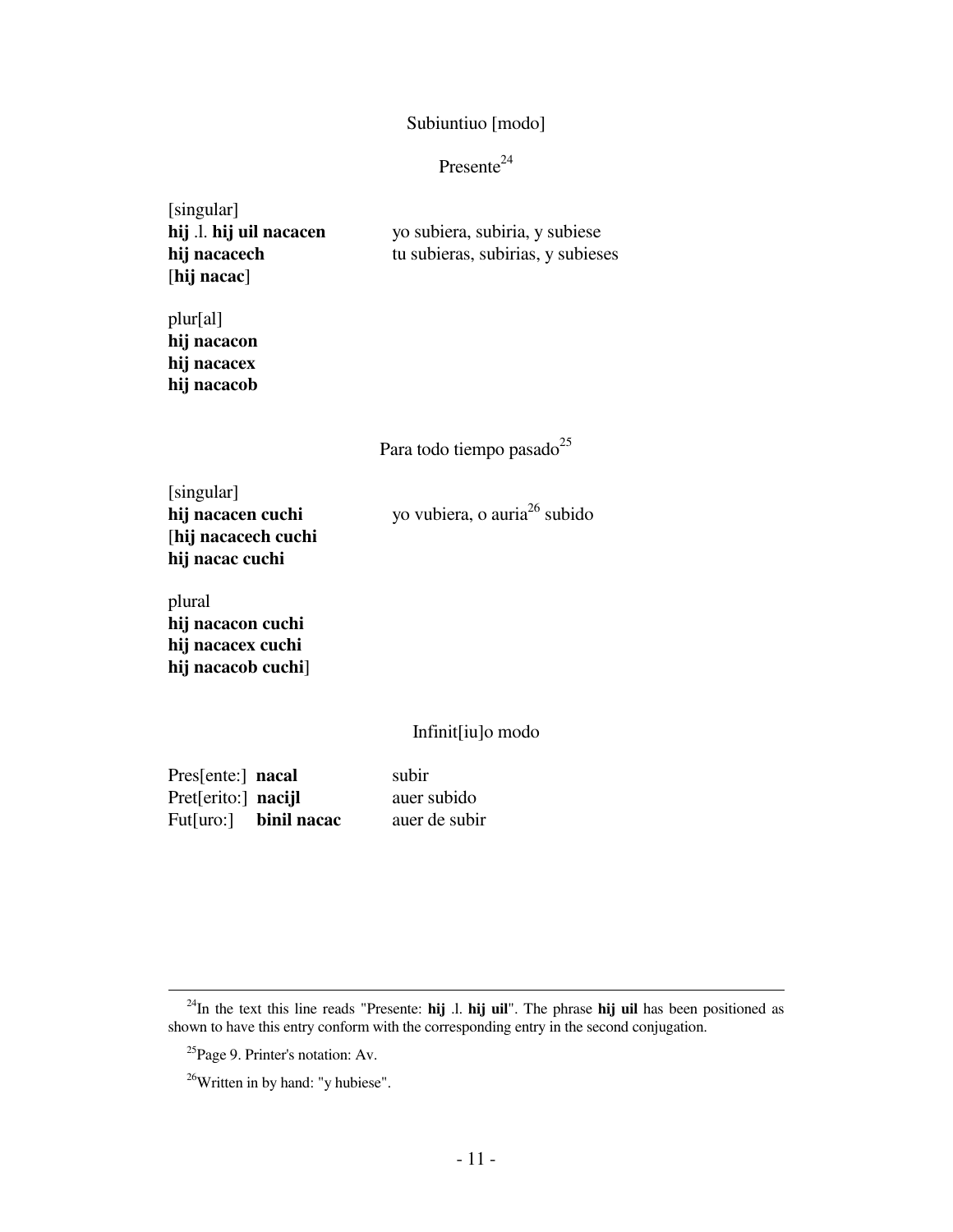Subiuntiuo [modo]

Presente[24]

[singular]

| | |
|---|---|
| **hij** .l. **hij uil nacacen** | yo subiera, subiria, y subiese |
| **hij nacacech** | tu subieras, subirias, y subieses |
| [**hij nacac**] | |

plur[al]

**hij nacacon**
**hij nacacex**
**hij nacacob**

Para todo tiempo pasado[25]

[singular]

| | |
|---|---|
| **hij nacacen cuchi** | yo vubiera, o auria[26] subido |
| [**hij nacacech cuchi** | |
| **hij nacac cuchi** | |

plural

**hij nacacon cuchi**
**hij nacacex cuchi**
**hij nacacob cuchi**]

Infinit[iu]o modo

| | | |
|---|---|---|
| Pres[ente:] | **nacal** | subir |
| Pret[erito:] | **nacijl** | auer subido |
| Fut[uro:] | **binil nacac** | auer de subir |

---

[24]In the text this line reads "Presente: **hij** .l. **hij uil**". The phrase **hij uil** has been positioned as shown to have this entry conform with the corresponding entry in the second conjugation.

[25]Page 9. Printer's notation: Av.

[26]Written in by hand: "y hubiese".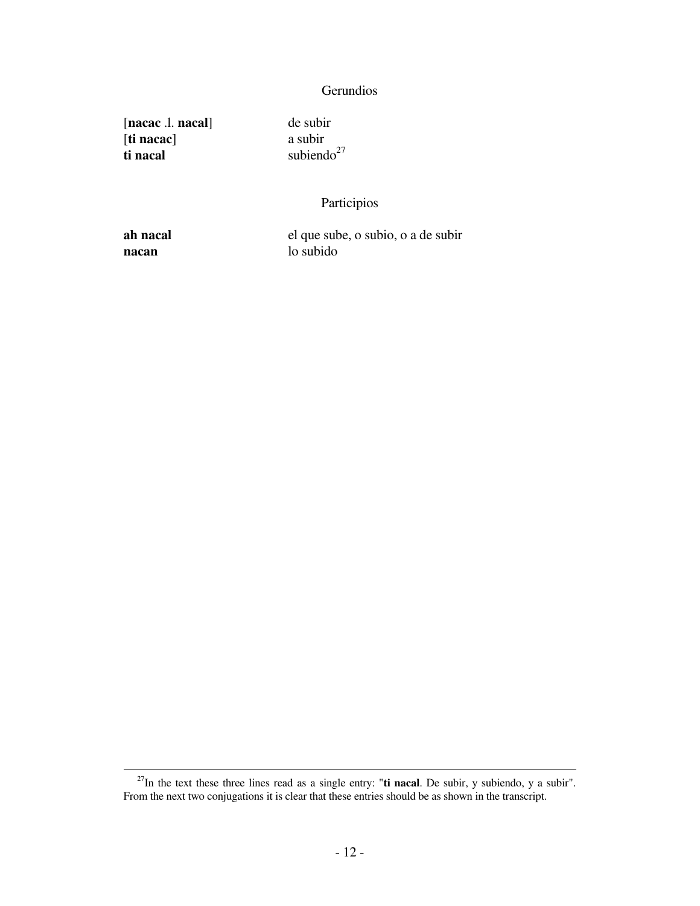### Gerundios

| | |
|---|---|
| [**nacac** .l. **nacal**] | de subir |
| [**ti nacac**] | a subir |
| **ti nacal** | subiendo[27] |

### Participios

| | |
|---|---|
| **ah nacal** | el que sube, o subio, o a de subir |
| **nacan** | lo subido |

[27]In the text these three lines read as a single entry: "**ti nacal**. De subir, y subiendo, y a subir". From the next two conjugations it is clear that these entries should be as shown in the transcript.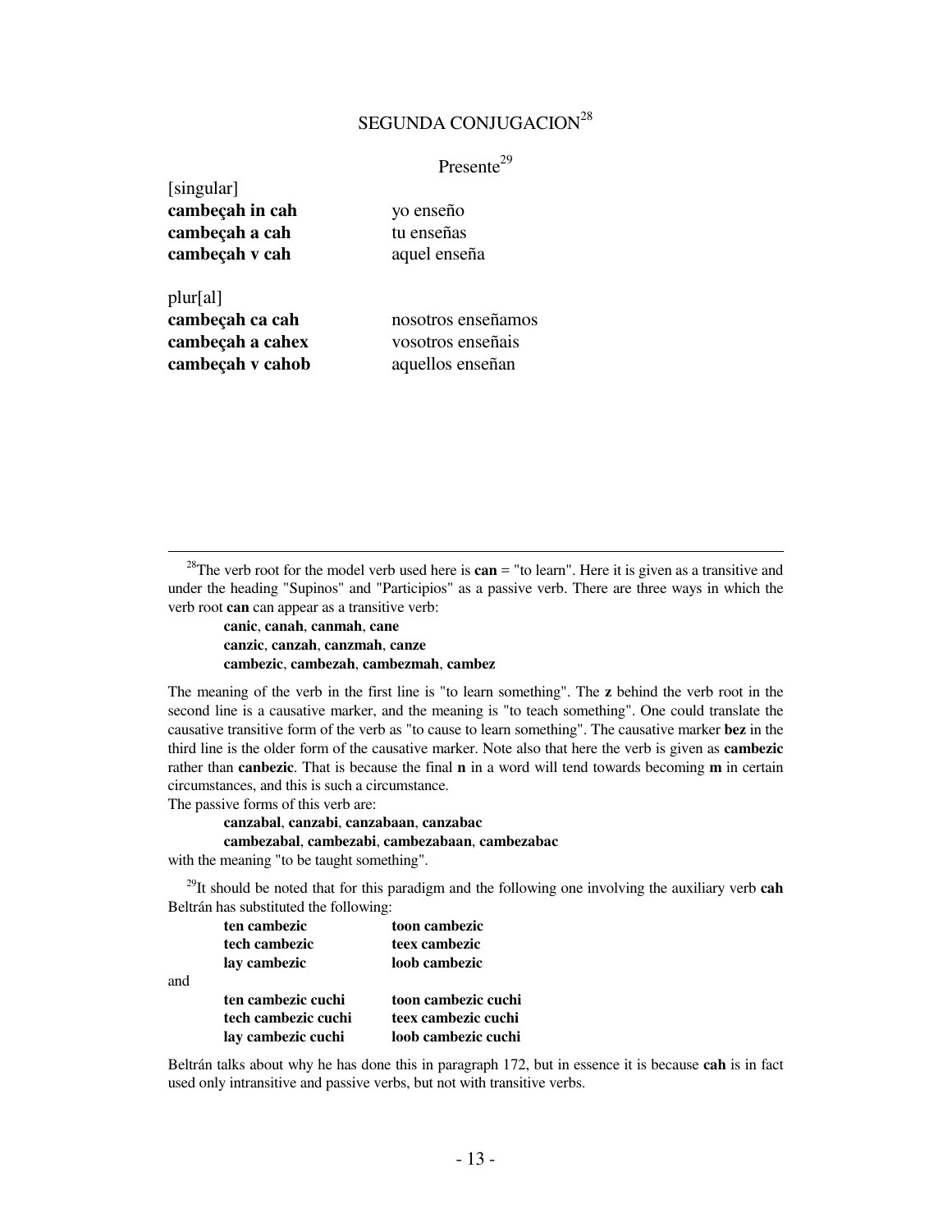## SEGUNDA CONJUGACION[28]

### Presente[29]

[singular]

| | |
|---|---|
| **cambeçah in cah** | yo enseño |
| **cambeçah a cah** | tu enseñas |
| **cambeçah v cah** | aquel enseña |

plur[al]

| | |
|---|---|
| **cambeçah ca cah** | nosotros enseñamos |
| **cambeçah a cahex** | vosotros enseñais |
| **cambeçah v cahob** | aquellos enseñan |

---

[28]The verb root for the model verb used here is **can** = "to learn". Here it is given as a transitive and under the heading "Supinos" and "Participios" as a passive verb. There are three ways in which the verb root **can** can appear as a transitive verb:

> **canic**, **canah**, **canmah**, **cane**
> **canzic**, **canzah**, **canzmah**, **canze**
> **cambezic**, **cambezah**, **cambezmah**, **cambez**

The meaning of the verb in the first line is "to learn something". The **z** behind the verb root in the second line is a causative marker, and the meaning is "to teach something". One could translate the causative transitive form of the verb as "to cause to learn something". The causative marker **bez** in the third line is the older form of the causative marker. Note also that here the verb is given as **cambezic** rather than **canbezic**. That is because the final **n** in a word will tend towards becoming **m** in certain circumstances, and this is such a circumstance.

The passive forms of this verb are:

> **canzabal**, **canzabi**, **canzabaan**, **canzabac**
> **cambezabal**, **cambezabi**, **cambezabaan**, **cambezabac**

with the meaning "to be taught something".

[29]It should be noted that for this paradigm and the following one involving the auxiliary verb **cah** Beltrán has substituted the following:

| | |
|---|---|
| **ten cambezic** | **toon cambezic** |
| **tech cambezic** | **teex cambezic** |
| **lay cambezic** | **loob cambezic** |

and

| | |
|---|---|
| **ten cambezic cuchi** | **toon cambezic cuchi** |
| **tech cambezic cuchi** | **teex cambezic cuchi** |
| **lay cambezic cuchi** | **loob cambezic cuchi** |

Beltrán talks about why he has done this in paragraph 172, but in essence it is because **cah** is in fact used only intransitive and passive verbs, but not with transitive verbs.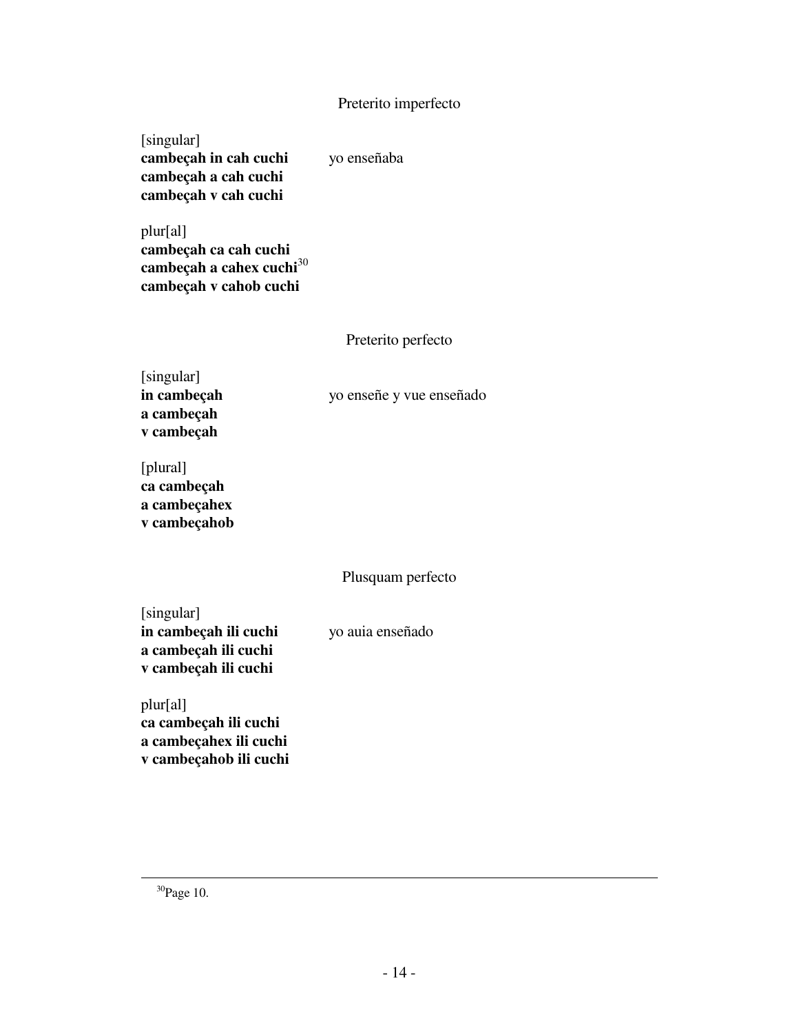Preterito imperfecto

[singular]
**cambeçah in cah cuchi** yo enseñaba
**cambeçah a cah cuchi**
**cambeçah v cah cuchi**

plur[al]
**cambeçah ca cah cuchi**
**cambeçah a cahex cuchi**[30]
**cambeçah v cahob cuchi**

Preterito perfecto

[singular]
**in cambeçah** yo enseñe y vue enseñado
**a cambeçah**
**v cambeçah**

[plural]
**ca cambeçah**
**a cambeçahex**
**v cambeçahob**

Plusquam perfecto

[singular]
**in cambeçah ili cuchi** yo auia enseñado
**a cambeçah ili cuchi**
**v cambeçah ili cuchi**

plur[al]
**ca cambeçah ili cuchi**
**a cambeçahex ili cuchi**
**v cambeçahob ili cuchi**

---

[30]Page 10.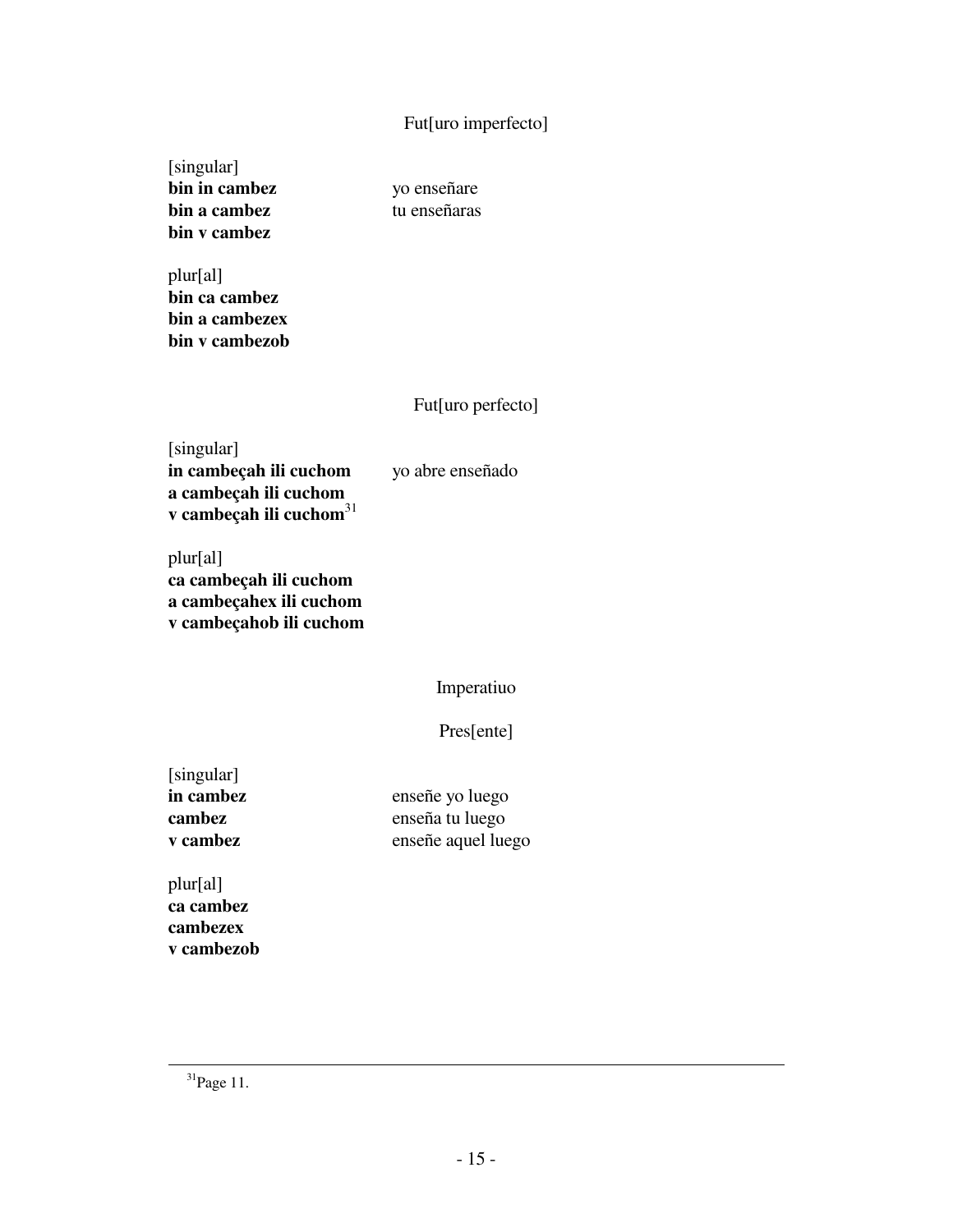Fut[uro imperfecto]

[singular]

| | |
|---|---|
| **bin in cambez** | yo enseñare |
| **bin a cambez** | tu enseñaras |
| **bin v cambez** | |

plur[al]

**bin ca cambez**
**bin a cambezex**
**bin v cambezob**

Fut[uro perfecto]

[singular]

| | |
|---|---|
| **in cambeçah ili cuchom** | yo abre enseñado |
| **a cambeçah ili cuchom** | |
| **v cambeçah ili cuchom**[31] | |

plur[al]

**ca cambeçah ili cuchom**
**a cambeçahex ili cuchom**
**v cambeçahob ili cuchom**

Imperatiuo

Pres[ente]

[singular]

| | |
|---|---|
| **in cambez** | enseñe yo luego |
| **cambez** | enseña tu luego |
| **v cambez** | enseñe aquel luego |

plur[al]

**ca cambez**
**cambezex**
**v cambezob**

[31] Page 11.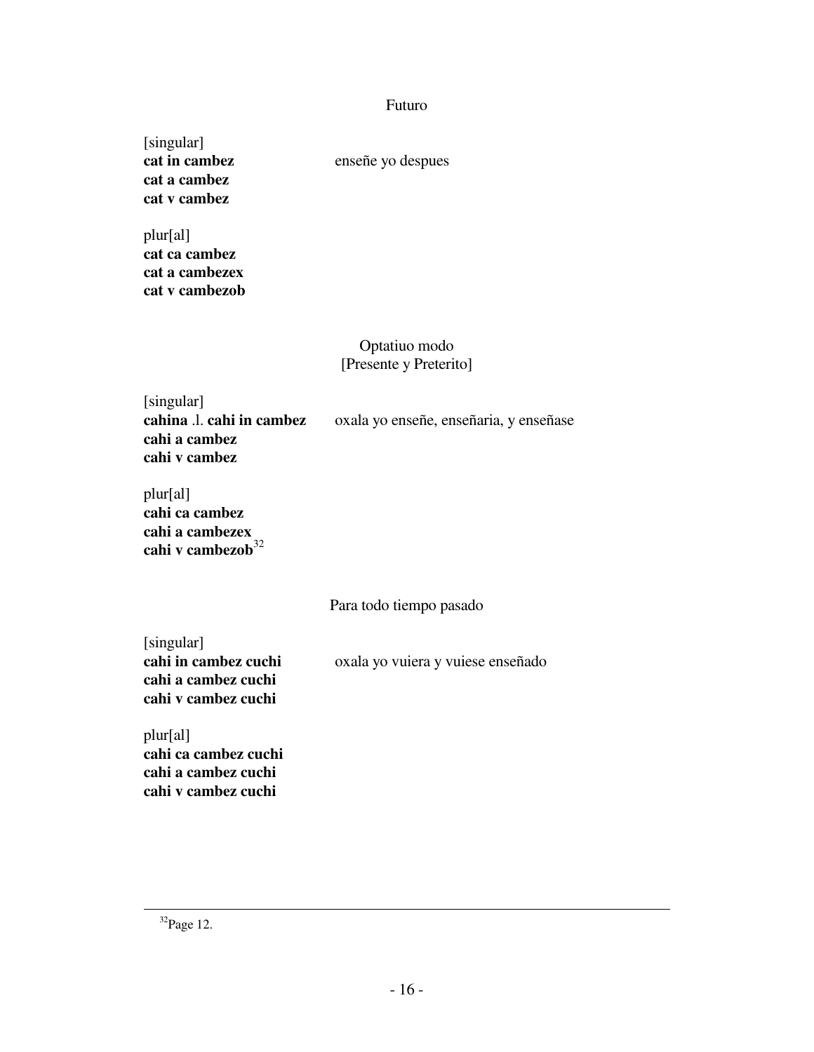Futuro

[singular]

**cat in cambez** — enseñe yo despues
**cat a cambez**
**cat v cambez**

plur[al]

**cat ca cambez**
**cat a cambezex**
**cat v cambezob**

Optatiuo modo
[Presente y Preterito]

[singular]

**cahina** .l. **cahi in cambez** — oxala yo enseñe, enseñaria, y enseñase
**cahi a cambez**
**cahi v cambez**

plur[al]

**cahi ca cambez**
**cahi a cambezex**
**cahi v cambezob**[32]

Para todo tiempo pasado

[singular]

**cahi in cambez cuchi** — oxala yo vuiera y vuiese enseñado
**cahi a cambez cuchi**
**cahi v cambez cuchi**

plur[al]

**cahi ca cambez cuchi**
**cahi a cambez cuchi**
**cahi v cambez cuchi**

---

[32] Page 12.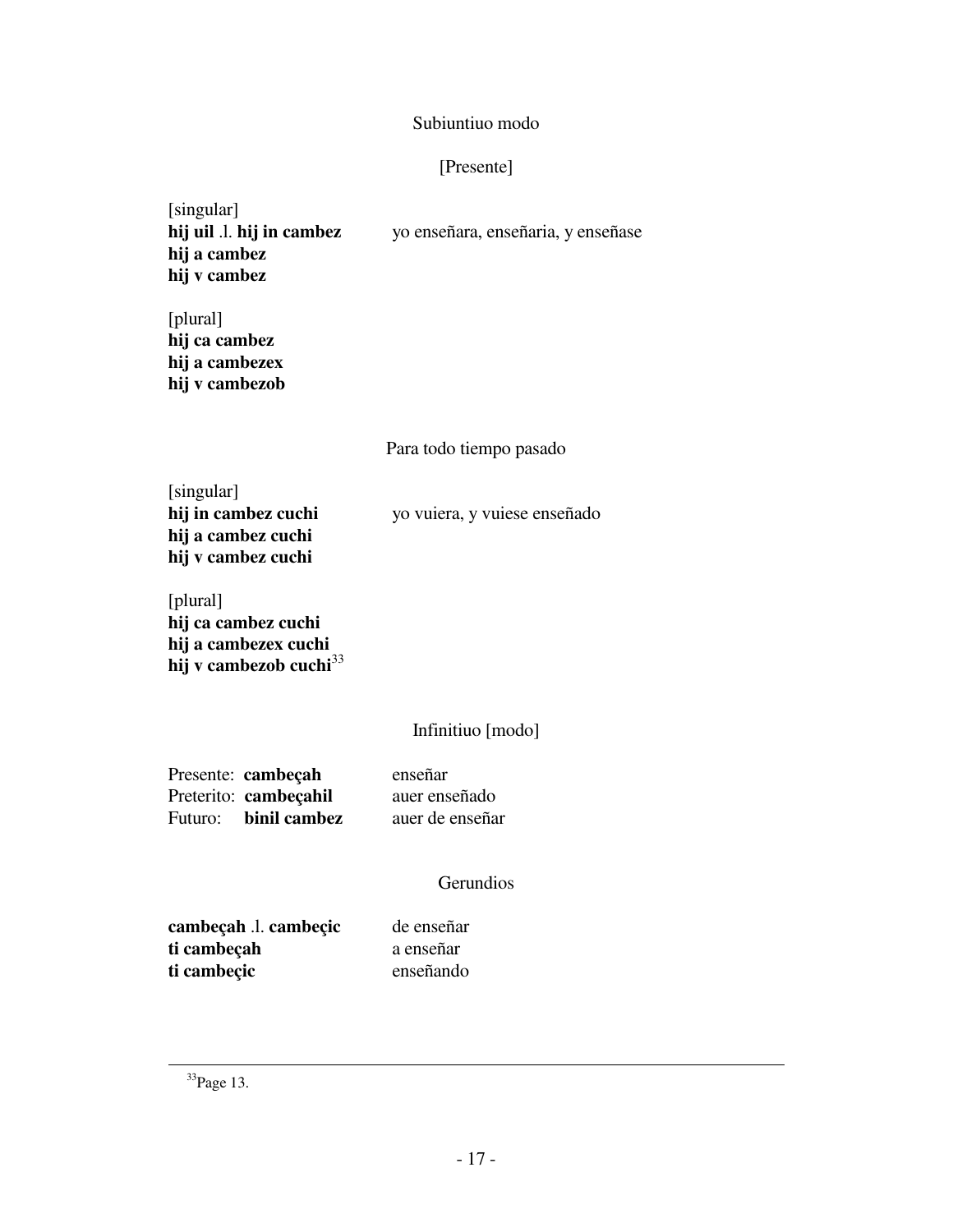## Subiuntiuo modo

### [Presente]

[singular]
**hij uil** .l. **hij in cambez** yo enseñara, enseñaria, y enseñase
**hij a cambez**
**hij v cambez**

[plural]
**hij ca cambez**
**hij a cambezex**
**hij v cambezob**

### Para todo tiempo pasado

[singular]
**hij in cambez cuchi** yo vuiera, y vuiese enseñado
**hij a cambez cuchi**
**hij v cambez cuchi**

[plural]
**hij ca cambez cuchi**
**hij a cambezex cuchi**
**hij v cambezob cuchi**[33]

## Infinitiuo [modo]

| | |
|---|---|
| Presente: **cambeçah** | enseñar |
| Preterito: **cambeçahil** | auer enseñado |
| Futuro: **binil cambez** | auer de enseñar |

## Gerundios

| | |
|---|---|
| **cambeçah** .l. **cambeçic** | de enseñar |
| **ti cambeçah** | a enseñar |
| **ti cambeçic** | enseñando |

---

[33] Page 13.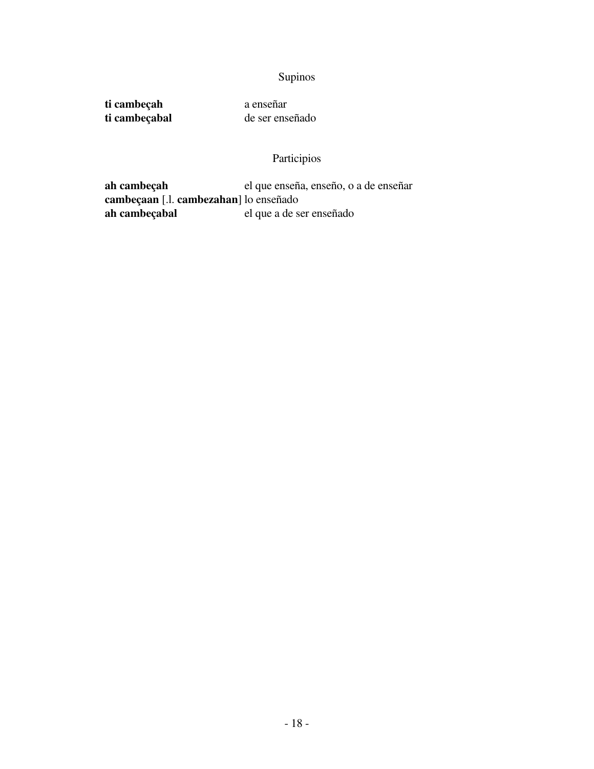## Supinos

| | |
|---|---|
| **ti cambeçah** | a enseñar |
| **ti cambeçabal** | de ser enseñado |

## Participios

| | |
|---|---|
| **ah cambeçah** | el que enseña, enseño, o a de enseñar |
| **cambeçaan** [.l. **cambezahan**] | lo enseñado |
| **ah cambeçabal** | el que a de ser enseñado |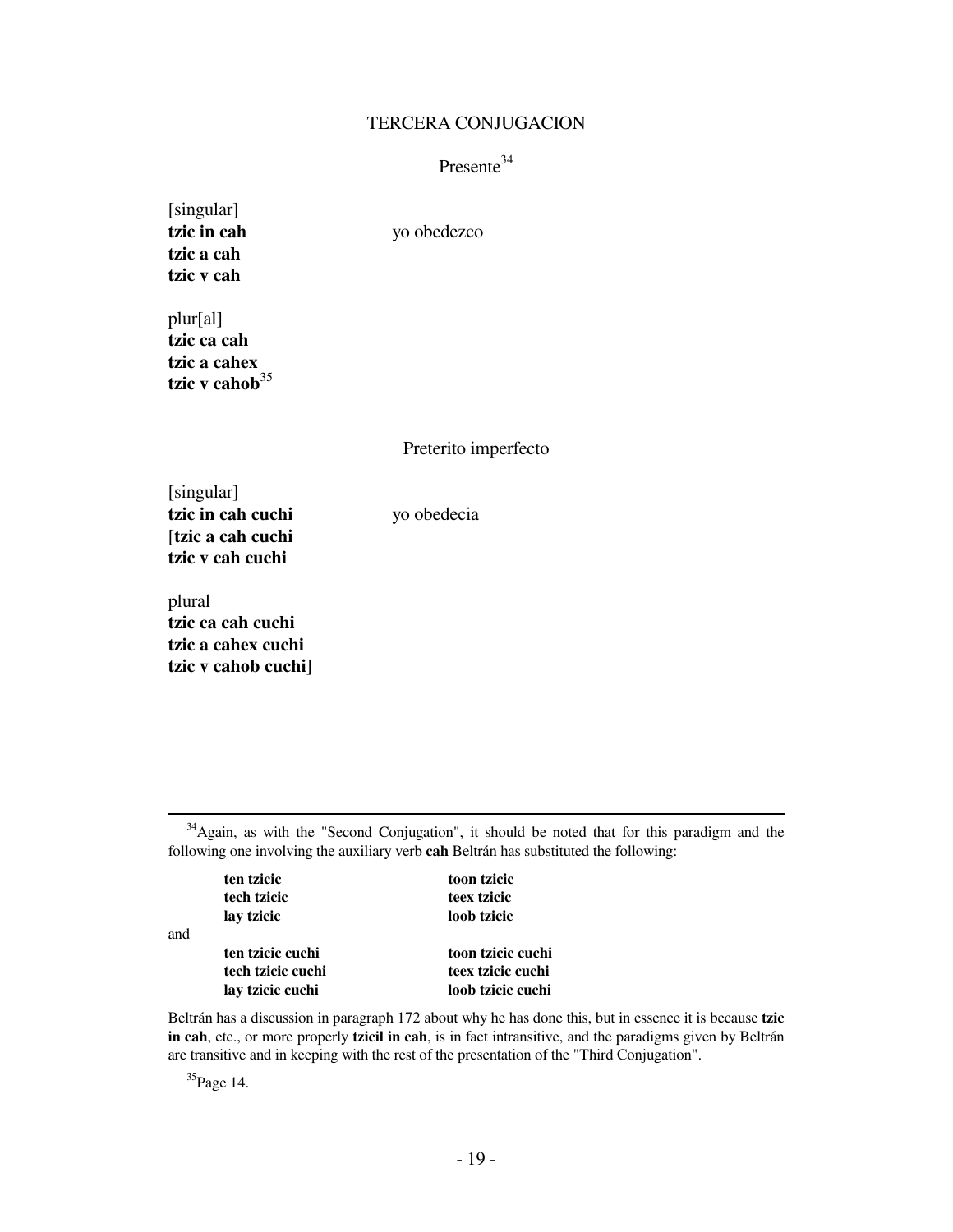## TERCERA CONJUGACION

### Presente[34]

[singular]

**tzic in cah** yo obedezco
**tzic a cah**
**tzic v cah**

plur[al]

**tzic ca cah**
**tzic a cahex**
**tzic v cahob**[35]

### Preterito imperfecto

[singular]

**tzic in cah cuchi** yo obedecia
[**tzic a cah cuchi**
**tzic v cah cuchi**

plural

**tzic ca cah cuchi**
**tzic a cahex cuchi**
**tzic v cahob cuchi**]

---

[34]Again, as with the "Second Conjugation", it should be noted that for this paradigm and the following one involving the auxiliary verb **cah** Beltrán has substituted the following:

| | |
|---|---|
| **ten tzicic** | **toon tzicic** |
| **tech tzicic** | **teex tzicic** |
| **lay tzicic** | **loob tzicic** |

and

| | |
|---|---|
| **ten tzicic cuchi** | **toon tzicic cuchi** |
| **tech tzicic cuchi** | **teex tzicic cuchi** |
| **lay tzicic cuchi** | **loob tzicic cuchi** |

Beltrán has a discussion in paragraph 172 about why he has done this, but in essence it is because **tzic in cah**, etc., or more properly **tzicil in cah**, is in fact intransitive, and the paradigms given by Beltrán are transitive and in keeping with the rest of the presentation of the "Third Conjugation".

[35]Page 14.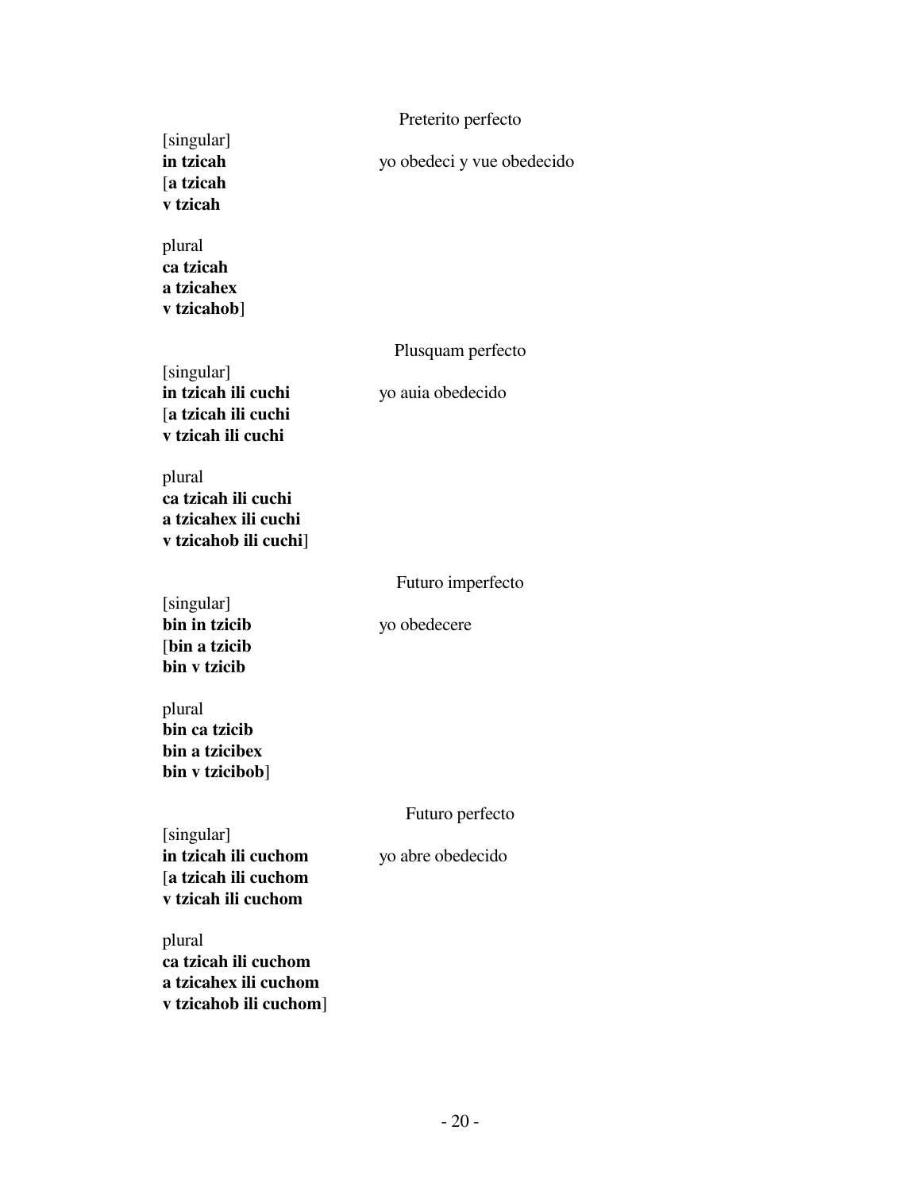Preterito perfecto

[singular]
**in tzicah** yo obedeci y vue obedecido
[**a tzicah**
**v tzicah**

plural
**ca tzicah**
**a tzicahex**
**v tzicahob**]

Plusquam perfecto

[singular]
**in tzicah ili cuchi** yo auia obedecido
[**a tzicah ili cuchi**
**v tzicah ili cuchi**

plural
**ca tzicah ili cuchi**
**a tzicahex ili cuchi**
**v tzicahob ili cuchi**]

Futuro imperfecto

[singular]
**bin in tzicib** yo obedecere
[**bin a tzicib**
**bin v tzicib**

plural
**bin ca tzicib**
**bin a tzicibex**
**bin v tzicibob**]

Futuro perfecto

[singular]
**in tzicah ili cuchom** yo abre obedecido
[**a tzicah ili cuchom**
**v tzicah ili cuchom**

plural
**ca tzicah ili cuchom**
**a tzicahex ili cuchom**
**v tzicahob ili cuchom**]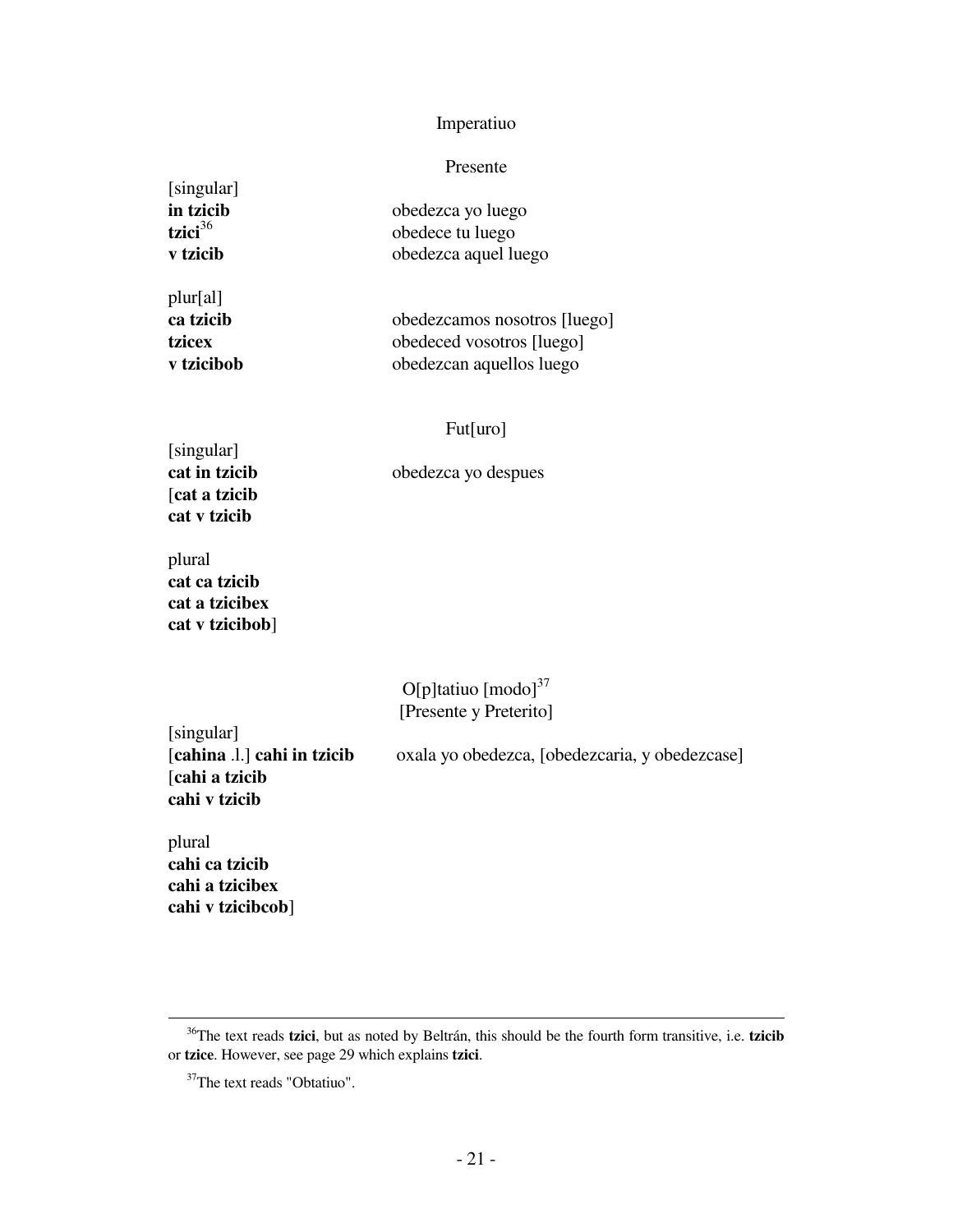### Imperatiuo

#### Presente

[singular]

| | |
|---|---|
| **in tzicib** | obedezca yo luego |
| **tzici**[36] | obedece tu luego |
| **v tzicib** | obedezca aquel luego |

plur[al]

| | |
|---|---|
| **ca tzicib** | obedezcamos nosotros [luego] |
| **tzicex** | obedeced vosotros [luego] |
| **v tzicibob** | obedezcan aquellos luego |

#### Fut[uro]

[singular]

**cat in tzicib** — obedezca yo despues
[**cat a tzicib**
**cat v tzicib**

plural
**cat ca tzicib**
**cat a tzicibex**
**cat v tzicibob**]

### O[p]tatiuo [modo][37]
#### [Presente y Preterito]

[singular]

[**cahina** .l.] **cahi in tzicib** — oxala yo obedezca, [obedezcaria, y obedezcase]
[**cahi a tzicib**
**cahi v tzicib**

plural
**cahi ca tzicib**
**cahi a tzicibex**
**cahi v tzicibcob**]

---

[36]The text reads **tzici**, but as noted by Beltrán, this should be the fourth form transitive, i.e. **tzicib** or **tzice**. However, see page 29 which explains **tzici**.

[37]The text reads "Obtatiuo".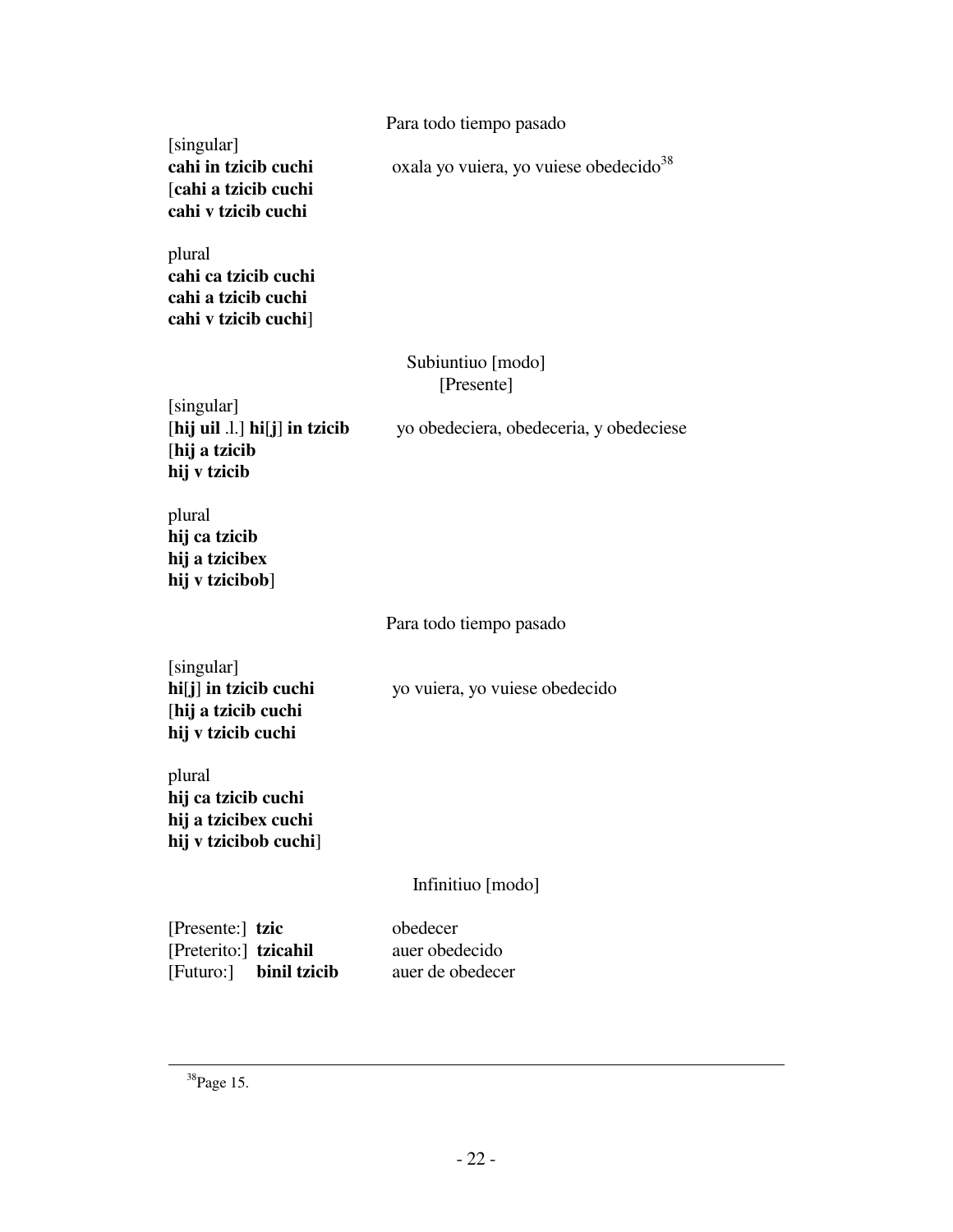Para todo tiempo pasado

[singular]
**cahi in tzicib cuchi** oxala yo vuiera, yo vuiese obedecido[38]
[**cahi a tzicib cuchi**
**cahi v tzicib cuchi**

plural
**cahi ca tzicib cuchi**
**cahi a tzicib cuchi**
**cahi v tzicib cuchi**]

Subiuntiuo [modo]
[Presente]

[singular]
[**hij uil** .l.] **hi**[**j**] **in tzicib** yo obedeciera, obedeceria, y obedeciese
[**hij a tzicib**
**hij v tzicib**

plural
**hij ca tzicib**
**hij a tzicibex**
**hij v tzicibob**]

Para todo tiempo pasado

[singular]
**hi**[**j**] **in tzicib cuchi** yo vuiera, yo vuiese obedecido
[**hij a tzicib cuchi**
**hij v tzicib cuchi**

plural
**hij ca tzicib cuchi**
**hij a tzicibex cuchi**
**hij v tzicibob cuchi**]

Infinitiuo [modo]

[Presente:] **tzic** obedecer
[Preterito:] **tzicahil** auer obedecido
[Futuro:] **binil tzicib** auer de obedecer

---

[38] Page 15.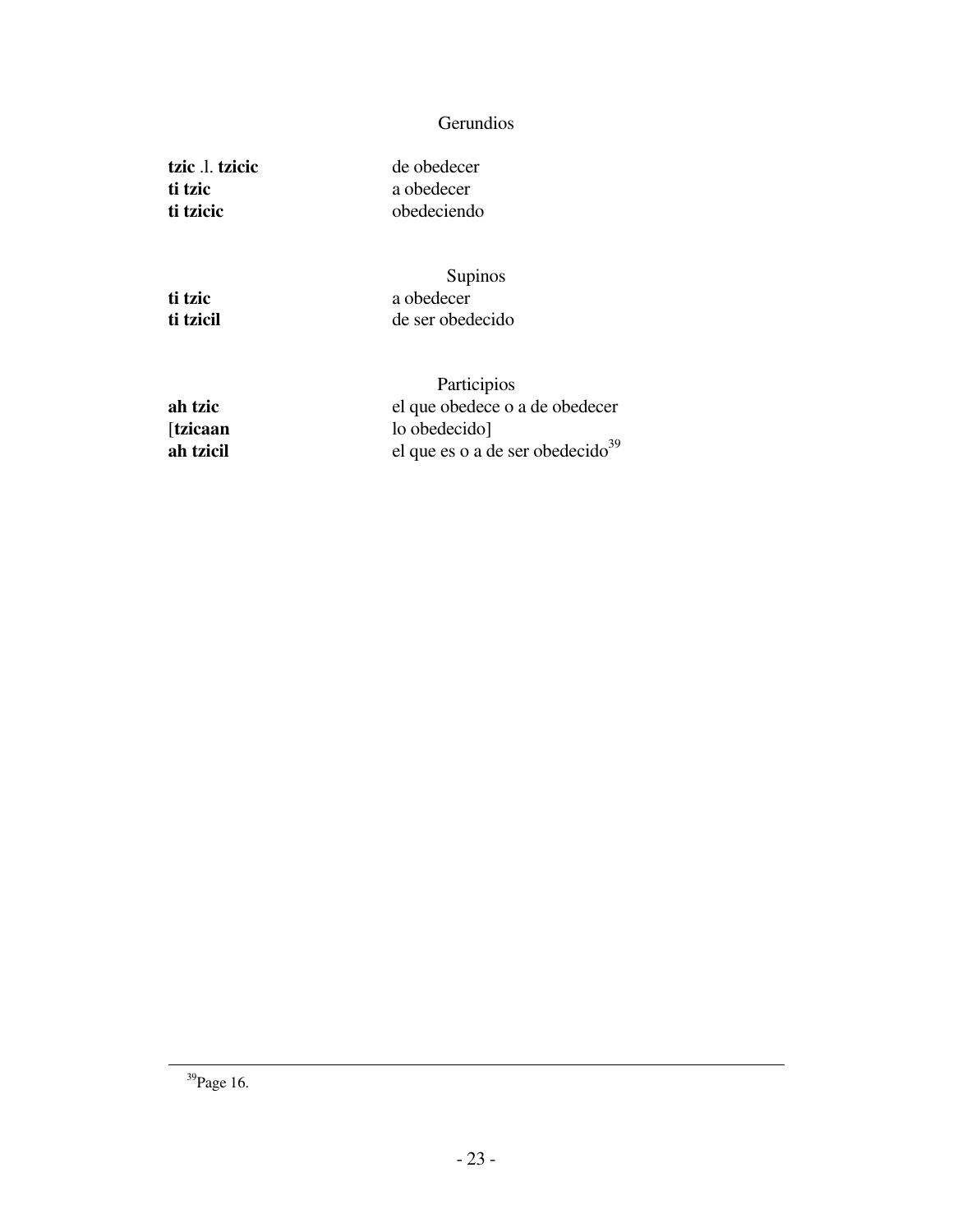Gerundios

| | |
|---|---|
| **tzic** .l. **tzicic** | de obedecer |
| **ti tzic** | a obedecer |
| **ti tzicic** | obedeciendo |

Supinos

| | |
|---|---|
| **ti tzic** | a obedecer |
| **ti tzicil** | de ser obedecido |

Participios

| | |
|---|---|
| **ah tzic** | el que obedece o a de obedecer |
| [**tzicaan** | lo obedecido] |
| **ah tzicil** | el que es o a de ser obedecido[39] |

[39]Page 16.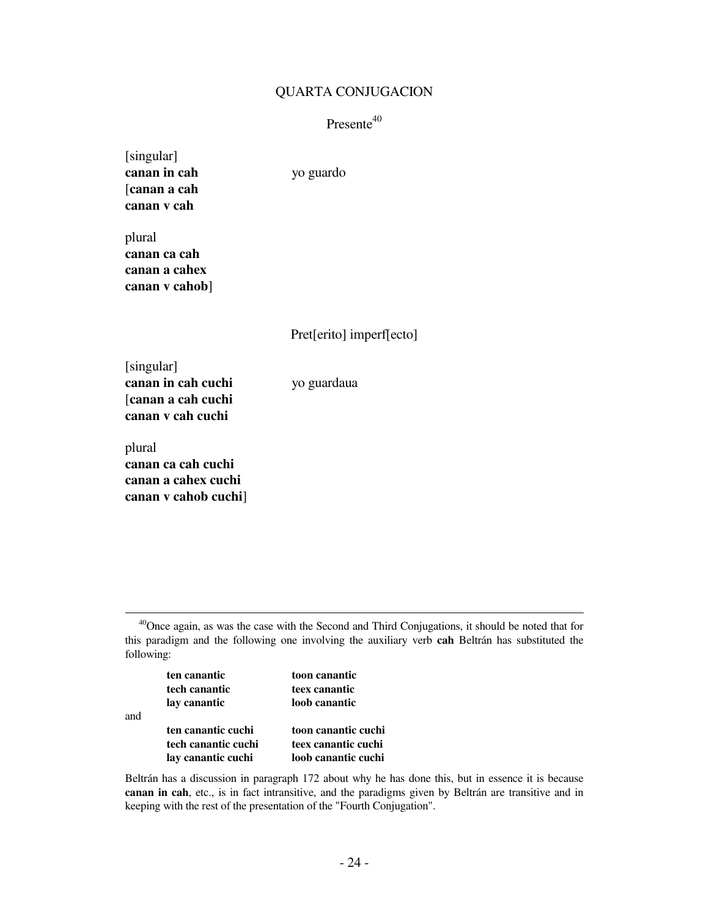## QUARTA CONJUGACION

### Presente[40]

[singular]
**canan in cah** yo guardo
[**canan a cah**
**canan v cah**

plural
**canan ca cah**
**canan a cahex**
**canan v cahob**]

### Pret[erito] imperf[ecto]

[singular]
**canan in cah cuchi** yo guardaua
[**canan a cah cuchi**
**canan v cah cuchi**

plural
**canan ca cah cuchi**
**canan a cahex cuchi**
**canan v cahob cuchi**]

---

[40]Once again, as was the case with the Second and Third Conjugations, it should be noted that for this paradigm and the following one involving the auxiliary verb **cah** Beltrán has substituted the following:

| | |
|---|---|
| **ten canantic** | **toon canantic** |
| **tech canantic** | **teex canantic** |
| **lay canantic** | **loob canantic** |

and

| | |
|---|---|
| **ten canantic cuchi** | **toon canantic cuchi** |
| **tech canantic cuchi** | **teex canantic cuchi** |
| **lay canantic cuchi** | **loob canantic cuchi** |

Beltrán has a discussion in paragraph 172 about why he has done this, but in essence it is because **canan in cah**, etc., is in fact intransitive, and the paradigms given by Beltrán are transitive and in keeping with the rest of the presentation of the "Fourth Conjugation".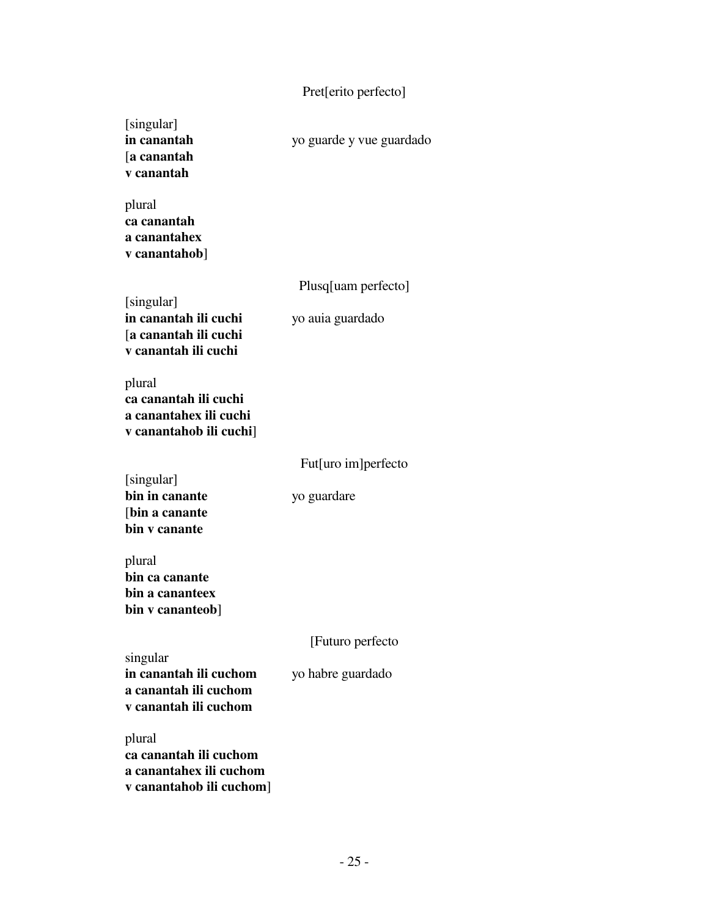Pret[erito perfecto]

[singular]
**in canantah** yo guarde y vue guardado
[**a canantah**
**v canantah**

plural
**ca canantah**
**a canantahex**
**v canantahob**]

Plusq[uam perfecto]

[singular]
**in canantah ili cuchi** yo auia guardado
[**a canantah ili cuchi**
**v canantah ili cuchi**

plural
**ca canantah ili cuchi**
**a canantahex ili cuchi**
**v canantahob ili cuchi**]

Fut[uro im]perfecto

[singular]
**bin in canante** yo guardare
[**bin a canante**
**bin v canante**

plural
**bin ca canante**
**bin a cananteex**
**bin v cananteob**]

[Futuro perfecto

singular
**in canantah ili cuchom** yo habre guardado
**a canantah ili cuchom**
**v canantah ili cuchom**

plural
**ca canantah ili cuchom**
**a canantahex ili cuchom**
**v canantahob ili cuchom**]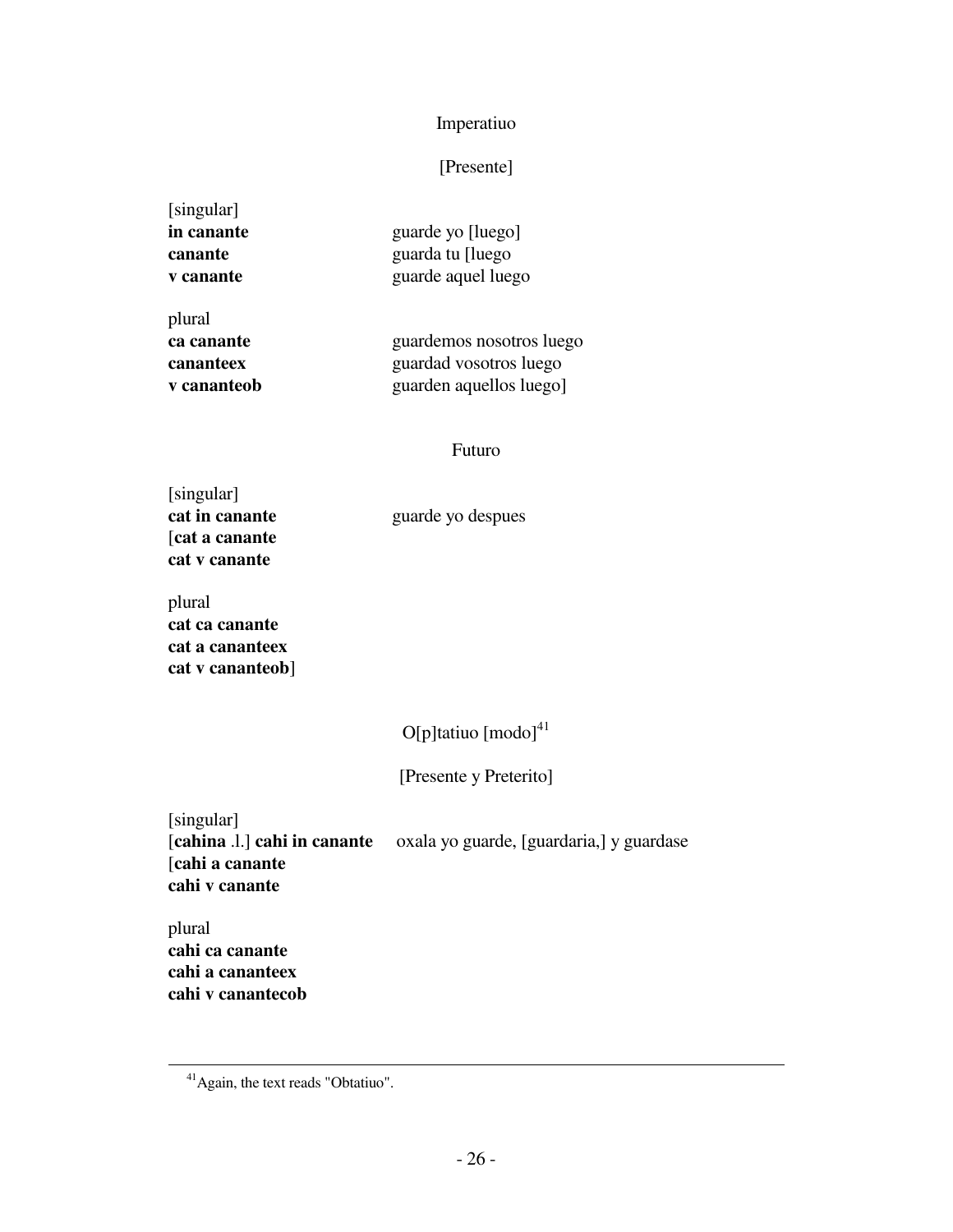Imperatiuo

[Presente]

| | |
|---|---|
| [singular] | |
| **in canante** | guarde yo [luego] |
| **canante** | guarda tu [luego |
| **v canante** | guarde aquel luego |
| plural | |
| **ca canante** | guardemos nosotros luego |
| **cananteex** | guardad vosotros luego |
| **v cananteob** | guarden aquellos luego] |

Futuro

| | |
|---|---|
| [singular] | |
| **cat in canante** | guarde yo despues |
| [**cat a canante** | |
| **cat v canante** | |
| plural | |
| **cat ca canante** | |
| **cat a cananteex** | |
| **cat v cananteob**] | |

O[p]tatiuo [modo][41]

[Presente y Preterito]

| | |
|---|---|
| [singular] | |
| [**cahina** .l.] **cahi in canante** | oxala yo guarde, [guardaria,] y guardase |
| [**cahi a canante** | |
| **cahi v canante** | |
| plural | |
| **cahi ca canante** | |
| **cahi a cananteex** | |
| **cahi v canantecob** | |

[41] Again, the text reads "Obtatiuo".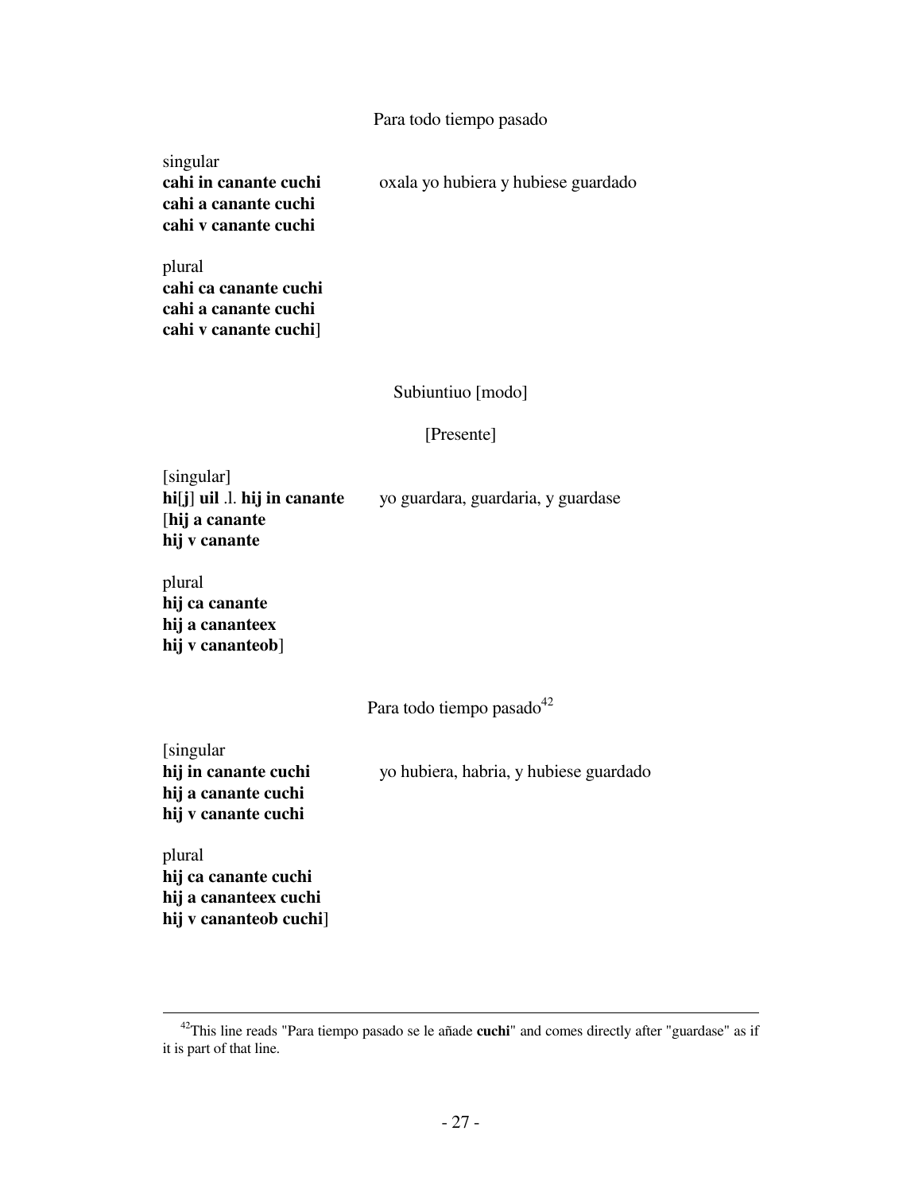Para todo tiempo pasado

singular
**cahi in canante cuchi** oxala yo hubiera y hubiese guardado
**cahi a canante cuchi**
**cahi v canante cuchi**

plural
**cahi ca canante cuchi**
**cahi a canante cuchi**
**cahi v canante cuchi**]

Subiuntiuo [modo]

[Presente]

[singular]
**hi**[**j**] **uil** .l. **hij in canante** yo guardara, guardaria, y guardase
[**hij a canante**
**hij v canante**

plural
**hij ca canante**
**hij a cananteex**
**hij v cananteob**]

Para todo tiempo pasado[42]

[singular
**hij in canante cuchi** yo hubiera, habria, y hubiese guardado
**hij a canante cuchi**
**hij v canante cuchi**

plural
**hij ca canante cuchi**
**hij a cananteex cuchi**
**hij v cananteob cuchi**]

---

[42]This line reads "Para tiempo pasado se le añade **cuchi**" and comes directly after "guardase" as if it is part of that line.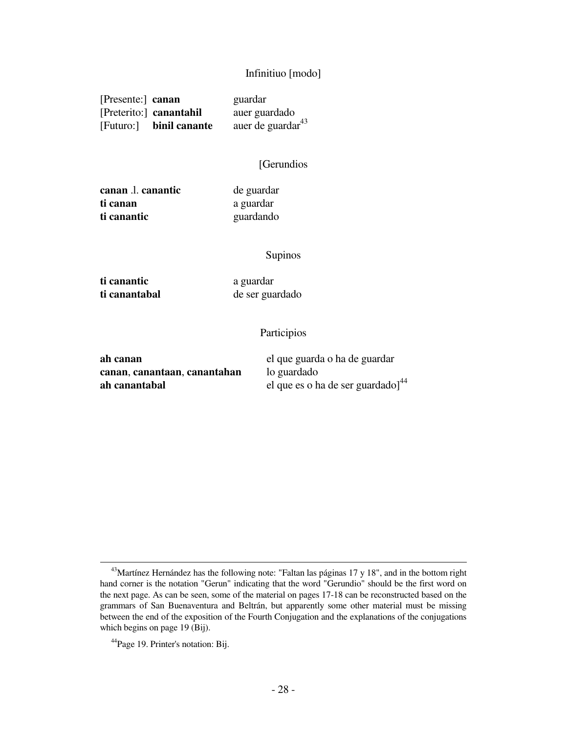Infinitiuo [modo]

| | |
|---|---|
| [Presente:] **canan** | guardar |
| [Preterito:] **canantahil** | auer guardado |
| [Futuro:] **binil canante** | auer de guardar[43] |

[Gerundios

| | |
|---|---|
| **canan** .l. **canantic** | de guardar |
| **ti canan** | a guardar |
| **ti canantic** | guardando |

Supinos

| | |
|---|---|
| **ti canantic** | a guardar |
| **ti canantabal** | de ser guardado |

Participios

| | |
|---|---|
| **ah canan** | el que guarda o ha de guardar |
| **canan**, **canantaan**, **canantahan** | lo guardado |
| **ah canantabal** | el que es o ha de ser guardado][44] |

---

[43]Martínez Hernández has the following note: "Faltan las páginas 17 y 18", and in the bottom right hand corner is the notation "Gerun" indicating that the word "Gerundio" should be the first word on the next page. As can be seen, some of the material on pages 17-18 can be reconstructed based on the grammars of San Buenaventura and Beltrán, but apparently some other material must be missing between the end of the exposition of the Fourth Conjugation and the explanations of the conjugations which begins on page 19 (Bij).

[44]Page 19. Printer's notation: Bij.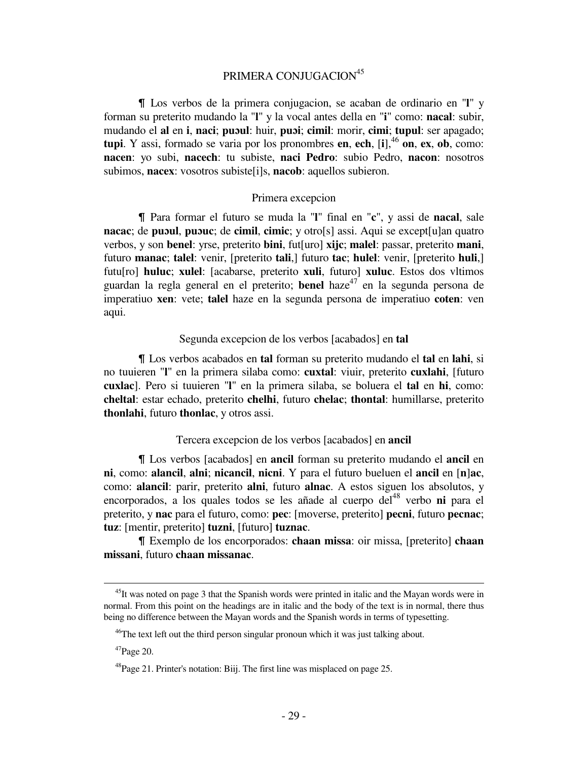## PRIMERA CONJUGACION[45]

¶ Los verbos de la primera conjugacion, se acaban de ordinario en "**l**" y forman su preterito mudando la "**l**" y la vocal antes della en "**i**" como: **nacal**: subir, mudando el **al** en **i**, **naci**; **puɔul**: huir, **puɔi**; **cimil**: morir, **cimi**; **tupul**: ser apagado; **tupi**. Y assi, formado se varia por los pronombres **en**, **ech**, [**i**],[46] **on**, **ex**, **ob**, como: **nacen**: yo subi, **nacech**: tu subiste, **naci Pedro**: subio Pedro, **nacon**: nosotros subimos, **nacex**: vosotros subiste[i]s, **nacob**: aquellos subieron.

### Primera excepcion

¶ Para formar el futuro se muda la "**l**" final en "**c**", y assi de **nacal**, sale **nacac**; de **puɔul**, **puɔuc**; de **cimil**, **cimic**; y otro[s] assi. Aqui se except[u]an quatro verbos, y son **benel**: yrse, preterito **bini**, fut[uro] **xijc**; **malel**: passar, preterito **mani**, futuro **manac**; **talel**: venir, [preterito **tali**,] futuro **tac**; **hulel**: venir, [preterito **huli**,] futu[ro] **huluc**; **xulel**: [acabarse, preterito **xuli**, futuro] **xuluc**. Estos dos vltimos guardan la regla general en el preterito; **benel** haze[47] en la segunda persona de imperatiuo **xen**: vete; **talel** haze en la segunda persona de imperatiuo **coten**: ven aqui.

### Segunda excepcion de los verbos [acabados] en **tal**

¶ Los verbos acabados en **tal** forman su preterito mudando el **tal** en **lahi**, si no tuuieren "**l**" en la primera silaba como: **cuxtal**: viuir, preterito **cuxlahi**, [futuro **cuxlac**]. Pero si tuuieren "**l**" en la primera silaba, se boluera el **tal** en **hi**, como: **cheltal**: estar echado, preterito **chelhi**, futuro **chelac**; **thontal**: humillarse, preterito **thonlahi**, futuro **thonlac**, y otros assi.

### Tercera excepcion de los verbos [acabados] en **ancil**

¶ Los verbos [acabados] en **ancil** forman su preterito mudando el **ancil** en **ni**, como: **alancil**, **alni**; **nicancil**, **nicni**. Y para el futuro bueluen el **ancil** en [**n**]**ac**, como: **alancil**: parir, preterito **alni**, futuro **alnac**. A estos siguen los absolutos, y encorporados, a los quales todos se les añade al cuerpo del[48] verbo **ni** para el preterito, y **nac** para el futuro, como: **pec**: [moverse, preterito] **pecni**, futuro **pecnac**; **tuz**: [mentir, preterito] **tuzni**, [futuro] **tuznac**.

¶ Exemplo de los encorporados: **chaan missa**: oir missa, [preterito] **chaan missani**, futuro **chaan missanac**.

---

[45] It was noted on page 3 that the Spanish words were printed in italic and the Mayan words were in normal. From this point on the headings are in italic and the body of the text is in normal, there thus being no difference between the Mayan words and the Spanish words in terms of typesetting.

[46] The text left out the third person singular pronoun which it was just talking about.

[47] Page 20.

[48] Page 21. Printer's notation: Biij. The first line was misplaced on page 25.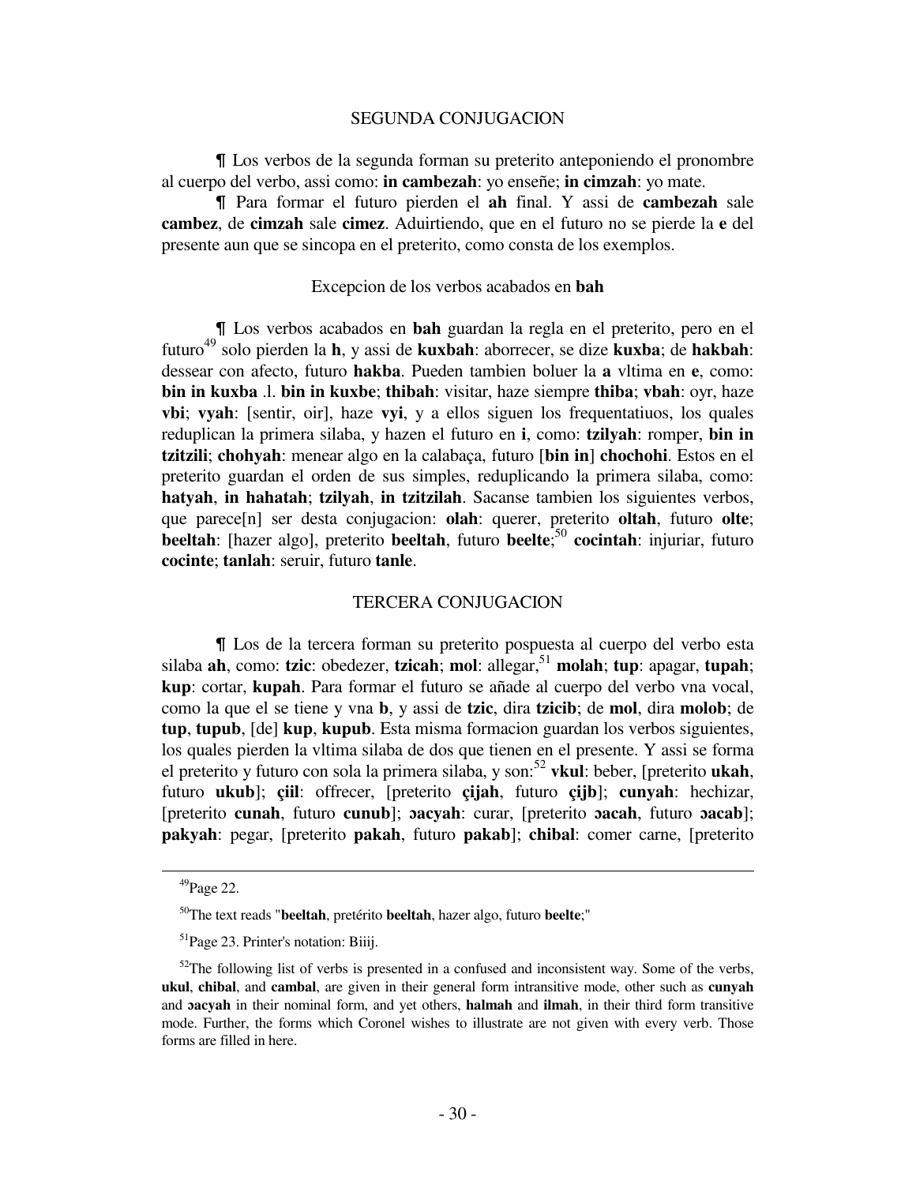## SEGUNDA CONJUGACION

¶ Los verbos de la segunda forman su preterito anteponiendo el pronombre al cuerpo del verbo, assi como: **in cambezah**: yo enseñe; **in cimzah**: yo mate.

¶ Para formar el futuro pierden el **ah** final. Y assi de **cambezah** sale **cambez**, de **cimzah** sale **cimez**. Aduirtiendo, que en el futuro no se pierde la **e** del presente aun que se sincopa en el preterito, como consta de los exemplos.

### Excepcion de los verbos acabados en **bah**

¶ Los verbos acabados en **bah** guardan la regla en el preterito, pero en el futuro[49] solo pierden la **h**, y assi de **kuxbah**: aborrecer, se dize **kuxba**; de **hakbah**: dessear con afecto, futuro **hakba**. Pueden tambien boluer la **a** vltima en **e**, como: **bin in kuxba** .l. **bin in kuxbe**; **thibah**: visitar, haze siempre **thiba**; **vbah**: oyr, haze **vbi**; **vyah**: [sentir, oir], haze **vyi**, y a ellos siguen los frequentatiuos, los quales reduplican la primera silaba, y hazen el futuro en **i**, como: **tzilyah**: romper, **bin in tzitzili**; **chohyah**: menear algo en la calabaça, futuro [**bin in**] **chochohi**. Estos en el preterito guardan el orden de sus simples, reduplicando la primera silaba, como: **hatyah**, **in hahatah**; **tzilyah**, **in tzitzilah**. Sacanse tambien los siguientes verbos, que parece[n] ser desta conjugacion: **olah**: querer, preterito **oltah**, futuro **olte**; **beeltah**: [hazer algo], preterito **beeltah**, futuro **beelte**;[50] **cocintah**: injuriar, futuro **cocinte**; **tanlah**: seruir, futuro **tanle**.

## TERCERA CONJUGACION

¶ Los de la tercera forman su preterito pospuesta al cuerpo del verbo esta silaba **ah**, como: **tzic**: obedezer, **tzicah**; **mol**: allegar,[51] **molah**; **tup**: apagar, **tupah**; **kup**: cortar, **kupah**. Para formar el futuro se añade al cuerpo del verbo vna vocal, como la que el se tiene y vna **b**, y assi de **tzic**, dira **tzicib**; de **mol**, dira **molob**; de **tup**, **tupub**, [de] **kup**, **kupub**. Esta misma formacion guardan los verbos siguientes, los quales pierden la vltima silaba de dos que tienen en el presente. Y assi se forma el preterito y futuro con sola la primera silaba, y son:[52] **vkul**: beber, [preterito **ukah**, futuro **ukub**]; **çiil**: offrecer, [preterito **çijah**, futuro **çijb**]; **cunyah**: hechizar, [preterito **cunah**, futuro **cunub**]; **ɔacyah**: curar, [preterito **ɔacah**, futuro **ɔacab**]; **pakyah**: pegar, [preterito **pakah**, futuro **pakab**]; **chibal**: comer carne, [preterito

---

[49] Page 22.

[50] The text reads "**beeltah**, pretérito **beeltah**, hazer algo, futuro **beelte**;"

[51] Page 23. Printer's notation: Biiij.

[52] The following list of verbs is presented in a confused and inconsistent way. Some of the verbs, **ukul**, **chibal**, and **cambal**, are given in their general form intransitive mode, other such as **cunyah** and **ɔacyah** in their nominal form, and yet others, **halmah** and **ilmah**, in their third form transitive mode. Further, the forms which Coronel wishes to illustrate are not given with every verb. Those forms are filled in here.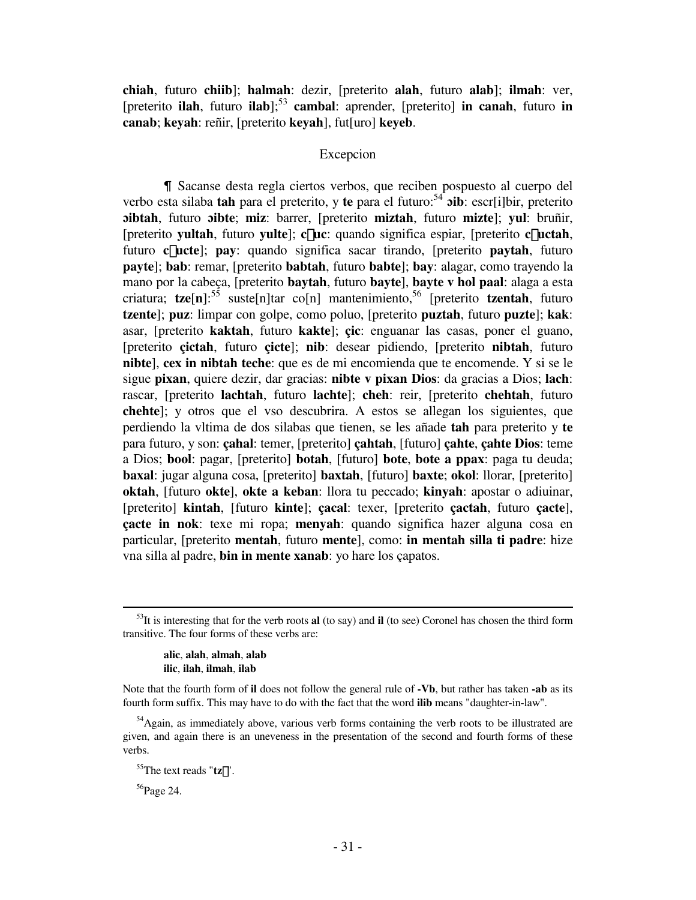**chiah**, futuro **chiib**]; **halmah**: dezir, [preterito **alah**, futuro **alab**]; **ilmah**: ver, [preterito **ilah**, futuro **ilab**];[53] **cambal**: aprender, [preterito] **in canah**, futuro **in canab**; **keyah**: reñir, [preterito **keyah**], fut[uro] **keyeb**.

## Excepcion

¶ Sacanse desta regla ciertos verbos, que reciben pospuesto al cuerpo del verbo esta silaba **tah** para el preterito, y **te** para el futuro:[54] **ɔib**: escr[i]bir, preterito **ɔibtah**, futuro **ɔibte**; **miz**: barrer, [preterito **miztah**, futuro **mizte**]; **yul**: bruñir, [preterito **yultah**, futuro **yulte**]; **c uc**: quando significa espiar, [preterito **c uctah**, futuro **c ucte**]; **pay**: quando significa sacar tirando, [preterito **paytah**, futuro **payte**]; **bab**: remar, [preterito **babtah**, futuro **babte**]; **bay**: alagar, como trayendo la mano por la cabeça, [preterito **baytah**, futuro **bayte**], **bayte v hol paal**: alaga a esta criatura; **tze**[**n**]:[55] suste[n]tar co[n] mantenimiento,[56] [preterito **tzentah**, futuro **tzente**]; **puz**: limpar con golpe, como poluo, [preterito **puztah**, futuro **puzte**]; **kak**: asar, [preterito **kaktah**, futuro **kakte**]; **çic**: enguanar las casas, poner el guano, [preterito **çictah**, futuro **çicte**]; **nib**: desear pidiendo, [preterito **nibtah**, futuro **nibte**], **cex in nibtah teche**: que es de mi encomienda que te encomende. Y si se le sigue **pixan**, quiere dezir, dar gracias: **nibte v pixan Dios**: da gracias a Dios; **lach**: rascar, [preterito **lachtah**, futuro **lachte**]; **cheh**: reir, [preterito **chehtah**, futuro **chehte**]; y otros que el vso descubrira. A estos se allegan los siguientes, que perdiendo la vltima de dos silabas que tienen, se les añade **tah** para preterito y **te** para futuro, y son: **çahal**: temer, [preterito] **çahtah**, [futuro] **çahte**, **çahte Dios**: teme a Dios; **bool**: pagar, [preterito] **botah**, [futuro] **bote**, **bote a ppax**: paga tu deuda; **baxal**: jugar alguna cosa, [preterito] **baxtah**, [futuro] **baxte**; **okol**: llorar, [preterito] **oktah**, [futuro **okte**], **okte a keban**: llora tu peccado; **kinyah**: apostar o adiuinar, [preterito] **kintah**, [futuro **kinte**]; **çacal**: texer, [preterito **çactah**, futuro **çacte**], **çacte in nok**: texe mi ropa; **menyah**: quando significa hazer alguna cosa en particular, [preterito **mentah**, futuro **mente**], como: **in mentah silla ti padre**: hize vna silla al padre, **bin in mente xanab**: yo hare los çapatos.

---

[53] It is interesting that for the verb roots **al** (to say) and **il** (to see) Coronel has chosen the third form transitive. The four forms of these verbs are:

> **alic**, **alah**, **almah**, **alab**
> **ilic**, **ilah**, **ilmah**, **ilab**

Note that the fourth form of **il** does not follow the general rule of **-Vb**, but rather has taken **-ab** as its fourth form suffix. This may have to do with the fact that the word **ilib** means "daughter-in-law".

[54] Again, as immediately above, various verb forms containing the verb roots to be illustrated are given, and again there is an uneveness in the presentation of the second and fourth forms of these verbs.

[55] The text reads "**tz** ".

[56] Page 24.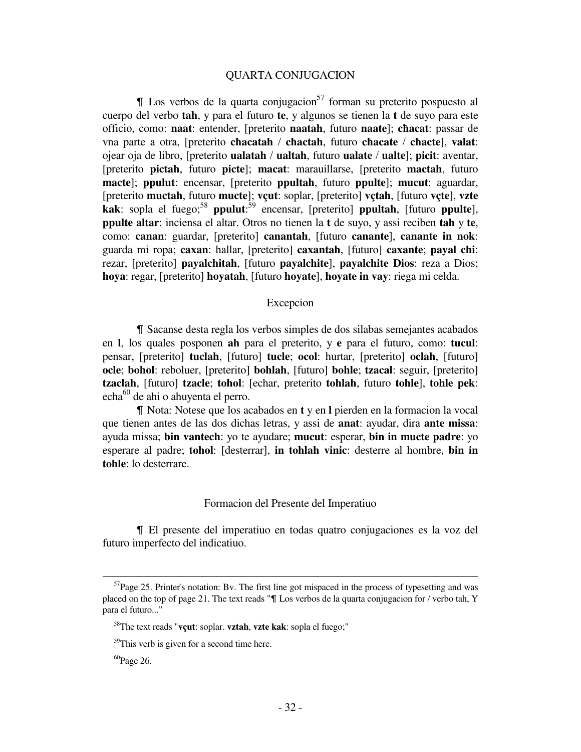## QUARTA CONJUGACION

¶ Los verbos de la quarta conjugacion[57] forman su preterito pospuesto al cuerpo del verbo **tah**, y para el futuro **te**, y algunos se tienen la **t** de suyo para este officio, como: **naat**: entender, [preterito **naatah**, futuro **naate**]; **c̄hacat**: passar de vna parte a otra, [preterito **c̄hacatah** / **c̄hactah**, futuro **c̄hacate** / **c̄hacte**], **valat**: ojear oja de libro, [preterito **ualatah** / **ualtah**, futuro **ualate** / **ualte**]; **picit**: aventar, [preterito **pictah**, futuro **picte**]; **macat**: marauillarse, [preterito **mactah**, futuro **macte**]; **ppulut**: encensar, [preterito **ppultah**, futuro **ppulte**]; **mucut**: aguardar, [preterito **muctah**, futuro **mucte**]; **vçut**: soplar, [preterito] **vçtah**, [futuro **vçte**], **vzte kak**: sopla el fuego;[58] **ppulut**:[59] encensar, [preterito] **ppultah**, [futuro **ppulte**], **ppulte altar**: inciensa el altar. Otros no tienen la **t** de suyo, y assi reciben **tah** y **te**, como: **canan**: guardar, [preterito] **canantah**, [futuro **canante**], **canante in nok**: guarda mi ropa; **caxan**: hallar, [preterito] **caxantah**, [futuro] **caxante**; **payal chi**: rezar, [preterito] **payalchitah**, [futuro **payalchite**], **payalchite Dios**: reza a Dios; **hoya**: regar, [preterito] **hoyatah**, [futuro **hoyate**], **hoyate in vay**: riega mi celda.

### Excepcion

¶ Sacanse desta regla los verbos simples de dos silabas semejantes acabados en **l**, los quales posponen **ah** para el preterito, y **e** para el futuro, como: **tucul**: pensar, [preterito] **tuclah**, [futuro] **tucle**; **ocol**: hurtar, [preterito] **oclah**, [futuro] **ocle**; **bohol**: reboluer, [preterito] **bohlah**, [futuro] **bohle**; **tzacal**: seguir, [preterito] **tzaclah**, [futuro] **tzacle**; **tohol**: [echar, preterito **tohlah**, futuro **tohle**], **tohle pek**: echa[60] de ahi o ahuyenta el perro.

¶ Nota: Notese que los acabados en **t** y en **l** pierden en la formacion la vocal que tienen antes de las dos dichas letras, y assi de **anat**: ayudar, dira **ante missa**: ayuda missa; **bin vantech**: yo te ayudare; **mucut**: esperar, **bin in mucte padre**: yo esperare al padre; **tohol**: [desterrar], **in tohlah vinic**: desterre al hombre, **bin in tohle**: lo desterrare.

### Formacion del Presente del Imperatiuo

¶ El presente del imperatiuo en todas quatro conjugaciones es la voz del futuro imperfecto del indicatiuo.

---

[57] Page 25. Printer's notation: Bv. The first line got mispaced in the process of typesetting and was placed on the top of page 21. The text reads "¶ Los verbos de la quarta conjugacion for / verbo tah, Y para el futuro..."

[58] The text reads "**vçut**: soplar. **vztah**, **vzte kak**: sopla el fuego;"

[59] This verb is given for a second time here.

[60] Page 26.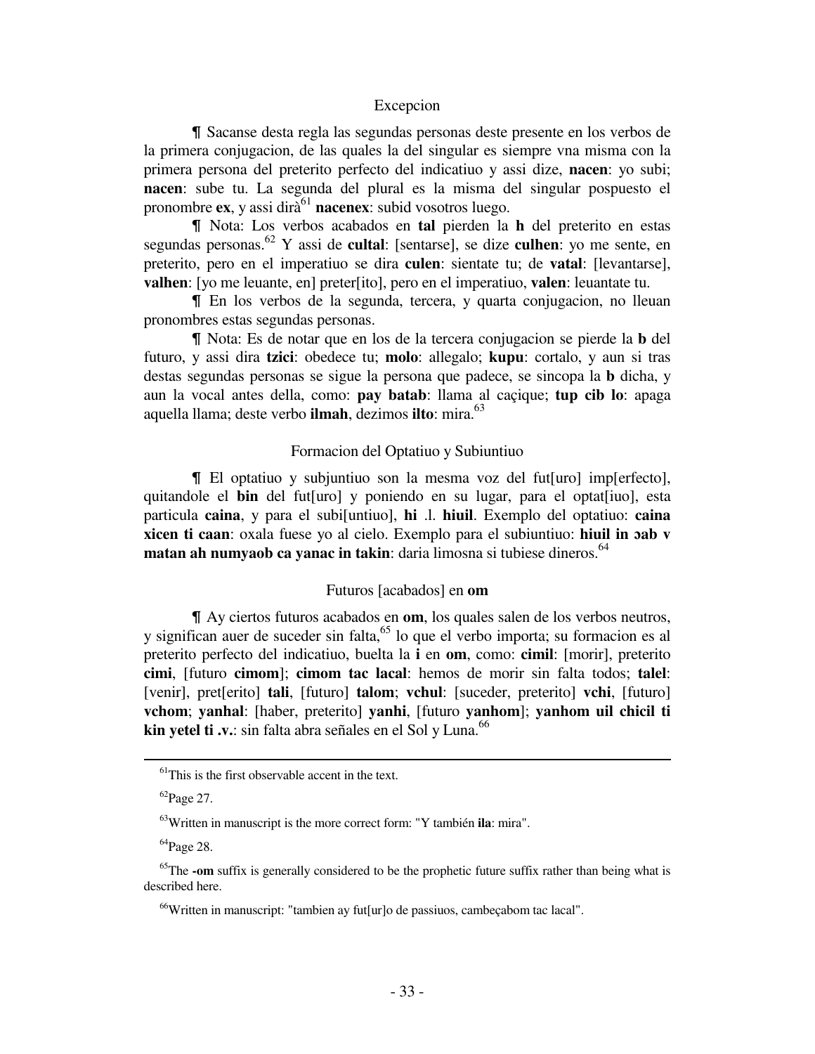### Excepcion

¶ Sacanse desta regla las segundas personas deste presente en los verbos de la primera conjugacion, de las quales la del singular es siempre vna misma con la primera persona del preterito perfecto del indicatiuo y assi dize, **nacen**: yo subi; **nacen**: sube tu. La segunda del plural es la misma del singular pospuesto el pronombre **ex**, y assi dirà[61] **nacenex**: subid vosotros luego.

¶ Nota: Los verbos acabados en **tal** pierden la **h** del preterito en estas segundas personas.[62] Y assi de **cultal**: [sentarse], se dize **culhen**: yo me sente, en preterito, pero en el imperatiuo se dira **culen**: sientate tu; de **vatal**: [levantarse], **valhen**: [yo me leuante, en] preter[ito], pero en el imperatiuo, **valen**: leuantate tu.

¶ En los verbos de la segunda, tercera, y quarta conjugacion, no lleuan pronombres estas segundas personas.

¶ Nota: Es de notar que en los de la tercera conjugacion se pierde la **b** del futuro, y assi dira **tzici**: obedece tu; **molo**: allegalo; **kupu**: cortalo, y aun si tras destas segundas personas se sigue la persona que padece, se sincopa la **b** dicha, y aun la vocal antes della, como: **pay batab**: llama al caçique; **tup cib lo**: apaga aquella llama; deste verbo **ilmah**, dezimos **ilto**: mira.[63]

### Formacion del Optatiuo y Subiuntiuo

¶ El optatiuo y subjuntiuo son la mesma voz del fut[uro] imp[erfecto], quitandole el **bin** del fut[uro] y poniendo en su lugar, para el optat[iuo], esta particula **caina**, y para el subi[untiuo], **hi** .l. **hiuil**. Exemplo del optatiuo: **caina xicen ti caan**: oxala fuese yo al cielo. Exemplo para el subiuntiuo: **hiuil in ɔab v matan ah numyaob ca yanac in takin**: daria limosna si tubiese dineros.[64]

### Futuros [acabados] en **om**

¶ Ay ciertos futuros acabados en **om**, los quales salen de los verbos neutros, y significan auer de suceder sin falta,[65] lo que el verbo importa; su formacion es al preterito perfecto del indicatiuo, buelta la **i** en **om**, como: **cimil**: [morir], preterito **cimi**, [futuro **cimom**]; **cimom tac lacal**: hemos de morir sin falta todos; **talel**: [venir], pret[erito] **tali**, [futuro] **talom**; **vchul**: [suceder, preterito] **vchi**, [futuro] **vchom**; **yanhal**: [haber, preterito] **yanhi**, [futuro **yanhom**]; **yanhom uil chicil ti kin yetel ti .v.**: sin falta abra señales en el Sol y Luna.[66]

---

[61] This is the first observable accent in the text.

[62] Page 27.

[63] Written in manuscript is the more correct form: "Y también **ila**: mira".

[64] Page 28.

[65] The **-om** suffix is generally considered to be the prophetic future suffix rather than being what is described here.

[66] Written in manuscript: "tambien ay fut[ur]o de passiuos, cambeçabom tac lacal".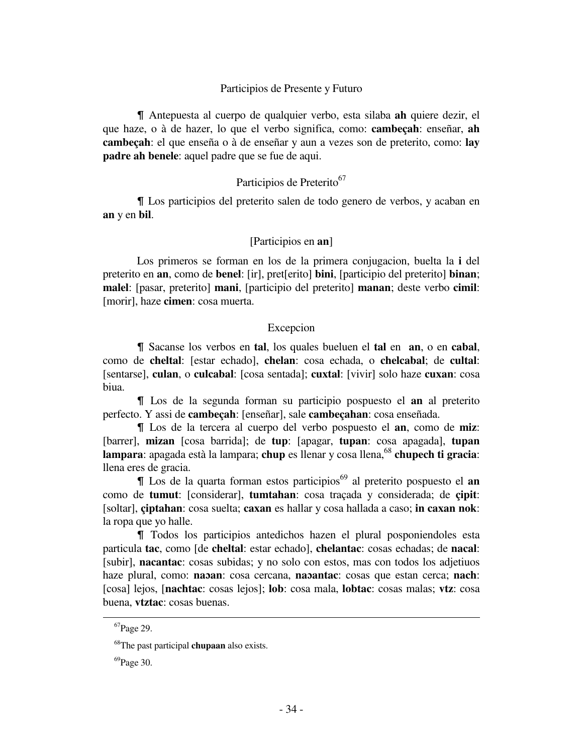## Participios de Presente y Futuro

¶ Antepuesta al cuerpo de qualquier verbo, esta silaba **ah** quiere dezir, el que haze, o à de hazer, lo que el verbo significa, como: **cambeçah**: enseñar, **ah cambeçah**: el que enseña o à de enseñar y aun a vezes son de preterito, como: **lay padre ah benele**: aquel padre que se fue de aqui.

## Participios de Preterito[67]

¶ Los participios del preterito salen de todo genero de verbos, y acaban en **an** y en **bil**.

### [Participios en **an**]

Los primeros se forman en los de la primera conjugacion, buelta la **i** del preterito en **an**, como de **benel**: [ir], pret[erito] **bini**, [participio del preterito] **binan**; **malel**: [pasar, preterito] **mani**, [participio del preterito] **manan**; deste verbo **cimil**: [morir], haze **cimen**: cosa muerta.

### Excepcion

¶ Sacanse los verbos en **tal**, los quales bueluen el **tal** en **an**, o en **cabal**, como de **cheltal**: [estar echado], **chelan**: cosa echada, o **chelcabal**; de **cultal**: [sentarse], **culan**, o **culcabal**: [cosa sentada]; **cuxtal**: [vivir] solo haze **cuxan**: cosa biua.

¶ Los de la segunda forman su participio pospuesto el **an** al preterito perfecto. Y assi de **cambeçah**: [enseñar], sale **cambeçahan**: cosa enseñada.

¶ Los de la tercera al cuerpo del verbo pospuesto el **an**, como de **miz**: [barrer], **mizan** [cosa barrida]; de **tup**: [apagar, **tupan**: cosa apagada], **tupan lampara**: apagada està la lampara; **chup** es llenar y cosa llena,[68] **chupech ti gracia**: llena eres de gracia.

¶ Los de la quarta forman estos participios[69] al preterito pospuesto el **an** como de **tumut**: [considerar], **tumtahan**: cosa traçada y considerada; de **çipit**: [soltar], **çiptahan**: cosa suelta; **caxan** es hallar y cosa hallada a caso; **in caxan nok**: la ropa que yo halle.

¶ Todos los participios antedichos hazen el plural posponiendoles esta particula **tac**, como [de **cheltal**: estar echado], **chelantac**: cosas echadas; de **nacal**: [subir], **nacantac**: cosas subidas; y no solo con estos, mas con todos los adjetiuos haze plural, como: **naɔan**: cosa cercana, **naɔantac**: cosas que estan cerca; **nach**: [cosa] lejos, [**nachtac**: cosas lejos]; **lob**: cosa mala, **lobtac**: cosas malas; **vtz**: cosa buena, **vtztac**: cosas buenas.

---

[67] Page 29.

[68] The past participal **chupaan** also exists.

[69] Page 30.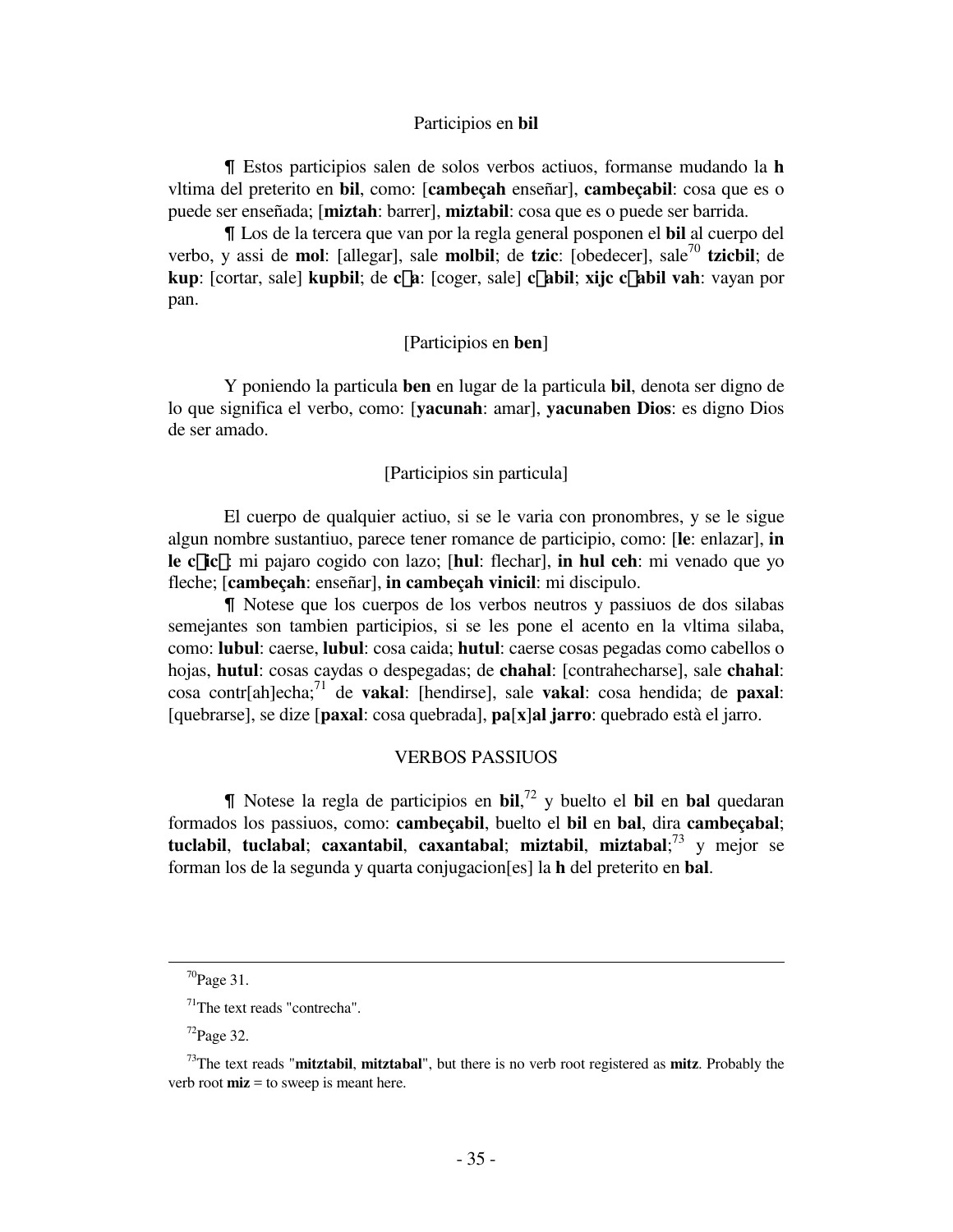## Participios en **bil**

¶ Estos participios salen de solos verbos actiuos, formanse mudando la **h** vltima del preterito en **bil**, como: [**cambeçah** enseñar], **cambeçabil**: cosa que es o puede ser enseñada; [**miztah**: barrer], **miztabil**: cosa que es o puede ser barrida.

¶ Los de la tercera que van por la regla general posponen el **bil** al cuerpo del verbo, y assi de **mol**: [allegar], sale **molbil**; de **tzic**: [obedecer], sale[70] **tzicbil**; de **kup**: [cortar, sale] **kupbil**; de **c�a**: [coger, sale] **c�abil**; **xijc c�abil vah**: vayan por pan.

## [Participios en **ben**]

Y poniendo la particula **ben** en lugar de la particula **bil**, denota ser digno de lo que significa el verbo, como: [**yacunah**: amar], **yacunaben Dios**: es digno Dios de ser amado.

## [Participios sin particula]

El cuerpo de qualquier actiuo, si se le varia con pronombres, y se le sigue algun nombre sustantiuo, parece tener romance de participio, como: [**le**: enlazar], **in le c�ic�**: mi pajaro cogido con lazo; [**hul**: flechar], **in hul ceh**: mi venado que yo fleche; [**cambeçah**: enseñar], **in cambeçah vinicil**: mi discipulo.

¶ Notese que los cuerpos de los verbos neutros y passiuos de dos silabas semejantes son tambien participios, si se les pone el acento en la vltima silaba, como: **lubul**: caerse, **lubul**: cosa caida; **hutul**: caerse cosas pegadas como cabellos o hojas, **hutul**: cosas caydas o despegadas; de **chahal**: [contrahecharse], sale **chahal**: cosa contr[ah]echa;[71] de **vakal**: [hendirse], sale **vakal**: cosa hendida; de **paxal**: [quebrarse], se dize [**paxal**: cosa quebrada], **pa**[**x**]**al jarro**: quebrado està el jarro.

## VERBOS PASSIUOS

¶ Notese la regla de participios en **bil**,[72] y buelto el **bil** en **bal** quedaran formados los passiuos, como: **cambeçabil**, buelto el **bil** en **bal**, dira **cambeçabal**; **tuclabil**, **tuclabal**; **caxantabil**, **caxantabal**; **miztabil**, **miztabal**;[73] y mejor se forman los de la segunda y quarta conjugacion[es] la **h** del preterito en **bal**.

---

[70] Page 31.

[71] The text reads "contrecha".

[72] Page 32.

[73] The text reads "**mitztabil**, **mitztabal**", but there is no verb root registered as **mitz**. Probably the verb root **miz** = to sweep is meant here.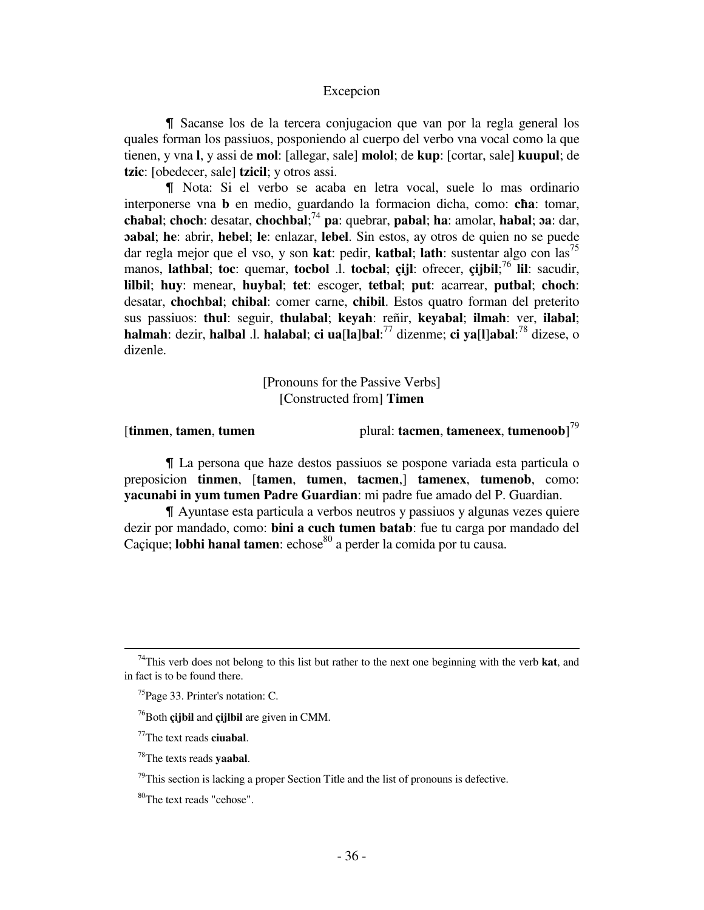## Excepcion

¶ Sacanse los de la tercera conjugacion que van por la regla general los quales forman los passiuos, posponiendo al cuerpo del verbo vna vocal como la que tienen, y vna **l**, y assi de **mol**: [allegar, sale] **molol**; de **kup**: [cortar, sale] **kuupul**; de **tzic**: [obedecer, sale] **tzicil**; y otros assi.

¶ Nota: Si el verbo se acaba en letra vocal, suele lo mas ordinario interponerse vna **b** en medio, guardando la formacion dicha, como: **cħa**: tomar, **cħabal**; **choch**: desatar, **chochbal**;[74] **pa**: quebrar, **pabal**; **ha**: amolar, **habal**; **ɔa**: dar, **ɔabal**; **he**: abrir, **hebel**; **le**: enlazar, **lebel**. Sin estos, ay otros de quien no se puede dar regla mejor que el vso, y son **kat**: pedir, **katbal**; **lath**: sustentar algo con las[75] manos, **lathbal**; **toc**: quemar, **tocbol** .l. **tocbal**; **çijl**: ofrecer, **çijbil**;[76] **lil**: sacudir, **lilbil**; **huy**: menear, **huybal**; **tet**: escoger, **tetbal**; **put**: acarrear, **putbal**; **choch**: desatar, **chochbal**; **chibal**: comer carne, **chibil**. Estos quatro forman del preterito sus passiuos: **thul**: seguir, **thulabal**; **keyah**: reñir, **keyabal**; **ilmah**: ver, **ilabal**; **halmah**: dezir, **halbal** .l. **halabal**; **ci ua**[**la**]**bal**:[77] dizenme; **ci ya**[**l**]**abal**:[78] dizese, o dizenle.

[Pronouns for the Passive Verbs]
[Constructed from] **Timen**

[**tinmen**, **tamen**, **tumen** plural: **tacmen**, **tameneex**, **tumenoob**][79]

¶ La persona que haze destos passiuos se pospone variada esta particula o preposicion **tinmen**, [**tamen**, **tumen**, **tacmen**,] **tamenex**, **tumenob**, como: **yacunabi in yum tumen Padre Guardian**: mi padre fue amado del P. Guardian.

¶ Ayuntase esta particula a verbos neutros y passiuos y algunas vezes quiere dezir por mandado, como: **bini a cuch tumen batab**: fue tu carga por mandado del Caçique; **lobhi hanal tamen**: echose[80] a perder la comida por tu causa.

---

[74] This verb does not belong to this list but rather to the next one beginning with the verb **kat**, and in fact is to be found there.

[75] Page 33. Printer's notation: C.

[76] Both **çijbil** and **çijlbil** are given in CMM.

[77] The text reads **ciuabal**.

[78] The texts reads **yaabal**.

[79] This section is lacking a proper Section Title and the list of pronouns is defective.

[80] The text reads "cehose".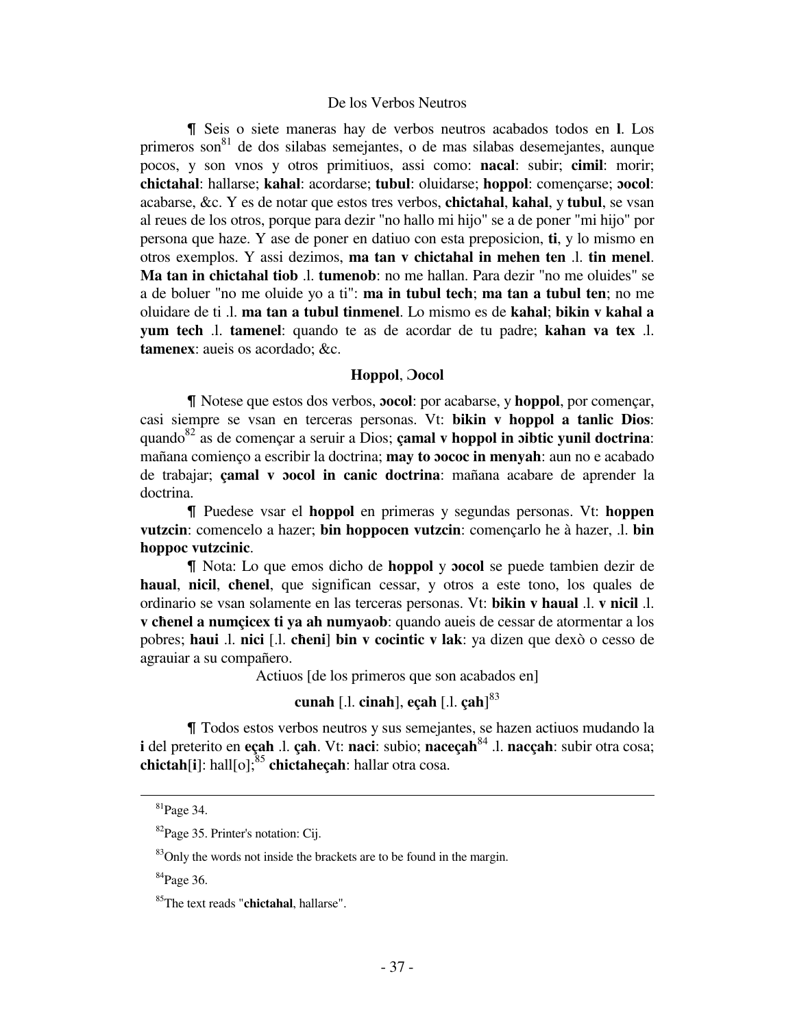De los Verbos Neutros

¶ Seis o siete maneras hay de verbos neutros acabados todos en **l**. Los primeros son[81] de dos silabas semejantes, o de mas silabas desemejantes, aunque pocos, y son vnos y otros primitiuos, assi como: **nacal**: subir; **cimil**: morir; **chictahal**: hallarse; **kahal**: acordarse; **tubul**: oluidarse; **hoppol**: començarse; **ɔocol**: acabarse, &c. Y es de notar que estos tres verbos, **chictahal**, **kahal**, y **tubul**, se vsan al reues de los otros, porque para dezir "no hallo mi hijo" se a de poner "mi hijo" por persona que haze. Y ase de poner en datiuo con esta preposicion, **ti**, y lo mismo en otros exemplos. Y assi dezimos, **ma tan v chictahal in mehen ten** .l. **tin menel**. **Ma tan in chictahal tiob** .l. **tumenob**: no me hallan. Para dezir "no me oluides" se a de boluer "no me oluide yo a ti": **ma in tubul tech**; **ma tan a tubul ten**; no me oluidare de ti .l. **ma tan a tubul tinmenel**. Lo mismo es de **kahal**; **bikin v kahal a yum tech** .l. **tamenel**: quando te as de acordar de tu padre; **kahan va tex** .l. **tamenex**: aueis os acordado; &c.

**Hoppol**, **Ɔocol**

¶ Notese que estos dos verbos, **ɔocol**: por acabarse, y **hoppol**, por començar, casi siempre se vsan en terceras personas. Vt: **bikin v hoppol a tanlic Dios**: quando[82] as de començar a seruir a Dios; **çamal v hoppol in ɔibtic yunil doctrina**: mañana comienço a escribir la doctrina; **may to ɔococ in menyah**: aun no e acabado de trabajar; **çamal v ɔocol in canic doctrina**: mañana acabare de aprender la doctrina.

¶ Puedese vsar el **hoppol** en primeras y segundas personas. Vt: **hoppen vutzcin**: comencelo a hazer; **bin hoppocen vutzcin**: començarlo he à hazer, .l. **bin hoppoc vutzcinic**.

¶ Nota: Lo que emos dicho de **hoppol** y **ɔocol** se puede tambien dezir de **haual**, **nicil**, **c̄henel**, que significan cessar, y otros a este tono, los quales de ordinario se vsan solamente en las terceras personas. Vt: **bikin v haual** .l. **v nicil** .l. **v c̄henel a numçicex ti ya ah numyaob**: quando aueis de cessar de atormentar a los pobres; **haui** .l. **nici** [.l. **c̄heni**] **bin v cocintic v lak**: ya dizen que dexò o cesso de agrauiar a su compañero.

Actiuos [de los primeros que son acabados en]

**cunah** [.l. **cinah**], **eçah** [.l. **çah**][83]

¶ Todos estos verbos neutros y sus semejantes, se hazen actiuos mudando la **i** del preterito en **eçah** .l. **çah**. Vt: **naci**: subio; **naceçah**[84] .l. **nacçah**: subir otra cosa; **chictah**[**i**]: hall[o];[85] **chictaheçah**: hallar otra cosa.

---

[81]Page 34.

[82]Page 35. Printer's notation: Cij.

[83]Only the words not inside the brackets are to be found in the margin.

[84]Page 36.

[85]The text reads "**chictahal**, hallarse".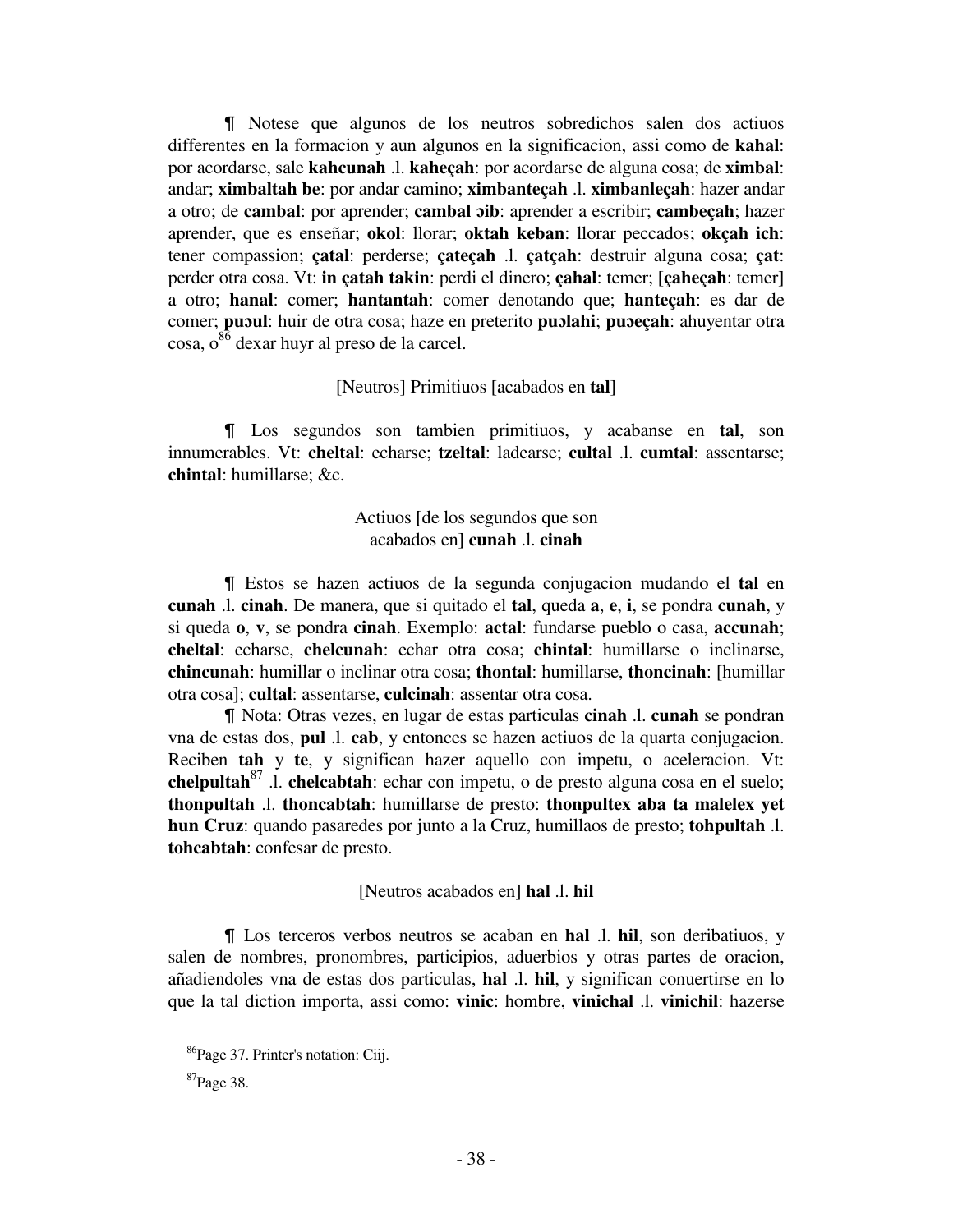¶ Notese que algunos de los neutros sobredichos salen dos actiuos differentes en la formacion y aun algunos en la significacion, assi como de **kahal**: por acordarse, sale **kahcunah** .l. **kaheçah**: por acordarse de alguna cosa; de **ximbal**: andar; **ximbaltah be**: por andar camino; **ximbanteçah** .l. **ximbanleçah**: hazer andar a otro; de **cambal**: por aprender; **cambal ɔib**: aprender a escribir; **cambeçah**; hazer aprender, que es enseñar; **okol**: llorar; **oktah keban**: llorar peccados; **okçah ich**: tener compassion; **çatal**: perderse; **çateçah** .l. **çatçah**: destruir alguna cosa; **çat**: perder otra cosa. Vt: **in çatah takin**: perdi el dinero; **çahal**: temer; [**çaheçah**: temer] a otro; **hanal**: comer; **hantantah**: comer denotando que; **hanteçah**: es dar de comer; **puɔul**: huir de otra cosa; haze en preterito **puɔlahi**; **puɔeçah**: ahuyentar otra cosa, o[86] dexar huyr al preso de la carcel.

[Neutros] Primitiuos [acabados en **tal**]

¶ Los segundos son tambien primitiuos, y acabanse en **tal**, son innumerables. Vt: **cheltal**: echarse; **tzeltal**: ladearse; **cultal** .l. **cumtal**: assentarse; **chintal**: humillarse; &c.

Actiuos [de los segundos que son acabados en] **cunah** .l. **cinah**

¶ Estos se hazen actiuos de la segunda conjugacion mudando el **tal** en **cunah** .l. **cinah**. De manera, que si quitado el **tal**, queda **a**, **e**, **i**, se pondra **cunah**, y si queda **o**, **v**, se pondra **cinah**. Exemplo: **actal**: fundarse pueblo o casa, **accunah**; **cheltal**: echarse, **chelcunah**: echar otra cosa; **chintal**: humillarse o inclinarse, **chincunah**: humillar o inclinar otra cosa; **thontal**: humillarse, **thoncinah**: [humillar otra cosa]; **cultal**: assentarse, **culcinah**: assentar otra cosa.

¶ Nota: Otras vezes, en lugar de estas particulas **cinah** .l. **cunah** se pondran vna de estas dos, **pul** .l. **cab**, y entonces se hazen actiuos de la quarta conjugacion. Reciben **tah** y **te**, y significan hazer aquello con impetu, o aceleracion. Vt: **chelpultah**[87] .l. **chelcabtah**: echar con impetu, o de presto alguna cosa en el suelo; **thonpultah** .l. **thoncabtah**: humillarse de presto: **thonpultex aba ta malelex yet hun Cruz**: quando pasaredes por junto a la Cruz, humillaos de presto; **tohpultah** .l. **tohcabtah**: confesar de presto.

[Neutros acabados en] **hal** .l. **hil**

¶ Los terceros verbos neutros se acaban en **hal** .l. **hil**, son deribatiuos, y salen de nombres, pronombres, participios, aduerbios y otras partes de oracion, añadiendoles vna de estas dos particulas, **hal** .l. **hil**, y significan conuertirse en lo que la tal diction importa, assi como: **vinic**: hombre, **vinichal** .l. **vinichil**: hazerse

[86] Page 37. Printer's notation: Ciij.

[87] Page 38.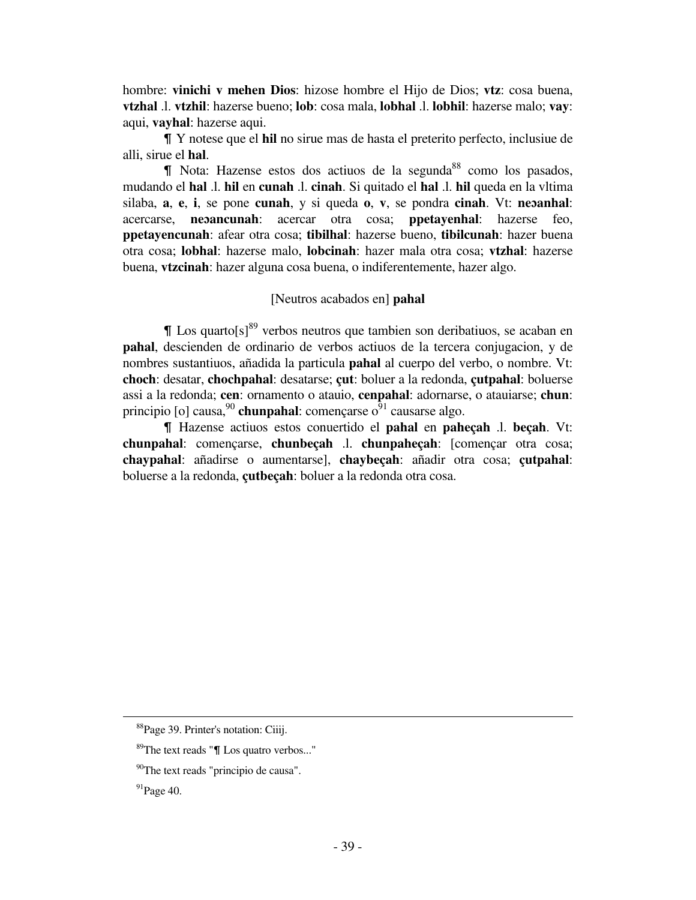hombre: **vinichi v mehen Dios**: hizose hombre el Hijo de Dios; **vtz**: cosa buena, **vtzhal** .l. **vtzhil**: hazerse bueno; **lob**: cosa mala, **lobhal** .l. **lobhil**: hazerse malo; **vay**: aqui, **vayhal**: hazerse aqui.

¶ Y notese que el **hil** no sirue mas de hasta el preterito perfecto, inclusiue de alli, sirue el **hal**.

¶ Nota: Hazense estos dos actiuos de la segunda[88] como los pasados, mudando el **hal** .l. **hil** en **cunah** .l. **cinah**. Si quitado el **hal** .l. **hil** queda en la vltima silaba, **a**, **e**, **i**, se pone **cunah**, y si queda **o**, **v**, se pondra **cinah**. Vt: **neɔanhal**: acercarse, **neɔancunah**: acercar otra cosa; **ppetayenhal**: hazerse feo, **ppetayencunah**: afear otra cosa; **tibilhal**: hazerse bueno, **tibilcunah**: hazer buena otra cosa; **lobhal**: hazerse malo, **lobcinah**: hazer mala otra cosa; **vtzhal**: hazerse buena, **vtzcinah**: hazer alguna cosa buena, o indiferentemente, hazer algo.

[Neutros acabados en] **pahal**

¶ Los quarto[s][89] verbos neutros que tambien son deribatiuos, se acaban en **pahal**, descienden de ordinario de verbos actiuos de la tercera conjugacion, y de nombres sustantiuos, añadida la particula **pahal** al cuerpo del verbo, o nombre. Vt: **choch**: desatar, **chochpahal**: desatarse; **çut**: boluer a la redonda, **çutpahal**: boluerse assi a la redonda; **cen**: ornamento o atauio, **cenpahal**: adornarse, o atauiarse; **chun**: principio [o] causa,[90] **chunpahal**: començarse o[91] causarse algo.

¶ Hazense actiuos estos conuertido el **pahal** en **paheçah** .l. **beçah**. Vt: **chunpahal**: començarse, **chunbeçah** .l. **chunpaheçah**: [començar otra cosa; **chaypahal**: añadirse o aumentarse], **chaybeçah**: añadir otra cosa; **çutpahal**: boluerse a la redonda, **çutbeçah**: boluer a la redonda otra cosa.

---

[88]Page 39. Printer's notation: Ciiij.

[89]The text reads "¶ Los quatro verbos..."

[90]The text reads "principio de causa".

[91]Page 40.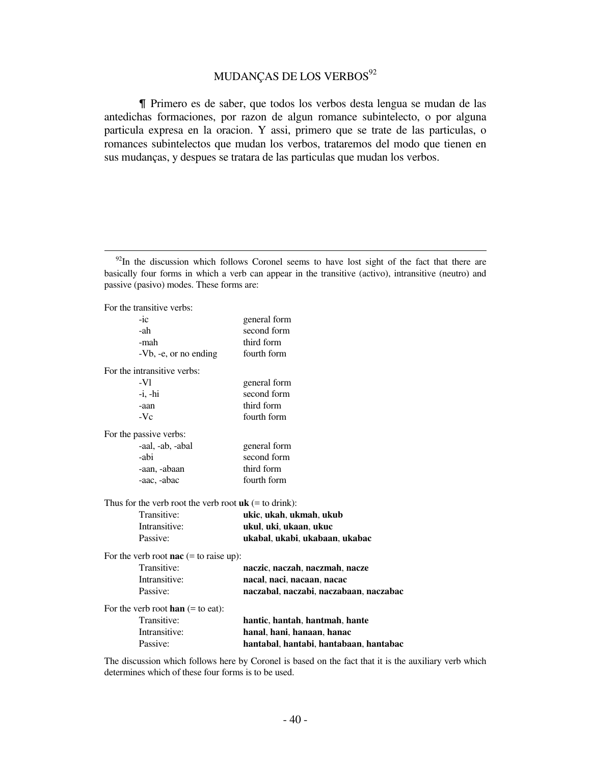## MUDANÇAS DE LOS VERBOS[92]

¶ Primero es de saber, que todos los verbos desta lengua se mudan de las antedichas formaciones, por razon de algun romance subintelecto, o por alguna particula expresa en la oracion. Y assi, primero que se trate de las particulas, o romances subintelectos que mudan los verbos, trataremos del modo que tienen en sus mudanças, y despues se tratara de las particulas que mudan los verbos.

---

[92]In the discussion which follows Coronel seems to have lost sight of the fact that there are basically four forms in which a verb can appear in the transitive (activo), intransitive (neutro) and passive (pasivo) modes. These forms are:

For the transitive verbs:

| | |
|---|---|
| -ic | general form |
| -ah | second form |
| -mah | third form |
| -Vb, -e, or no ending | fourth form |

For the intransitive verbs:

| | |
|---|---|
| -Vl | general form |
| -i, -hi | second form |
| -aan | third form |
| -Vc | fourth form |

For the passive verbs:

| | |
|---|---|
| -aal, -ab, -abal | general form |
| -abi | second form |
| -aan, -abaan | third form |
| -aac, -abac | fourth form |

Thus for the verb root the verb root **uk** (= to drink):

| | |
|---|---|
| Transitive: | **ukic**, **ukah**, **ukmah**, **ukub** |
| Intransitive: | **ukul**, **uki**, **ukaan**, **ukuc** |
| Passive: | **ukabal**, **ukabi**, **ukabaan**, **ukabac** |

For the verb root **nac** (= to raise up):

| | |
|---|---|
| Transitive: | **naczic**, **naczah**, **naczmah**, **nacze** |
| Intransitive: | **nacal**, **naci**, **nacaan**, **nacac** |
| Passive: | **naczabal**, **naczabi**, **naczabaan**, **naczabac** |

For the verb root **han** (= to eat):

| | |
|---|---|
| Transitive: | **hantic**, **hantah**, **hantmah**, **hante** |
| Intransitive: | **hanal**, **hani**, **hanaan**, **hanac** |
| Passive: | **hantabal**, **hantabi**, **hantabaan**, **hantabac** |

The discussion which follows here by Coronel is based on the fact that it is the auxiliary verb which determines which of these four forms is to be used.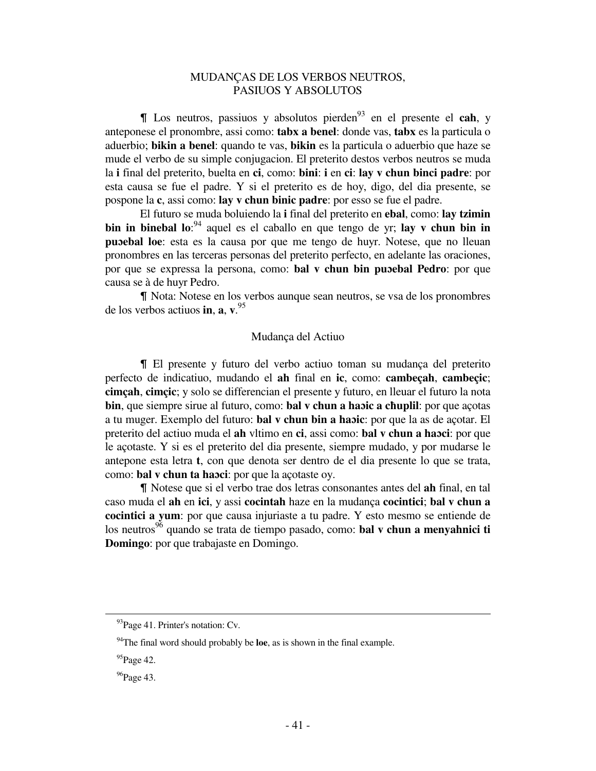MUDANÇAS DE LOS VERBOS NEUTROS, PASIUOS Y ABSOLUTOS

¶ Los neutros, passiuos y absolutos pierden[93] en el presente el **cah**, y anteponese el pronombre, assi como: **tabx a benel**: donde vas, **tabx** es la particula o aduerbio; **bikin a benel**: quando te vas, **bikin** es la particula o aduerbio que haze se mude el verbo de su simple conjugacion. El preterito destos verbos neutros se muda la **i** final del preterito, buelta en **ci**, como: **bini**: **i** en **ci**: **lay v chun binci padre**: por esta causa se fue el padre. Y si el preterito es de hoy, digo, del dia presente, se pospone la **c**, assi como: **lay v chun binic padre**: por esso se fue el padre.

El futuro se muda boluiendo la **i** final del preterito en **ebal**, como: **lay tzimin bin in binebal lo**:[94] aquel es el caballo en que tengo de yr; **lay v chun bin in puɔebal loe**: esta es la causa por que me tengo de huyr. Notese, que no lleuan pronombres en las terceras personas del preterito perfecto, en adelante las oraciones, por que se expressa la persona, como: **bal v chun bin puɔebal Pedro**: por que causa se à de huyr Pedro.

¶ Nota: Notese en los verbos aunque sean neutros, se vsa de los pronombres de los verbos actiuos **in**, **a**, **v**.[95]

Mudança del Actiuo

¶ El presente y futuro del verbo actiuo toman su mudança del preterito perfecto de indicatiuo, mudando el **ah** final en **ic**, como: **cambeçah**, **cambeçic**; **cimçah**, **cimçic**; y solo se differencian el presente y futuro, en lleuar el futuro la nota **bin**, que siempre sirue al futuro, como: **bal v chun a haɔic a ȼhuplil**: por que açotas a tu muger. Exemplo del futuro: **bal v chun bin a haɔic**: por que la as de açotar. El preterito del actiuo muda el **ah** vltimo en **ci**, assi como: **bal v chun a haɔci**: por que le açotaste. Y si es el preterito del dia presente, siempre mudado, y por mudarse le antepone esta letra **t**, con que denota ser dentro de el dia presente lo que se trata, como: **bal v chun ta haɔci**: por que la açotaste oy.

¶ Notese que si el verbo trae dos letras consonantes antes del **ah** final, en tal caso muda el **ah** en **ici**, y assi **cocintah** haze en la mudança **cocintici**; **bal v chun a cocintici a yum**: por que causa injuriaste a tu padre. Y esto mesmo se entiende de los neutros[96] quando se trata de tiempo pasado, como: **bal v chun a menyahnici ti Domingo**: por que trabajaste en Domingo.

---

[93] Page 41. Printer's notation: Cv.

[94] The final word should probably be **loe**, as is shown in the final example.

[95] Page 42.

[96] Page 43.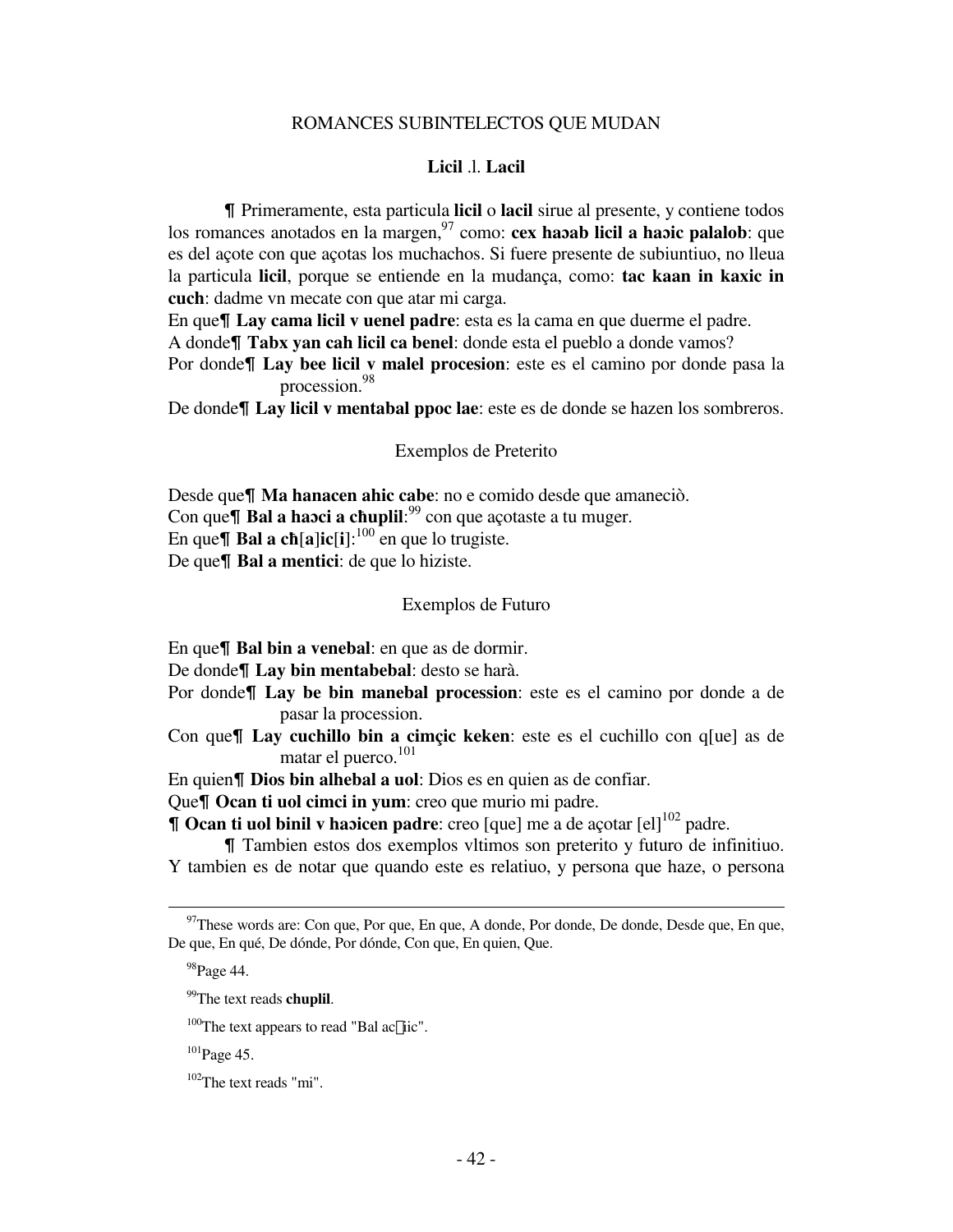ROMANCES SUBINTELECTOS QUE MUDAN

**Licil** .l. **Lacil**

¶ Primeramente, esta particula **licil** o **lacil** sirue al presente, y contiene todos los romances anotados en la margen,[97] como: **cex haɔab licil a haɔic palalob**: que es del açote con que açotas los muchachos. Si fuere presente de subiuntiuo, no lleua la particula **licil**, porque se entiende en la mudança, como: **tac kaan in kaxic in cuch**: dadme vn mecate con que atar mi carga.

En que¶ **Lay cama licil v uenel padre**: esta es la cama en que duerme el padre.

A donde¶ **Tabx yan cah licil ca benel**: donde esta el pueblo a donde vamos?

Por donde¶ **Lay bee licil v malel procesion**: este es el camino por donde pasa la procession.[98]

De donde¶ **Lay licil v mentabal ppoc lae**: este es de donde se hazen los sombreros.

Exemplos de Preterito

Desde que¶ **Ma hanacen ahic cabe**: no e comido desde que amaneciò.

Con que¶ **Bal a haɔci a cħuplil**:[99] con que açotaste a tu muger.

En que¶ **Bal a cħ[a]ic[i]**:[100] en que lo trugiste.

De que¶ **Bal a mentici**: de que lo hiziste.

Exemplos de Futuro

En que¶ **Bal bin a venebal**: en que as de dormir.

De donde¶ **Lay bin mentabebal**: desto se harà.

Por donde¶ **Lay be bin manebal procession**: este es el camino por donde a de pasar la procession.

Con que¶ **Lay cuchillo bin a cimçic keken**: este es el cuchillo con q[ue] as de matar el puerco.[101]

En quien¶ **Dios bin alhebal a uol**: Dios es en quien as de confiar.

Que¶ **Ocan ti uol cimci in yum**: creo que murio mi padre.

¶ **Ocan ti uol binil v haɔicen padre**: creo [que] me a de açotar [el][102] padre.

¶ Tambien estos dos exemplos vltimos son preterito y futuro de infinitiuo. Y tambien es de notar que quando este es relatiuo, y persona que haze, o persona

---

[97]These words are: Con que, Por que, En que, A donde, Por donde, De donde, Desde que, En que, De que, En qué, De dónde, Por dónde, Con que, En quien, Que.

[98]Page 44.

[99]The text reads **chuplil**.

[100]The text appears to read "Bal ac□iic".

[101]Page 45.

[102]The text reads "mi".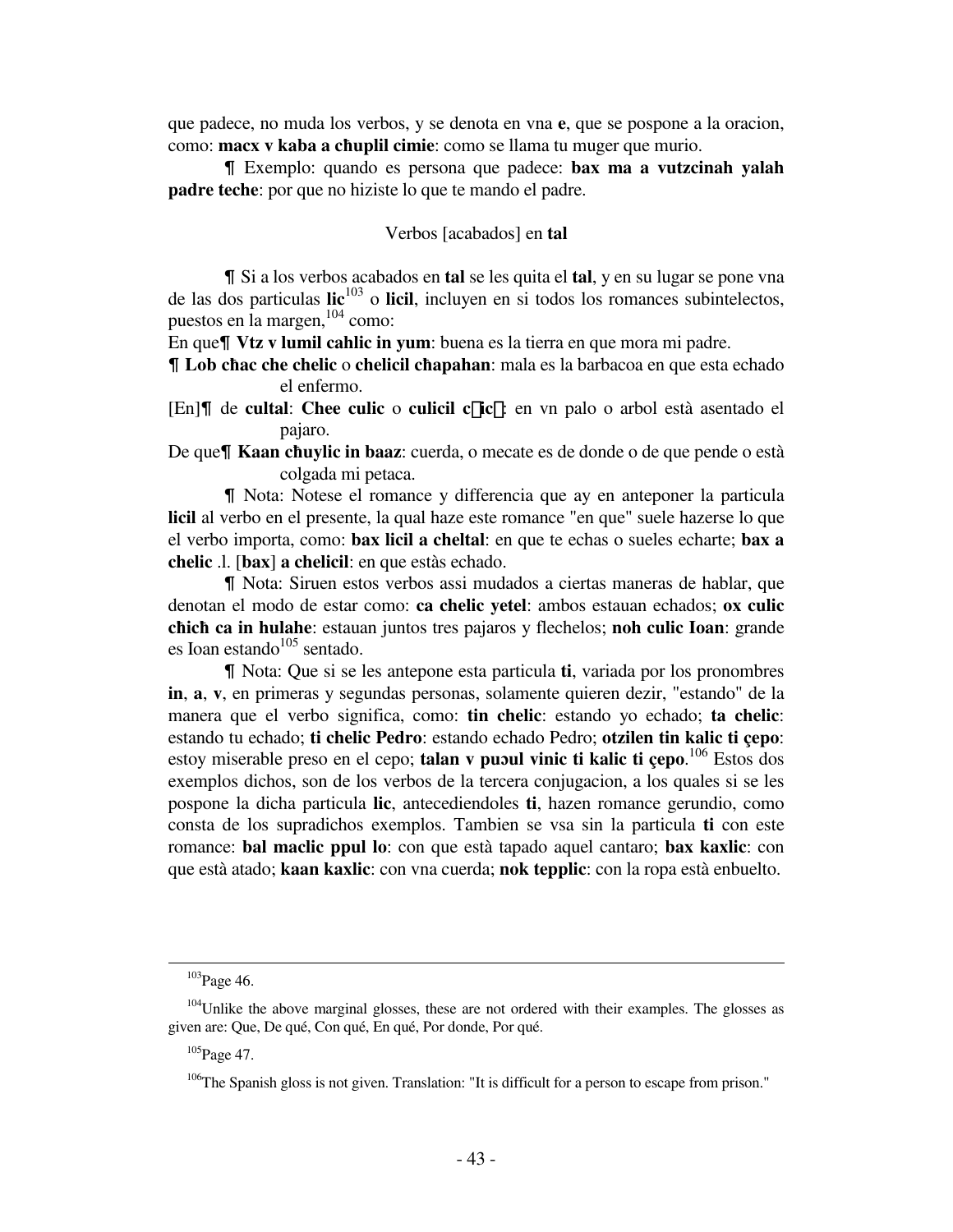que padece, no muda los verbos, y se denota en vna **e**, que se pospone a la oracion, como: **macx v kaba a ꜫuplil cimie**: como se llama tu muger que murio.

¶ Exemplo: quando es persona que padece: **bax ma a vutzcinah yalah padre teche**: por que no hiziste lo que te mando el padre.

Verbos [acabados] en **tal**

¶ Si a los verbos acabados en **tal** se les quita el **tal**, y en su lugar se pone vna de las dos particulas **lic**[103] o **licil**, incluyen en si todos los romances subintelectos, puestos en la margen,[104] como:

En que¶ **Vtz v lumil cahlic in yum**: buena es la tierra en que mora mi padre.

¶ **Lob ꜫac che chelic** o **chelicil ꜫapahan**: mala es la barbacoa en que esta echado el enfermo.

[En]¶ de **cultal**: **Chee culic** o **culicil c�ic�**: en vn palo o arbol està asentado el pajaro.

De que¶ **Kaan ꜫuylic in baaz**: cuerda, o mecate es de donde o de que pende o està colgada mi petaca.

¶ Nota: Notese el romance y differencia que ay en anteponer la particula **licil** al verbo en el presente, la qual haze este romance "en que" suele hazerse lo que el verbo importa, como: **bax licil a cheltal**: en que te echas o sueles echarte; **bax a chelic** .l. [**bax**] **a chelicil**: en que estàs echado.

¶ Nota: Siruen estos verbos assi mudados a ciertas maneras de hablar, que denotan el modo de estar como: **ca chelic yetel**: ambos estauan echados; **ox culic ꜫicꜫ ca in hulahe**: estauan juntos tres pajaros y flechelos; **noh culic Ioan**: grande es Ioan estando[105] sentado.

¶ Nota: Que si se les antepone esta particula **ti**, variada por los pronombres **in**, **a**, **v**, en primeras y segundas personas, solamente quieren dezir, "estando" de la manera que el verbo significa, como: **tin chelic**: estando yo echado; **ta chelic**: estando tu echado; **ti chelic Pedro**: estando echado Pedro; **otzilen tin kalic ti çepo**: estoy miserable preso en el cepo; **talan v puↄul vinic ti kalic ti çepo**.[106] Estos dos exemplos dichos, son de los verbos de la tercera conjugacion, a los quales si se les pospone la dicha particula **lic**, antecediendoles **ti**, hazen romance gerundio, como consta de los supradichos exemplos. Tambien se vsa sin la particula **ti** con este romance: **bal maclic ppul lo**: con que està tapado aquel cantaro; **bax kaxlic**: con que està atado; **kaan kaxlic**: con vna cuerda; **nok tepplic**: con la ropa està enbuelto.

---

[103] Page 46.

[104] Unlike the above marginal glosses, these are not ordered with their examples. The glosses as given are: Que, De qué, Con qué, En qué, Por donde, Por qué.

[105] Page 47.

[106] The Spanish gloss is not given. Translation: "It is difficult for a person to escape from prison."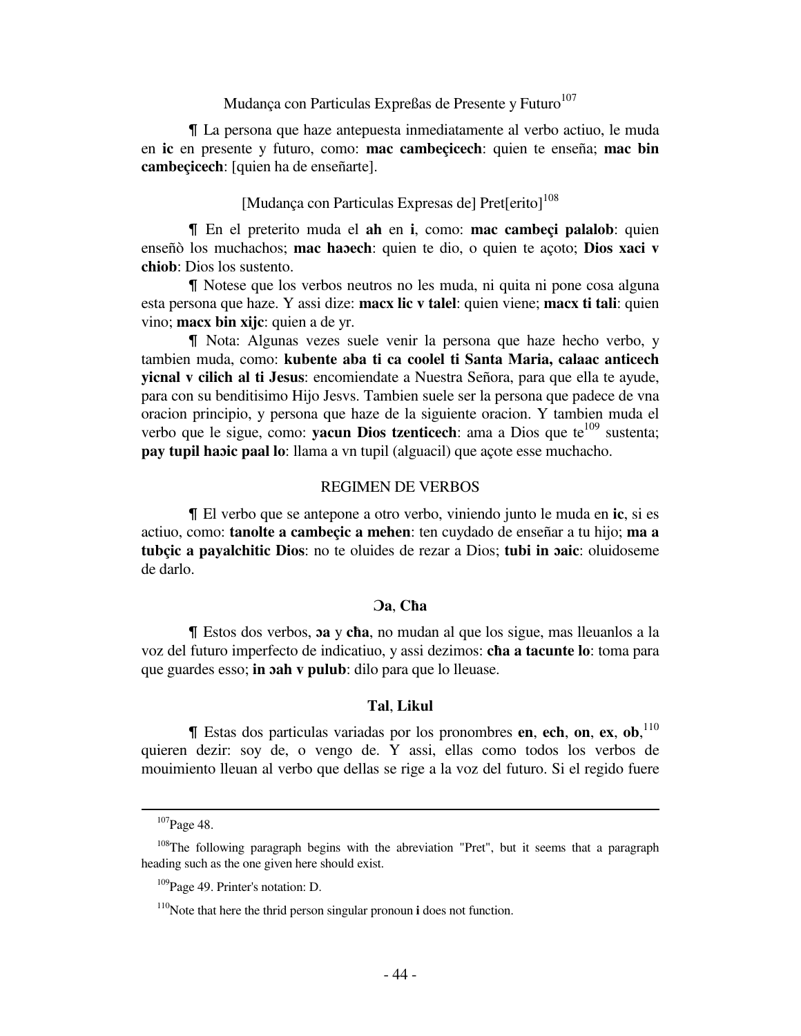## Mudança con Particulas Expreßas de Presente y Futuro[107]

¶ La persona que haze antepuesta inmediatamente al verbo actiuo, le muda en **ic** en presente y futuro, como: **mac cambeçicech**: quien te enseña; **mac bin cambeçicech**: [quien ha de enseñarte].

## [Mudança con Particulas Expresas de] Pret[erito][108]

¶ En el preterito muda el **ah** en **i**, como: **mac cambeçi palalob**: quien enseñò los muchachos; **mac haɔech**: quien te dio, o quien te açoto; **Dios xaci v chiob**: Dios los sustento.

¶ Notese que los verbos neutros no les muda, ni quita ni pone cosa alguna esta persona que haze. Y assi dize: **macx lic v talel**: quien viene; **macx ti tali**: quien vino; **macx bin xijc**: quien a de yr.

¶ Nota: Algunas vezes suele venir la persona que haze hecho verbo, y tambien muda, como: **kubente aba ti ca coolel ti Santa Maria, calaac anticech yicnal v cilich al ti Jesus**: encomiendate a Nuestra Señora, para que ella te ayude, para con su benditisimo Hijo Jesvs. Tambien suele ser la persona que padece de vna oracion principio, y persona que haze de la siguiente oracion. Y tambien muda el verbo que le sigue, como: **yacun Dios tzenticech**: ama a Dios que te[109] sustenta; **pay tupil haɔic paal lo**: llama a vn tupil (alguacil) que açote esse muchacho.

## REGIMEN DE VERBOS

¶ El verbo que se antepone a otro verbo, viniendo junto le muda en **ic**, si es actiuo, como: **tanolte a cambeçic a mehen**: ten cuydado de enseñar a tu hijo; **ma a tubçic a payalchitic Dios**: no te oluides de rezar a Dios; **tubi in ɔaic**: oluidoseme de darlo.

### Ɔa, Cħa

¶ Estos dos verbos, **ɔa** y **cħa**, no mudan al que los sigue, mas lleuanlos a la voz del futuro imperfecto de indicatiuo, y assi dezimos: **cħa a tacunte lo**: toma para que guardes esso; **in ɔah v pulub**: dilo para que lo lleuase.

### Tal, Likul

¶ Estas dos particulas variadas por los pronombres **en**, **ech**, **on**, **ex**, **ob**,[110] quieren dezir: soy de, o vengo de. Y assi, ellas como todos los verbos de mouimiento lleuan al verbo que dellas se rige a la voz del futuro. Si el regido fuere

---

[107] Page 48.

[108] The following paragraph begins with the abreviation "Pret", but it seems that a paragraph heading such as the one given here should exist.

[109] Page 49. Printer's notation: D.

[110] Note that here the thrid person singular pronoun **i** does not function.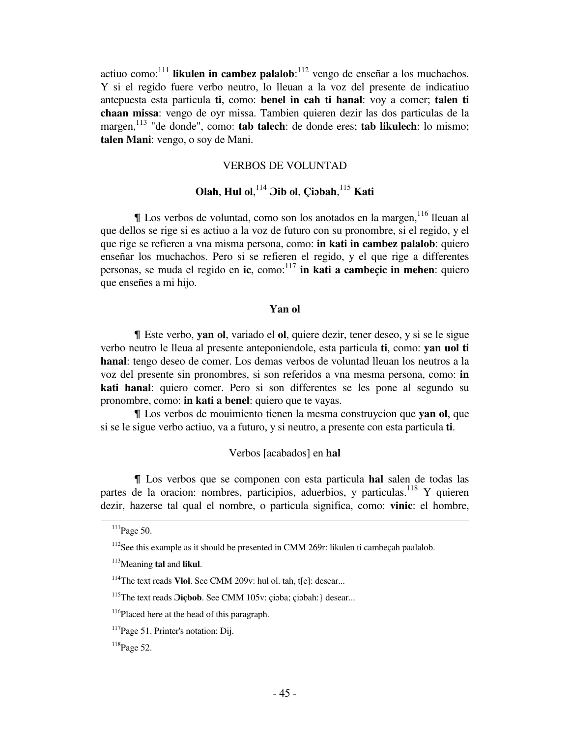actiuo como:[111] **likulen in cambez palalob**:[112] vengo de enseñar a los muchachos. Y si el regido fuere verbo neutro, lo lleuan a la voz del presente de indicatiuo antepuesta esta particula **ti**, como: **benel in cah ti hanal**: voy a comer; **talen ti chaan missa**: vengo de oyr missa. Tambien quieren dezir las dos particulas de la margen,[113] "de donde", como: **tab talech**: de donde eres; **tab likulech**: lo mismo; **talen Mani**: vengo, o soy de Mani.

## VERBOS DE VOLUNTAD

### Olah, Hul ol,[114] Ɔib ol, Çiɔbah,[115] Kati

¶ Los verbos de voluntad, como son los anotados en la margen,[116] lleuan al que dellos se rige si es actiuo a la voz de futuro con su pronombre, si el regido, y el que rige se refieren a vna misma persona, como: **in kati in cambez palalob**: quiero enseñar los muchachos. Pero si se refieren el regido, y el que rige a differentes personas, se muda el regido en **ic**, como:[117] **in kati a cambeçic in mehen**: quiero que enseñes a mi hijo.

### Yan ol

¶ Este verbo, **yan ol**, variado el **ol**, quiere dezir, tener deseo, y si se le sigue verbo neutro le lleua al presente anteponiendole, esta particula **ti**, como: **yan uol ti hanal**: tengo deseo de comer. Los demas verbos de voluntad lleuan los neutros a la voz del presente sin pronombres, si son referidos a vna mesma persona, como: **in kati hanal**: quiero comer. Pero si son differentes se les pone al segundo su pronombre, como: **in kati a benel**: quiero que te vayas.

¶ Los verbos de mouimiento tienen la mesma construycion que **yan ol**, que si se le sigue verbo actiuo, va a futuro, y si neutro, a presente con esta particula **ti**.

## Verbos [acabados] en **hal**

¶ Los verbos que se componen con esta particula **hal** salen de todas las partes de la oracion: nombres, participios, aduerbios, y particulas.[118] Y quieren dezir, hazerse tal qual el nombre, o particula significa, como: **vinic**: el hombre,

---

[111] Page 50.

[112] See this example as it should be presented in CMM 269r: likulen ti cambeçah paalalob.

[113] Meaning **tal** and **likul**.

[114] The text reads **Vlol**. See CMM 209v: hul ol. tah, t[e]: desear...

[115] The text reads **Ɔiçbob**. See CMM 105v: çiɔba; çiɔbah:} desear...

[116] Placed here at the head of this paragraph.

[117] Page 51. Printer's notation: Dij.

[118] Page 52.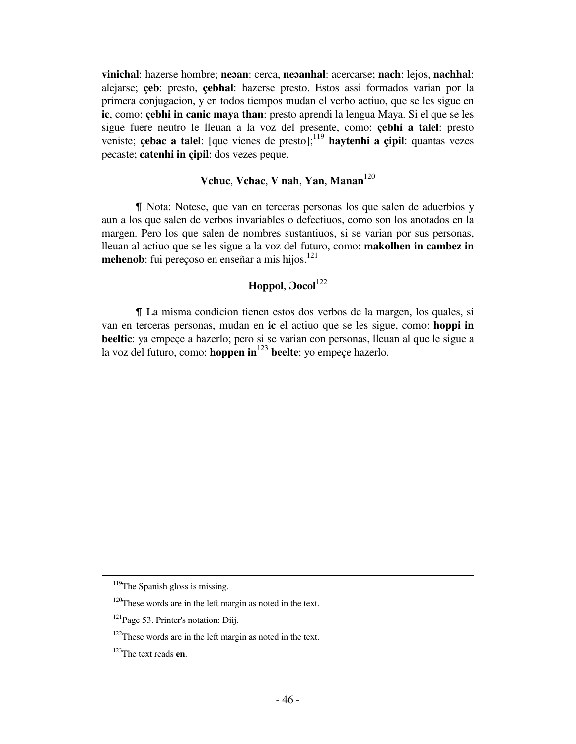**vinichal**: hazerse hombre; **neɔan**: cerca, **neɔanhal**: acercarse; **nach**: lejos, **nachhal**: alejarse; **çeb**: presto, **çebhal**: hazerse presto. Estos assi formados varian por la primera conjugacion, y en todos tiempos mudan el verbo actiuo, que se les sigue en **ic**, como: **çebhi in canic maya than**: presto aprendi la lengua Maya. Si el que se les sigue fuere neutro le lleuan a la voz del presente, como: **çebhi a talel**: presto veniste; **çebac a talel**: [que vienes de presto];[119] **haytenhi a çipil**: quantas vezes pecaste; **catenhi in çipil**: dos vezes peque.

**Vchuc**, **Vchac**, **V nah**, **Yan**, **Manan**[120]

¶ Nota: Notese, que van en terceras personas los que salen de aduerbios y aun a los que salen de verbos invariables o defectiuos, como son los anotados en la margen. Pero los que salen de nombres sustantiuos, si se varian por sus personas, lleuan al actiuo que se les sigue a la voz del futuro, como: **makolhen in cambez in mehenob**: fui pereçoso en enseñar a mis hijos.[121]

**Hoppol**, **Ɔocol**[122]

¶ La misma condicion tienen estos dos verbos de la margen, los quales, si van en terceras personas, mudan en **ic** el actiuo que se les sigue, como: **hoppi in beeltic**: ya empeçe a hazerlo; pero si se varian con personas, lleuan al que le sigue a la voz del futuro, como: **hoppen in**[123] **beelte**: yo empeçe hazerlo.

---

[119] The Spanish gloss is missing.

[120] These words are in the left margin as noted in the text.

[121] Page 53. Printer's notation: Diij.

[122] These words are in the left margin as noted in the text.

[123] The text reads **en**.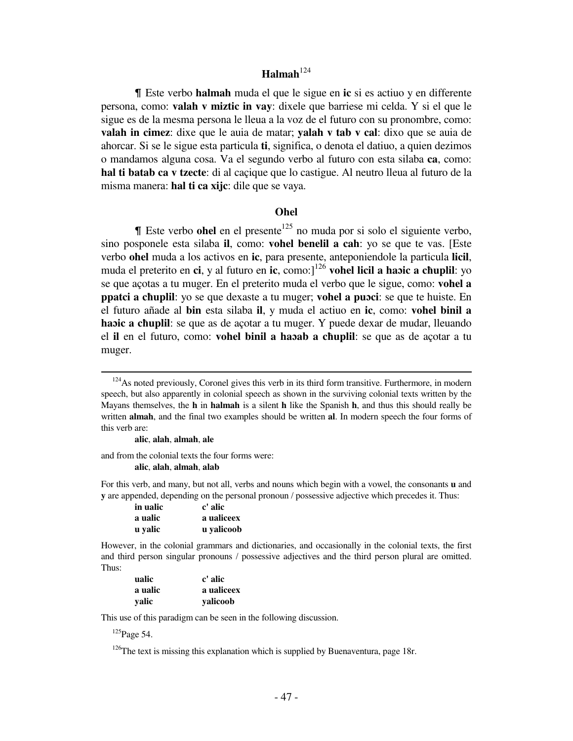### Halmah[124]

¶ Este verbo **halmah** muda el que le sigue en **ic** si es actiuo y en differente persona, como: **valah v miztic in vay**: dixele que barriese mi celda. Y si el que le sigue es de la mesma persona le lleua a la voz de el futuro con su pronombre, como: **valah in cimez**: dixe que le auia de matar; **yalah v tab v cal**: dixo que se auia de ahorcar. Si se le sigue esta particula **ti**, significa, o denota el datiuo, a quien dezimos o mandamos alguna cosa. Va el segundo verbo al futuro con esta silaba **ca**, como: **hal ti batab ca v tzecte**: di al caçique que lo castigue. Al neutro lleua al futuro de la misma manera: **hal ti ca xijc**: dile que se vaya.

### Ohel

¶ Este verbo **ohel** en el presente[125] no muda por si solo el siguiente verbo, sino posponele esta silaba **il**, como: **vohel benelil a cah**: yo se que te vas. [Este verbo **ohel** muda a los activos en **ic**, para presente, anteponiendole la particula **licil**, muda el preterito en **ci**, y al futuro en **ic**, como:][126] **vohel licil a haɔic a cħuplil**: yo se que açotas a tu muger. En el preterito muda el verbo que le sigue, como: **vohel a ppatci a cħuplil**: yo se que dexaste a tu muger; **vohel a puɔci**: se que te huiste. En el futuro añade al **bin** esta silaba **il**, y muda el actiuo en **ic**, como: **vohel binil a haɔic a cħuplil**: se que as de açotar a tu muger. Y puede dexar de mudar, lleuando el **il** en el futuro, como: **vohel binil a haɔab a cħuplil**: se que as de açotar a tu muger.

---

[124] As noted previously, Coronel gives this verb in its third form transitive. Furthermore, in modern speech, but also apparently in colonial speech as shown in the surviving colonial texts written by the Mayans themselves, the **h** in **halmah** is a silent **h** like the Spanish **h**, and thus this should really be written **almah**, and the final two examples should be written **al**. In modern speech the four forms of this verb are:

**alic**, **alah**, **almah**, **ale**

and from the colonial texts the four forms were:

**alic**, **alah**, **almah**, **alab**

For this verb, and many, but not all, verbs and nouns which begin with a vowel, the consonants **u** and **y** are appended, depending on the personal pronoun / possessive adjective which precedes it. Thus:

| | |
|---|---|
| **in ualic** | **c' alic** |
| **a ualic** | **a ualiceex** |
| **u yalic** | **u yalicoob** |

However, in the colonial grammars and dictionaries, and occasionally in the colonial texts, the first and third person singular pronouns / possessive adjectives and the third person plural are omitted. Thus:

| | |
|---|---|
| **ualic** | **c' alic** |
| **a ualic** | **a ualiceex** |
| **yalic** | **yalicoob** |

This use of this paradigm can be seen in the following discussion.

[125] Page 54.

[126] The text is missing this explanation which is supplied by Buenaventura, page 18r.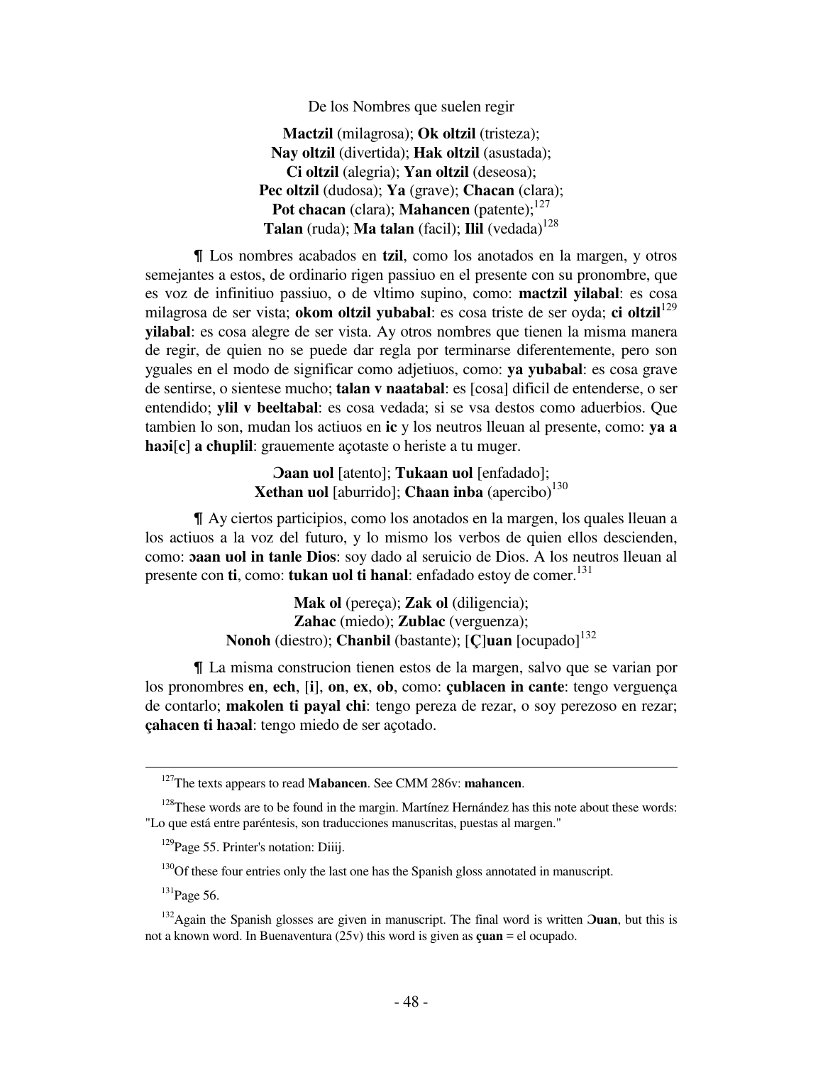De los Nombres que suelen regir

**Mactzil** (milagrosa); **Ok oltzil** (tristeza);
**Nay oltzil** (divertida); **Hak oltzil** (asustada);
**Ci oltzil** (alegria); **Yan oltzil** (deseosa);
**Pec oltzil** (dudosa); **Ya** (grave); **Chacan** (clara);
**Pot chacan** (clara); **Mahancen** (patente);[127]
**Talan** (ruda); **Ma talan** (facil); **Ilil** (vedada)[128]

¶ Los nombres acabados en **tzil**, como los anotados en la margen, y otros semejantes a estos, de ordinario rigen passiuo en el presente con su pronombre, que es voz de infinitiuo passiuo, o de vltimo supino, como: **mactzil yilabal**: es cosa milagrosa de ser vista; **okom oltzil yubabal**: es cosa triste de ser oyda; **ci oltzil**[129] **yilabal**: es cosa alegre de ser vista. Ay otros nombres que tienen la misma manera de regir, de quien no se puede dar regla por terminarse diferentemente, pero son yguales en el modo de significar como adjetiuos, como: **ya yubabal**: es cosa grave de sentirse, o sientese mucho; **talan v naatabal**: es [cosa] dificil de entenderse, o ser entendido; **ylil v beeltabal**: es cosa vedada; si se vsa destos como aduerbios. Que tambien lo son, mudan los actiuos en **ic** y los neutros lleuan al presente, como: **ya a haɔi**[**c**] **a cħuplil**: grauemente açotaste o heriste a tu muger.

**Ɔaan uol** [atento]; **Tukaan uol** [enfadado];
**Xethan uol** [aburrido]; **Cħaan inba** (apercibo)[130]

¶ Ay ciertos participios, como los anotados en la margen, los quales lleuan a los actiuos a la voz del futuro, y lo mismo los verbos de quien ellos descienden, como: **ɔaan uol in tanle Dios**: soy dado al seruicio de Dios. A los neutros lleuan al presente con **ti**, como: **tukan uol ti hanal**: enfadado estoy de comer.[131]

**Mak ol** (pereça); **Zak ol** (diligencia);
**Zahac** (miedo); **Zublac** (verguenza);
**Nonoh** (diestro); **Chanbil** (bastante); [**Ç**]**uan** [ocupado][132]

¶ La misma construcion tienen estos de la margen, salvo que se varian por los pronombres **en**, **ech**, [**i**], **on**, **ex**, **ob**, como: **çublacen in cante**: tengo verguença de contarlo; **makolen ti payal chi**: tengo pereza de rezar, o soy perezoso en rezar; **çahacen ti haɔal**: tengo miedo de ser açotado.

---

[127]The texts appears to read **Mabancen**. See CMM 286v: **mahancen**.

[128]These words are to be found in the margin. Martínez Hernández has this note about these words: "Lo que está entre paréntesis, son traducciones manuscritas, puestas al margen."

[129]Page 55. Printer's notation: Diiij.

[130]Of these four entries only the last one has the Spanish gloss annotated in manuscript.

[131]Page 56.

[132]Again the Spanish glosses are given in manuscript. The final word is written **Ɔuan**, but this is not a known word. In Buenaventura (25v) this word is given as **çuan** = el ocupado.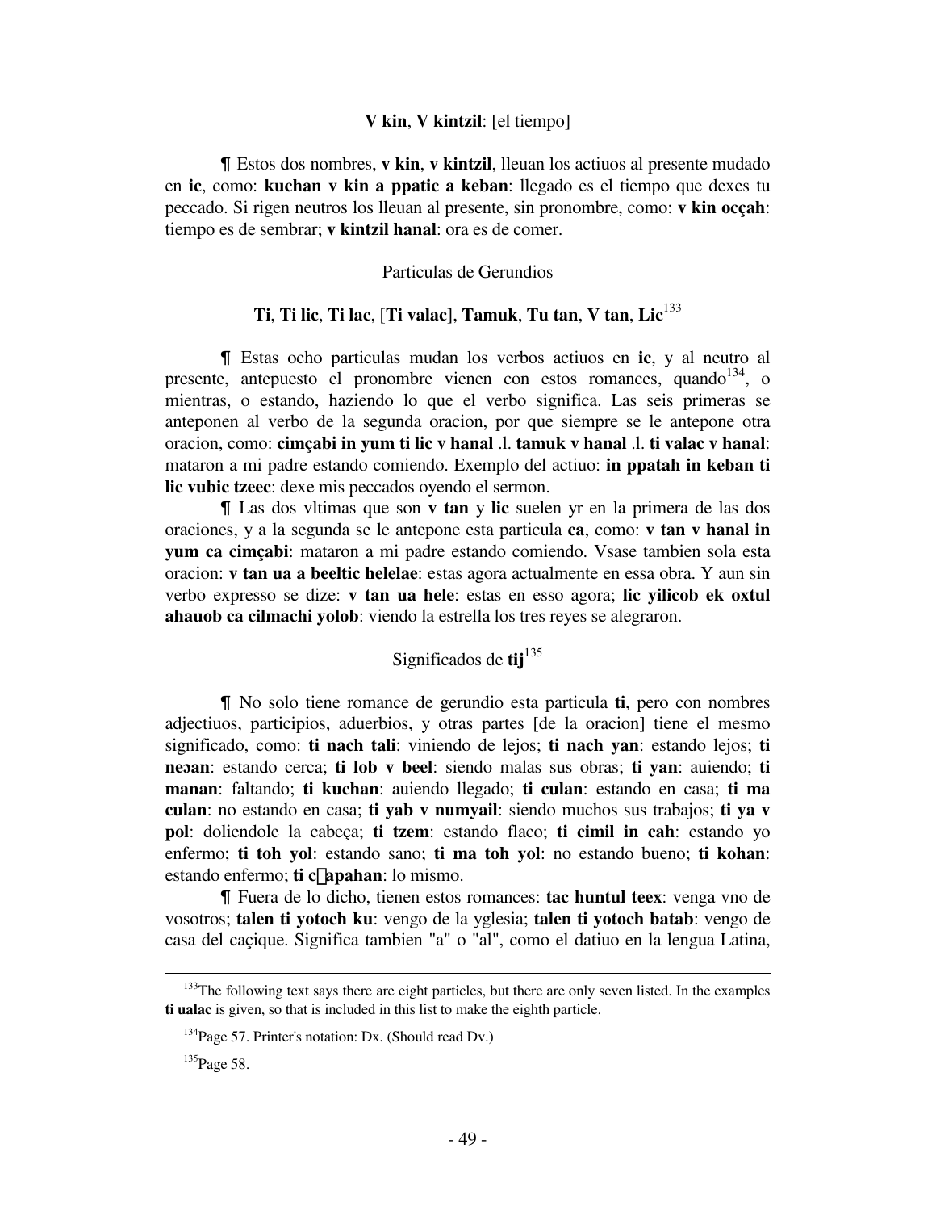**V kin**, **V kintzil**: [el tiempo]

¶ Estos dos nombres, **v kin**, **v kintzil**, lleuan los actiuos al presente mudado en **ic**, como: **kuchan v kin a ppatic a keban**: llegado es el tiempo que dexes tu peccado. Si rigen neutros los lleuan al presente, sin pronombre, como: **v kin occah**: tiempo es de sembrar; **v kintzil hanal**: ora es de comer.

Particulas de Gerundios

**Ti**, **Ti lic**, **Ti lac**, [**Ti valac**], **Tamuk**, **Tu tan**, **V tan**, **Lic**[133]

¶ Estas ocho particulas mudan los verbos actiuos en **ic**, y al neutro al presente, antepuesto el pronombre vienen con estos romances, quando[134], o mientras, o estando, haziendo lo que el verbo significa. Las seis primeras se anteponen al verbo de la segunda oracion, por que siempre se le antepone otra oracion, como: **cimçabi in yum ti lic v hanal** .l. **tamuk v hanal** .l. **ti valac v hanal**: mataron a mi padre estando comiendo. Exemplo del actiuo: **in ppatah in keban ti lic vubic tzeec**: dexe mis peccados oyendo el sermon.

¶ Las dos vltimas que son **v tan** y **lic** suelen yr en la primera de las dos oraciones, y a la segunda se le antepone esta particula **ca**, como: **v tan v hanal in yum ca cimçabi**: mataron a mi padre estando comiendo. Vsase tambien sola esta oracion: **v tan ua a beeltic helelae**: estas agora actualmente en essa obra. Y aun sin verbo expresso se dize: **v tan ua hele**: estas en esso agora; **lic yilicob ek oxtul ahauob ca cilmachi yolob**: viendo la estrella los tres reyes se alegraron.

Significados de **tij**[135]

¶ No solo tiene romance de gerundio esta particula **ti**, pero con nombres adjectiuos, participios, aduerbios, y otras partes [de la oracion] tiene el mesmo significado, como: **ti nach tali**: viniendo de lejos; **ti nach yan**: estando lejos; **ti neɔan**: estando cerca; **ti lob v beel**: siendo malas sus obras; **ti yan**: auiendo; **ti manan**: faltando; **ti kuchan**: auiendo llegado; **ti culan**: estando en casa; **ti ma culan**: no estando en casa; **ti yab v numyail**: siendo muchos sus trabajos; **ti ya v pol**: doliendole la cabeça; **ti tzem**: estando flaco; **ti cimil in cah**: estando yo enfermo; **ti toh yol**: estando sano; **ti ma toh yol**: no estando bueno; **ti kohan**: estando enfermo; **ti c�apahan**: lo mismo.

¶ Fuera de lo dicho, tienen estos romances: **tac huntul teex**: venga vno de vosotros; **talen ti yotoch ku**: vengo de la yglesia; **talen ti yotoch batab**: vengo de casa del caçique. Significa tambien "a" o "al", como el datiuo en la lengua Latina,

---

[133] The following text says there are eight particles, but there are only seven listed. In the examples **ti ualac** is given, so that is included in this list to make the eighth particle.

[134] Page 57. Printer's notation: Dx. (Should read Dv.)

[135] Page 58.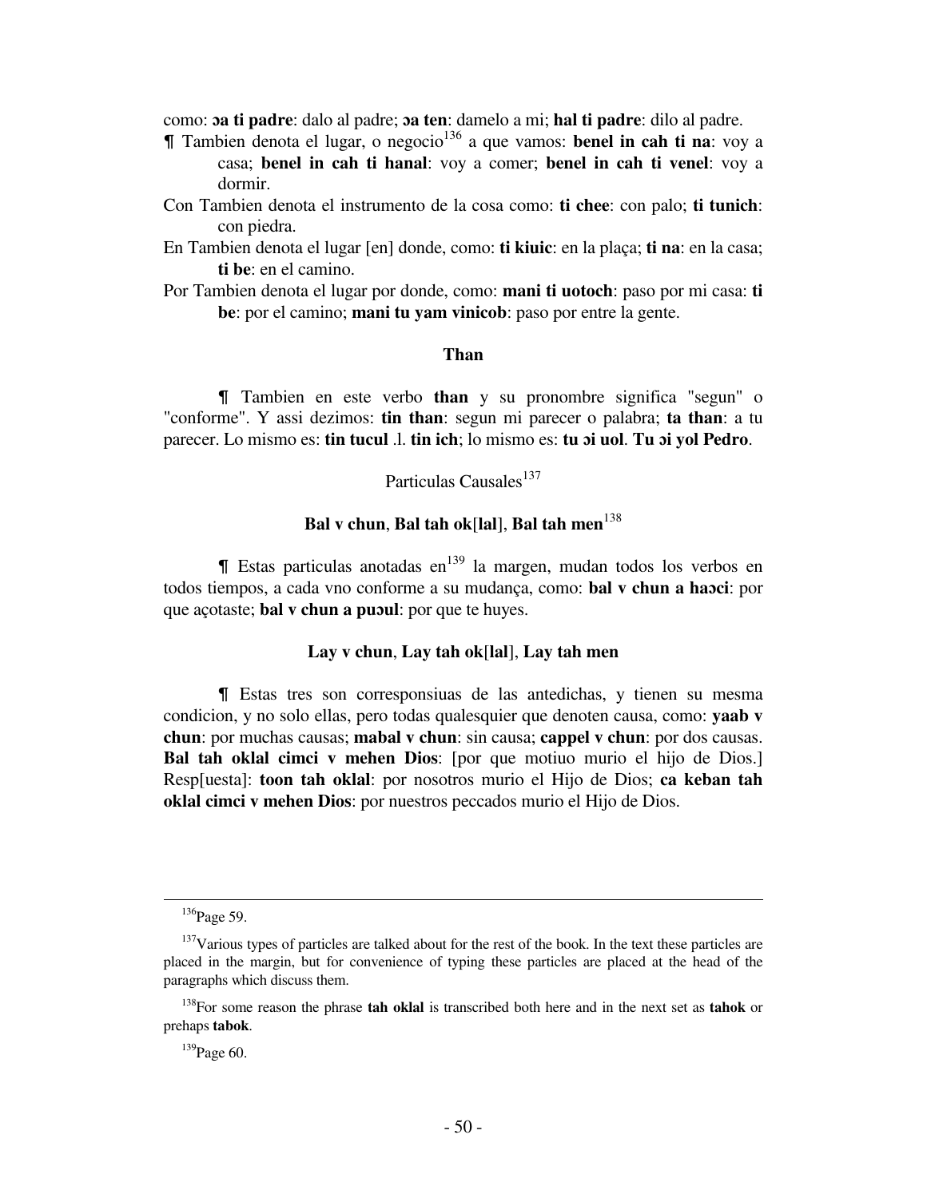como: **ɔa ti padre**: dalo al padre; **ɔa ten**: damelo a mi; **hal ti padre**: dilo al padre.

¶ Tambien denota el lugar, o negocio[136] a que vamos: **benel in cah ti na**: voy a casa; **benel in cah ti hanal**: voy a comer; **benel in cah ti venel**: voy a dormir.

Con Tambien denota el instrumento de la cosa como: **ti chee**: con palo; **ti tunich**: con piedra.

En Tambien denota el lugar [en] donde, como: **ti kiuic**: en la plaça; **ti na**: en la casa; **ti be**: en el camino.

Por Tambien denota el lugar por donde, como: **mani ti uotoch**: paso por mi casa: **ti be**: por el camino; **mani tu yam vinicob**: paso por entre la gente.

**Than**

¶ Tambien en este verbo **than** y su pronombre significa "segun" o "conforme". Y assi dezimos: **tin than**: segun mi parecer o palabra; **ta than**: a tu parecer. Lo mismo es: **tin tucul** .l. **tin ich**; lo mismo es: **tu ɔi uol**. **Tu ɔi yol Pedro**.

Particulas Causales[137]

**Bal v chun**, **Bal tah ok**[**lal**], **Bal tah men**[138]

¶ Estas particulas anotadas en[139] la margen, mudan todos los verbos en todos tiempos, a cada vno conforme a su mudança, como: **bal v chun a haɔci**: por que açotaste; **bal v chun a puɔul**: por que te huyes.

**Lay v chun**, **Lay tah ok**[**lal**], **Lay tah men**

¶ Estas tres son corresponsiuas de las antedichas, y tienen su mesma condicion, y no solo ellas, pero todas qualesquier que denoten causa, como: **yaab v chun**: por muchas causas; **mabal v chun**: sin causa; **cappel v chun**: por dos causas. **Bal tah oklal cimci v mehen Dios**: [por que motiuo murio el hijo de Dios.] Resp[uesta]: **toon tah oklal**: por nosotros murio el Hijo de Dios; **ca keban tah oklal cimci v mehen Dios**: por nuestros peccados murio el Hijo de Dios.

---

[136]Page 59.

[137]Various types of particles are talked about for the rest of the book. In the text these particles are placed in the margin, but for convenience of typing these particles are placed at the head of the paragraphs which discuss them.

[138]For some reason the phrase **tah oklal** is transcribed both here and in the next set as **tahok** or prehaps **tabok**.

[139]Page 60.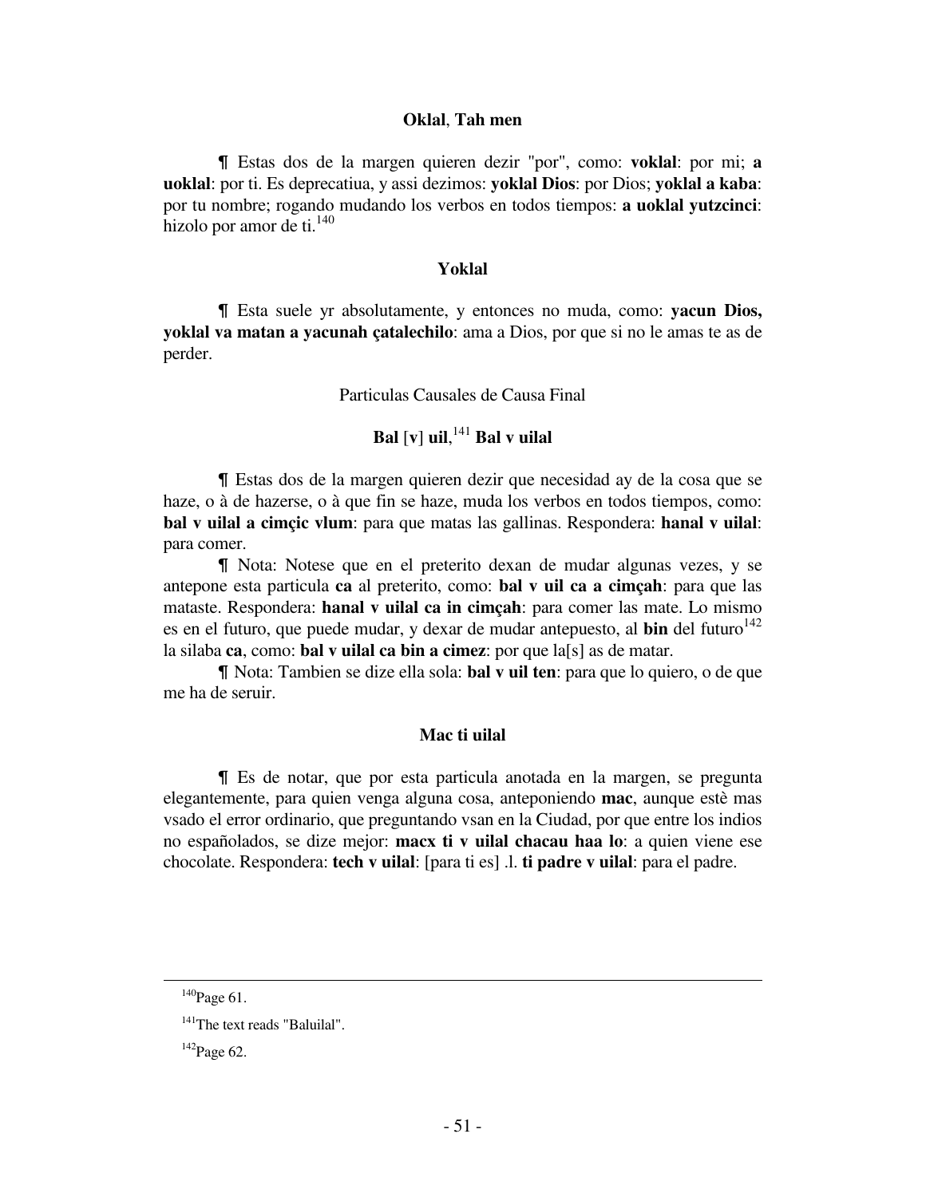**Oklal**, **Tah men**

¶ Estas dos de la margen quieren dezir "por", como: **voklal**: por mi; **a uoklal**: por ti. Es deprecatiua, y assi dezimos: **yoklal Dios**: por Dios; **yoklal a kaba**: por tu nombre; rogando mudando los verbos en todos tiempos: **a uoklal yutzcinci**: hizolo por amor de ti.[140]

**Yoklal**

¶ Esta suele yr absolutamente, y entonces no muda, como: **yacun Dios, yoklal va matan a yacunah çatalechilo**: ama a Dios, por que si no le amas te as de perder.

Particulas Causales de Causa Final

**Bal** [**v**] **uil**,[141] **Bal v uilal**

¶ Estas dos de la margen quieren dezir que necesidad ay de la cosa que se haze, o à de hazerse, o à que fin se haze, muda los verbos en todos tiempos, como: **bal v uilal a cimçic vlum**: para que matas las gallinas. Respondera: **hanal v uilal**: para comer.

¶ Nota: Notese que en el preterito dexan de mudar algunas vezes, y se antepone esta particula **ca** al preterito, como: **bal v uil ca a cimçah**: para que las mataste. Respondera: **hanal v uilal ca in cimçah**: para comer las mate. Lo mismo es en el futuro, que puede mudar, y dexar de mudar antepuesto, al **bin** del futuro[142] la silaba **ca**, como: **bal v uilal ca bin a cimez**: por que la[s] as de matar.

¶ Nota: Tambien se dize ella sola: **bal v uil ten**: para que lo quiero, o de que me ha de seruir.

**Mac ti uilal**

¶ Es de notar, que por esta particula anotada en la margen, se pregunta elegantemente, para quien venga alguna cosa, anteponiendo **mac**, aunque estè mas vsado el error ordinario, que preguntando vsan en la Ciudad, por que entre los indios no españolados, se dize mejor: **macx ti v uilal chacau haa lo**: a quien viene ese chocolate. Respondera: **tech v uilal**: [para ti es] .l. **ti padre v uilal**: para el padre.

---

[140]Page 61.

[141]The text reads "Baluilal".

[142]Page 62.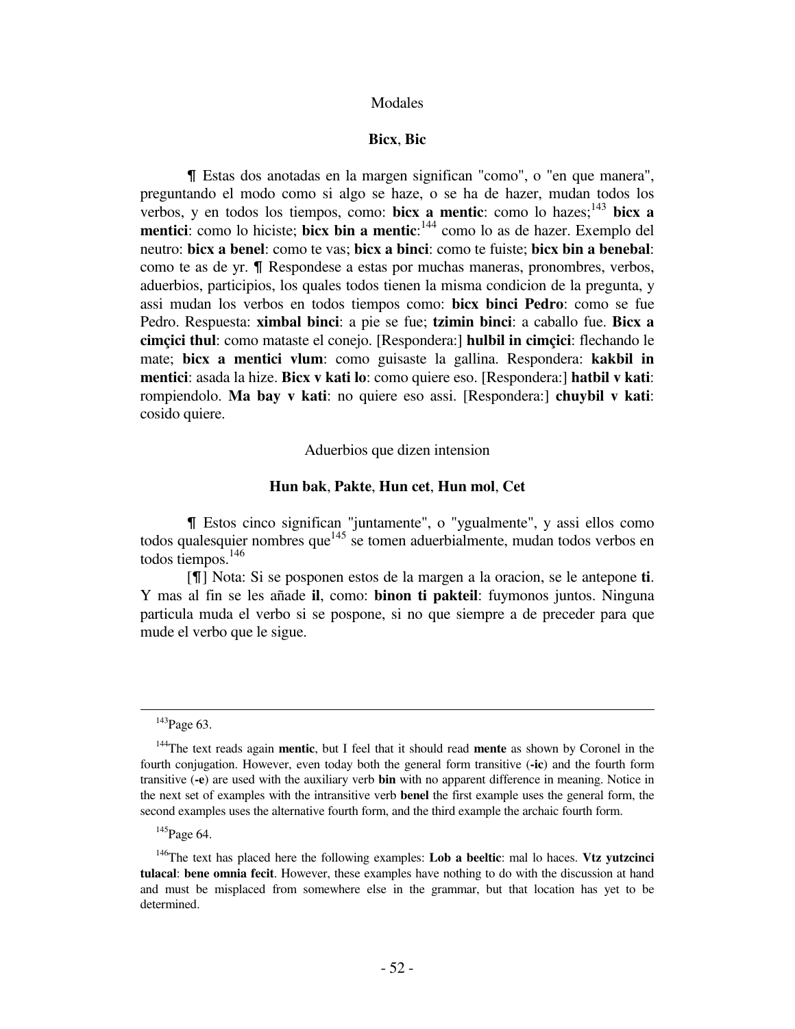Modales

**Bicx**, **Bic**

¶ Estas dos anotadas en la margen significan "como", o "en que manera", preguntando el modo como si algo se haze, o se ha de hazer, mudan todos los verbos, y en todos los tiempos, como: **bicx a mentic**: como lo hazes;[143] **bicx a mentici**: como lo hiciste; **bicx bin a mentic**:[144] como lo as de hazer. Exemplo del neutro: **bicx a benel**: como te vas; **bicx a binci**: como te fuiste; **bicx bin a benebal**: como te as de yr. ¶ Respondese a estas por muchas maneras, pronombres, verbos, aduerbios, participios, los quales todos tienen la misma condicion de la pregunta, y assi mudan los verbos en todos tiempos como: **bicx binci Pedro**: como se fue Pedro. Respuesta: **ximbal binci**: a pie se fue; **tzimin binci**: a caballo fue. **Bicx a cimçici thul**: como mataste el conejo. [Respondera:] **hulbil in cimçici**: flechando le mate; **bicx a mentici vlum**: como guisaste la gallina. Respondera: **kakbil in mentici**: asada la hize. **Bicx v kati lo**: como quiere eso. [Respondera:] **hatbil v kati**: rompiendolo. **Ma bay v kati**: no quiere eso assi. [Respondera:] **chuybil v kati**: cosido quiere.

Aduerbios que dizen intension

**Hun bak**, **Pakte**, **Hun cet**, **Hun mol**, **Cet**

¶ Estos cinco significan "juntamente", o "ygualmente", y assi ellos como todos qualesquier nombres que[145] se tomen aduerbialmente, mudan todos verbos en todos tiempos.[146]

[¶] Nota: Si se posponen estos de la margen a la oracion, se le antepone **ti**. Y mas al fin se les añade **il**, como: **binon ti pakteil**: fuymonos juntos. Ninguna particula muda el verbo si se pospone, si no que siempre a de preceder para que mude el verbo que le sigue.

---

[143] Page 63.

[144] The text reads again **mentic**, but I feel that it should read **mente** as shown by Coronel in the fourth conjugation. However, even today both the general form transitive (**-ic**) and the fourth form transitive (**-e**) are used with the auxiliary verb **bin** with no apparent difference in meaning. Notice in the next set of examples with the intransitive verb **benel** the first example uses the general form, the second examples uses the alternative fourth form, and the third example the archaic fourth form.

[145] Page 64.

[146] The text has placed here the following examples: **Lob a beeltic**: mal lo haces. **Vtz yutzcinci tulacal**: **bene omnia fecit**. However, these examples have nothing to do with the discussion at hand and must be misplaced from somewhere else in the grammar, but that location has yet to be determined.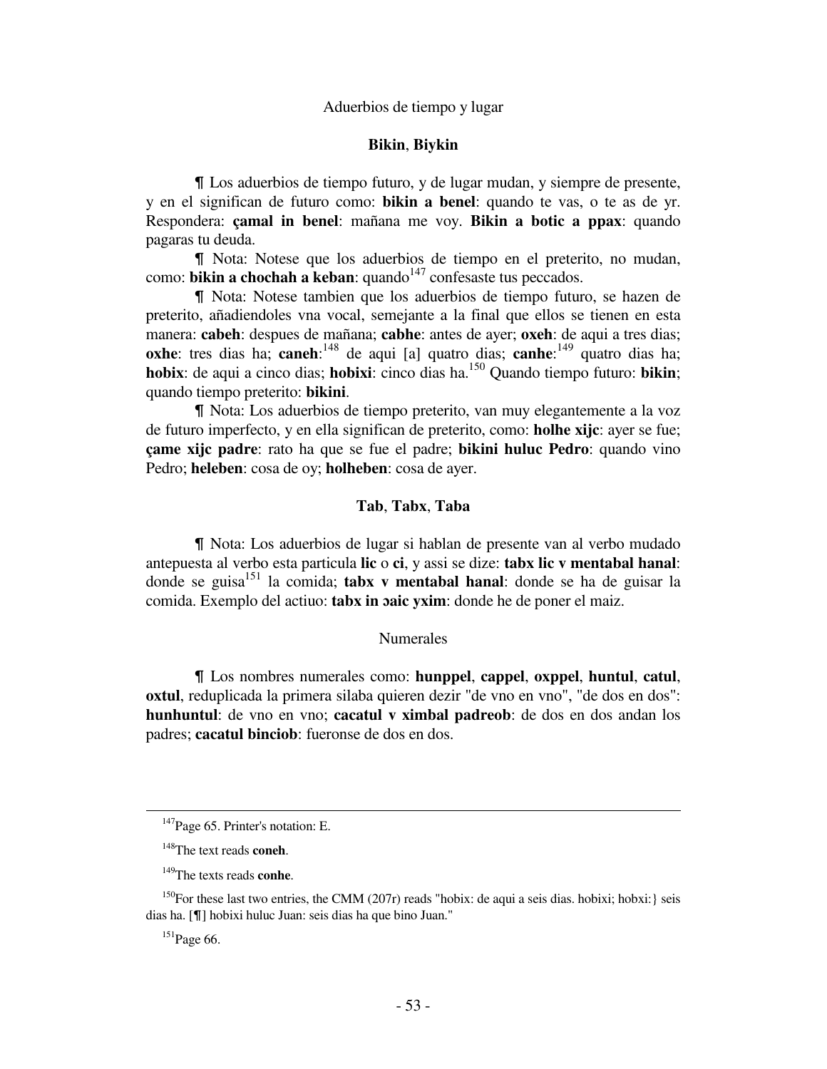Aduerbios de tiempo y lugar

**Bikin**, **Biykin**

¶ Los aduerbios de tiempo futuro, y de lugar mudan, y siempre de presente, y en el significan de futuro como: **bikin a benel**: quando te vas, o te as de yr. Respondera: **çamal in benel**: mañana me voy. **Bikin a botic a ppax**: quando pagaras tu deuda.

¶ Nota: Notese que los aduerbios de tiempo en el preterito, no mudan, como: **bikin a chochah a keban**: quando[147] confesaste tus peccados.

¶ Nota: Notese tambien que los aduerbios de tiempo futuro, se hazen de preterito, añadiendoles vna vocal, semejante a la final que ellos se tienen en esta manera: **cabeh**: despues de mañana; **cabhe**: antes de ayer; **oxeh**: de aqui a tres dias; **oxhe**: tres dias ha; **caneh**:[148] de aqui [a] quatro dias; **canhe**:[149] quatro dias ha; **hobix**: de aqui a cinco dias; **hobixi**: cinco dias ha.[150] Quando tiempo futuro: **bikin**; quando tiempo preterito: **bikini**.

¶ Nota: Los aduerbios de tiempo preterito, van muy elegantemente a la voz de futuro imperfecto, y en ella significan de preterito, como: **holhe xijc**: ayer se fue; **çame xijc padre**: rato ha que se fue el padre; **bikini huluc Pedro**: quando vino Pedro; **heleben**: cosa de oy; **holheben**: cosa de ayer.

**Tab**, **Tabx**, **Taba**

¶ Nota: Los aduerbios de lugar si hablan de presente van al verbo mudado antepuesta al verbo esta particula **lic** o **ci**, y assi se dize: **tabx lic v mentabal hanal**: donde se guisa[151] la comida; **tabx v mentabal hanal**: donde se ha de guisar la comida. Exemplo del actiuo: **tabx in ɔaic yxim**: donde he de poner el maiz.

Numerales

¶ Los nombres numerales como: **hunppel**, **cappel**, **oxppel**, **huntul**, **catul**, **oxtul**, reduplicada la primera silaba quieren dezir "de vno en vno", "de dos en dos": **hunhuntul**: de vno en vno; **cacatul v ximbal padreob**: de dos en dos andan los padres; **cacatul binciob**: fueronse de dos en dos.

---

[147] Page 65. Printer's notation: E.

[148] The text reads **coneh**.

[149] The texts reads **conhe**.

[150] For these last two entries, the CMM (207r) reads "hobix: de aqui a seis dias. hobixi; hobxi:} seis dias ha. [¶] hobixi huluc Juan: seis dias ha que bino Juan."

[151] Page 66.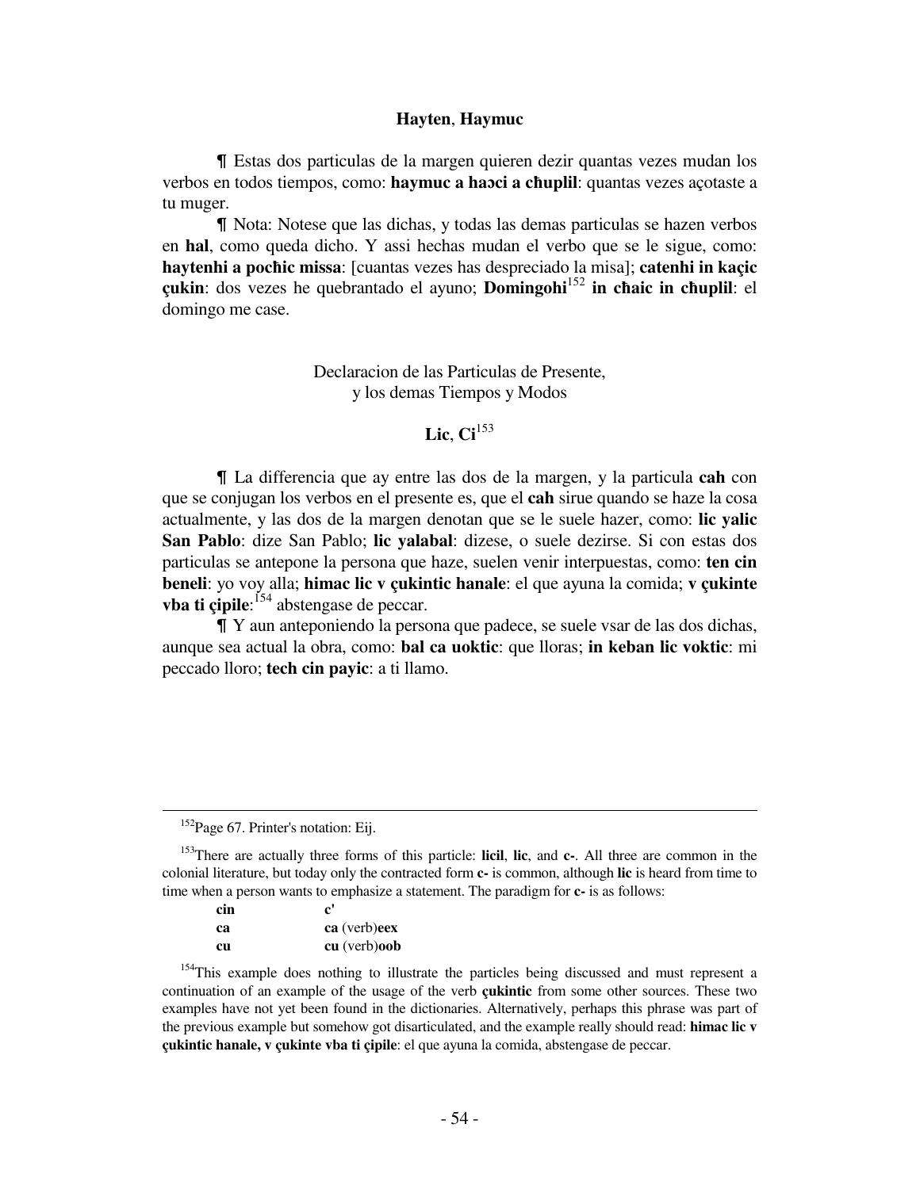### **Hayten**, **Haymuc**

¶ Estas dos particulas de la margen quieren dezir quantas vezes mudan los verbos en todos tiempos, como: **haymuc a haɔci a cħuplil**: quantas vezes açotaste a tu muger.

¶ Nota: Notese que las dichas, y todas las demas particulas se hazen verbos en **hal**, como queda dicho. Y assi hechas mudan el verbo que se le sigue, como: **haytenhi a pocħic missa**: [cuantas vezes has despreciado la misa]; **catenhi in kaçic çukin**: dos vezes he quebrantado el ayuno; **Domingohi**[152] **in cħaic in cħuplil**: el domingo me case.

## Declaracion de las Particulas de Presente, y los demas Tiempos y Modos

### **Lic**, **Ci**[153]

¶ La differencia que ay entre las dos de la margen, y la particula **cah** con que se conjugan los verbos en el presente es, que el **cah** sirue quando se haze la cosa actualmente, y las dos de la margen denotan que se le suele hazer, como: **lic yalic San Pablo**: dize San Pablo; **lic yalabal**: dizese, o suele dezirse. Si con estas dos particulas se antepone la persona que haze, suelen venir interpuestas, como: **ten cin beneli**: yo voy alla; **himac lic v çukintic hanale**: el que ayuna la comida; **v çukinte vba ti çipile**:[154] abstengase de peccar.

¶ Y aun anteponiendo la persona que padece, se suele vsar de las dos dichas, aunque sea actual la obra, como: **bal ca uoktic**: que lloras; **in keban lic voktic**: mi peccado lloro; **tech cin payic**: a ti llamo.

---

[152]Page 67. Printer's notation: Eij.

[153]There are actually three forms of this particle: **licil**, **lic**, and **c-**. All three are common in the colonial literature, but today only the contracted form **c-** is common, although **lic** is heard from time to time when a person wants to emphasize a statement. The paradigm for **c-** is as follows:

| | |
|---|---|
| **cin** | **c'** |
| **ca** | **ca** (verb)**eex** |
| **cu** | **cu** (verb)**oob** |

[154]This example does nothing to illustrate the particles being discussed and must represent a continuation of an example of the usage of the verb **çukintic** from some other sources. These two examples have not yet been found in the dictionaries. Alternatively, perhaps this phrase was part of the previous example but somehow got disarticulated, and the example really should read: **himac lic v çukintic hanale, v çukinte vba ti çipile**: el que ayuna la comida, abstengase de peccar.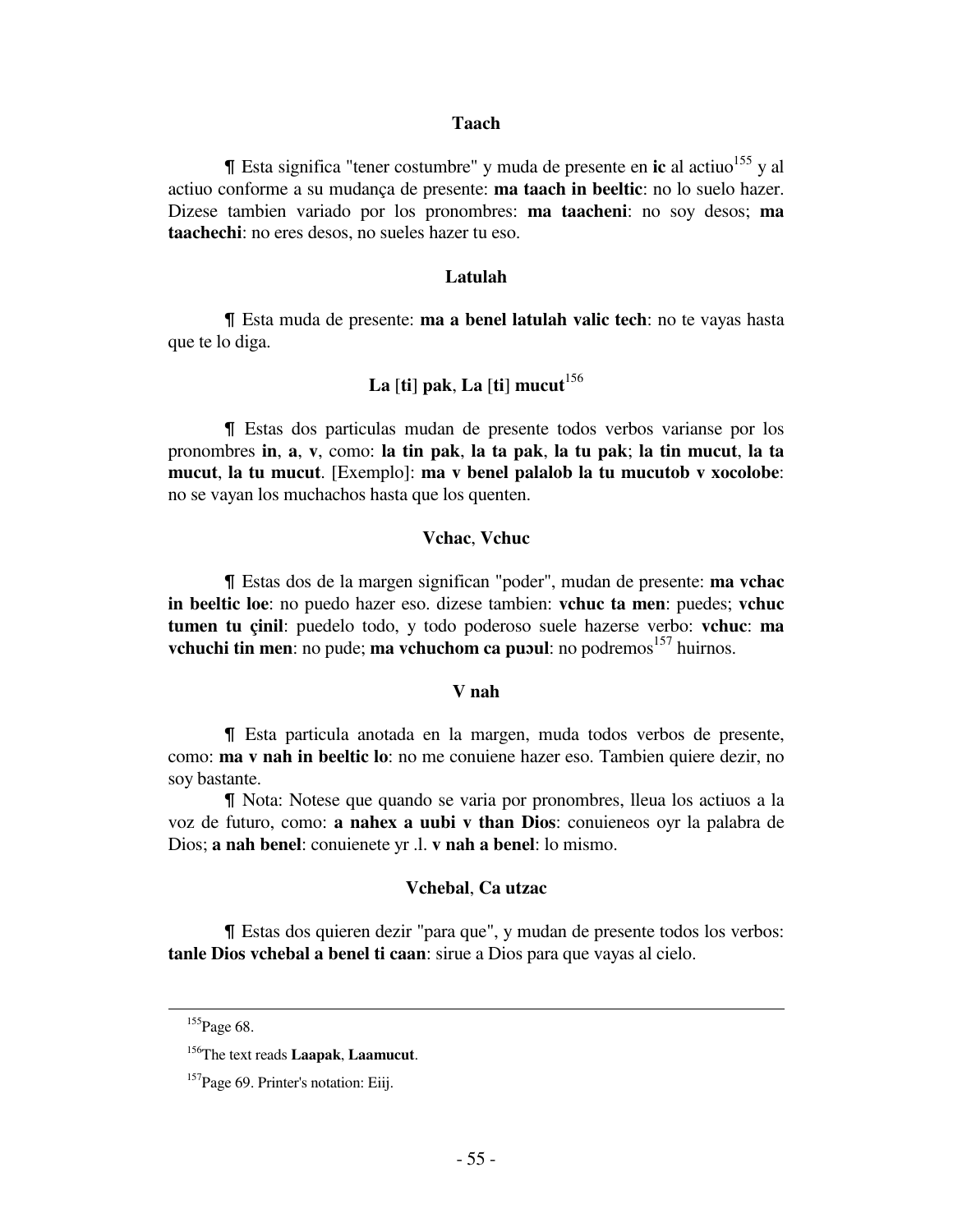**Taach**

¶ Esta significa "tener costumbre" y muda de presente en **ic** al actiuo[155] y al actiuo conforme a su mudança de presente: **ma taach in beeltic**: no lo suelo hazer. Dizese tambien variado por los pronombres: **ma taacheni**: no soy desos; **ma taachechi**: no eres desos, no sueles hazer tu eso.

**Latulah**

¶ Esta muda de presente: **ma a benel latulah valic tech**: no te vayas hasta que te lo diga.

**La [ti] pak, La [ti] mucut**[156]

¶ Estas dos particulas mudan de presente todos verbos varianse por los pronombres **in**, **a**, **v**, como: **la tin pak**, **la ta pak**, **la tu pak**; **la tin mucut**, **la ta mucut**, **la tu mucut**. [Exemplo]: **ma v benel palalob la tu mucutob v xocolobe**: no se vayan los muchachos hasta que los quenten.

**Vchac, Vchuc**

¶ Estas dos de la margen significan "poder", mudan de presente: **ma vchac in beeltic loe**: no puedo hazer eso. dizese tambien: **vchuc ta men**: puedes; **vchuc tumen tu çinil**: puedelo todo, y todo poderoso suele hazerse verbo: **vchuc**: **ma vchuchi tin men**: no pude; **ma vchuchom ca puɔul**: no podremos[157] huirnos.

**V nah**

¶ Esta particula anotada en la margen, muda todos verbos de presente, como: **ma v nah in beeltic lo**: no me conuiene hazer eso. Tambien quiere dezir, no soy bastante.

¶ Nota: Notese que quando se varia por pronombres, lleua los actiuos a la voz de futuro, como: **a nahex a uubi v than Dios**: conuieneos oyr la palabra de Dios; **a nah benel**: conuienete yr .l. **v nah a benel**: lo mismo.

**Vchebal, Ca utzac**

¶ Estas dos quieren dezir "para que", y mudan de presente todos los verbos: **tanle Dios vchebal a benel ti caan**: sirue a Dios para que vayas al cielo.

---

[155] Page 68.

[156] The text reads **Laapak**, **Laamucut**.

[157] Page 69. Printer's notation: Eiij.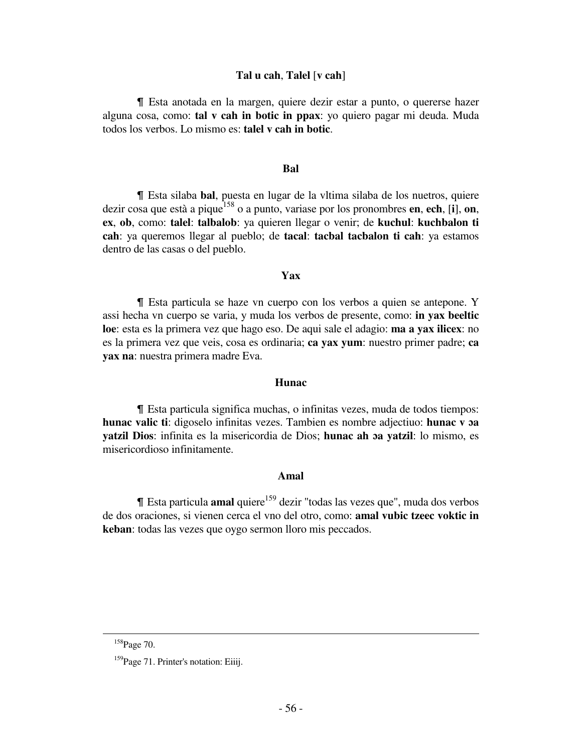### Tal u cah, Talel [v cah]

¶ Esta anotada en la margen, quiere dezir estar a punto, o quererse hazer alguna cosa, como: **tal v cah in botic in ppax**: yo quiero pagar mi deuda. Muda todos los verbos. Lo mismo es: **talel v cah in botic**.

### Bal

¶ Esta silaba **bal**, puesta en lugar de la vltima silaba de los nuetros, quiere dezir cosa que està a pique[158] o a punto, variase por los pronombres **en**, **ech**, [**i**], **on**, **ex**, **ob**, como: **talel**: **talbalob**: ya quieren llegar o venir; de **kuchul**: **kuchbalon ti cah**: ya queremos llegar al pueblo; de **tacal**: **tacbal tacbalon ti cah**: ya estamos dentro de las casas o del pueblo.

### Yax

¶ Esta particula se haze vn cuerpo con los verbos a quien se antepone. Y assi hecha vn cuerpo se varia, y muda los verbos de presente, como: **in yax beeltic loe**: esta es la primera vez que hago eso. De aqui sale el adagio: **ma a yax ilicex**: no es la primera vez que veis, cosa es ordinaria; **ca yax yum**: nuestro primer padre; **ca yax na**: nuestra primera madre Eva.

### Hunac

¶ Esta particula significa muchas, o infinitas vezes, muda de todos tiempos: **hunac valic ti**: digoselo infinitas vezes. Tambien es nombre adjectiuo: **hunac v ɔa yatzil Dios**: infinita es la misericordia de Dios; **hunac ah ɔa yatzil**: lo mismo, es misericordioso infinitamente.

### Amal

¶ Esta particula **amal** quiere[159] dezir "todas las vezes que", muda dos verbos de dos oraciones, si vienen cerca el vno del otro, como: **amal vubic tzeec voktic in keban**: todas las vezes que oygo sermon lloro mis peccados.

---

[158] Page 70.

[159] Page 71. Printer's notation: Eiiij.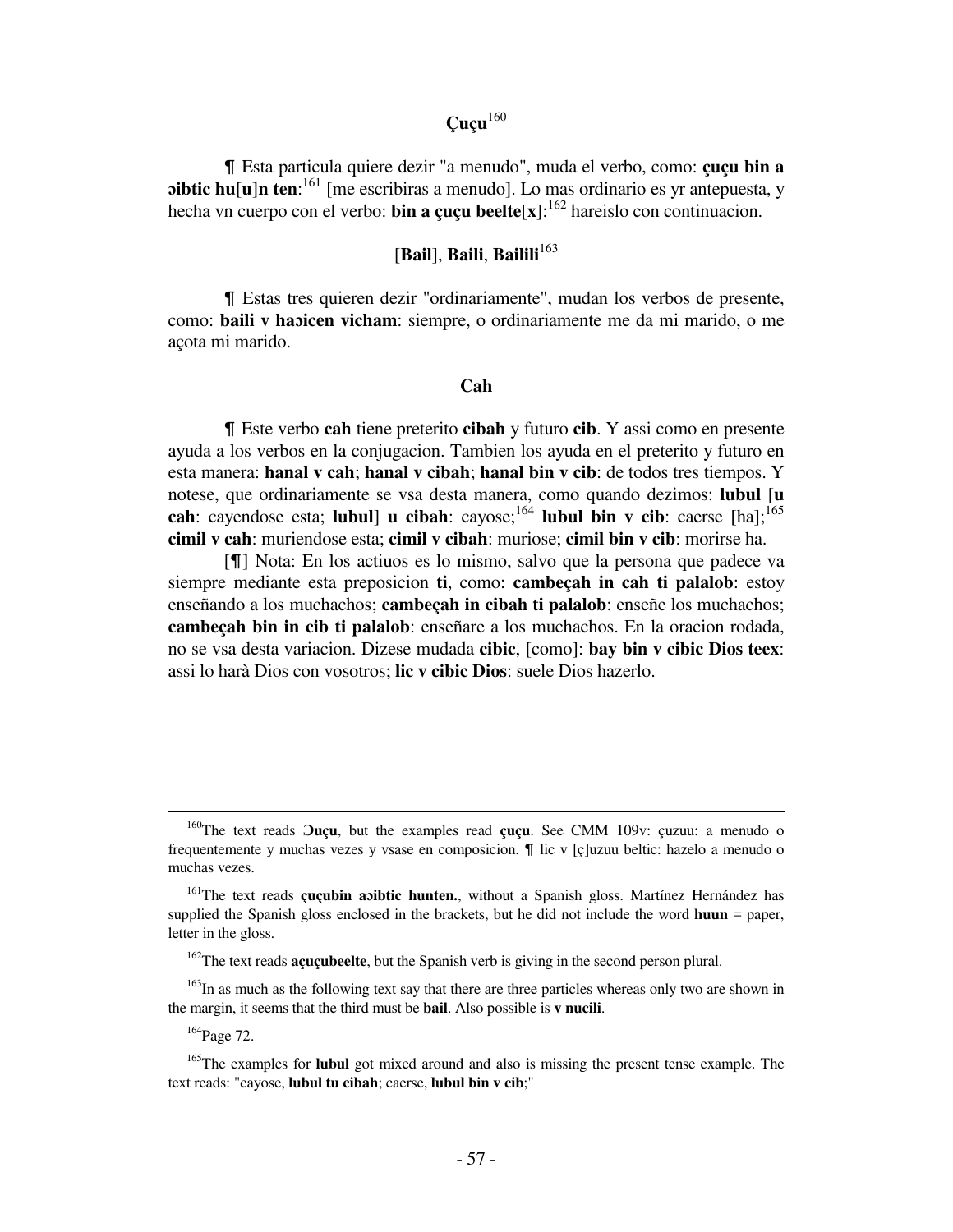### **Çuçu**[160]

¶ Esta particula quiere dezir "a menudo", muda el verbo, como: **çuçu bin a ɔibtic hu**[**u**]**n ten**:[161] [me escribiras a menudo]. Lo mas ordinario es yr antepuesta, y hecha vn cuerpo con el verbo: **bin a çuçu beelte**[**x**]:[162] hareislo con continuacion.

### [**Bail**], **Baili**, **Bailili**[163]

¶ Estas tres quieren dezir "ordinariamente", mudan los verbos de presente, como: **baili v haɔicen vicham**: siempre, o ordinariamente me da mi marido, o me açota mi marido.

### **Cah**

¶ Este verbo **cah** tiene preterito **cibah** y futuro **cib**. Y assi como en presente ayuda a los verbos en la conjugacion. Tambien los ayuda en el preterito y futuro en esta manera: **hanal v cah**; **hanal v cibah**; **hanal bin v cib**: de todos tres tiempos. Y notese, que ordinariamente se vsa desta manera, como quando dezimos: **lubul** [**u cah**: cayendose esta; **lubul**] **u cibah**: cayose;[164] **lubul bin v cib**: caerse [ha];[165] **cimil v cah**: muriendose esta; **cimil v cibah**: muriose; **cimil bin v cib**: morirse ha.

[¶] Nota: En los actiuos es lo mismo, salvo que la persona que padece va siempre mediante esta preposicion **ti**, como: **cambeçah in cah ti palalob**: estoy enseñando a los muchachos; **cambeçah in cibah ti palalob**: enseñe los muchachos; **cambeçah bin in cib ti palalob**: enseñare a los muchachos. En la oracion rodada, no se vsa desta variacion. Dizese mudada **cibic**, [como]: **bay bin v cibic Dios teex**: assi lo harà Dios con vosotros; **lic v cibic Dios**: suele Dios hazerlo.

---

[160] The text reads **Ɔuçu**, but the examples read **çuçu**. See CMM 109v: çuzuu: a menudo o frequentemente y muchas vezes y vsase en composicion. ¶ lic v [ç]uzuu beltic: hazelo a menudo o muchas vezes.

[161] The text reads **çuçubin aɔibtic hunten.**, without a Spanish gloss. Martínez Hernández has supplied the Spanish gloss enclosed in the brackets, but he did not include the word **huun** = paper, letter in the gloss.

[162] The text reads **açuçubeelte**, but the Spanish verb is giving in the second person plural.

[163] In as much as the following text say that there are three particles whereas only two are shown in the margin, it seems that the third must be **bail**. Also possible is **v nucili**.

[164] Page 72.

[165] The examples for **lubul** got mixed around and also is missing the present tense example. The text reads: "cayose, **lubul tu cibah**; caerse, **lubul bin v cib**;"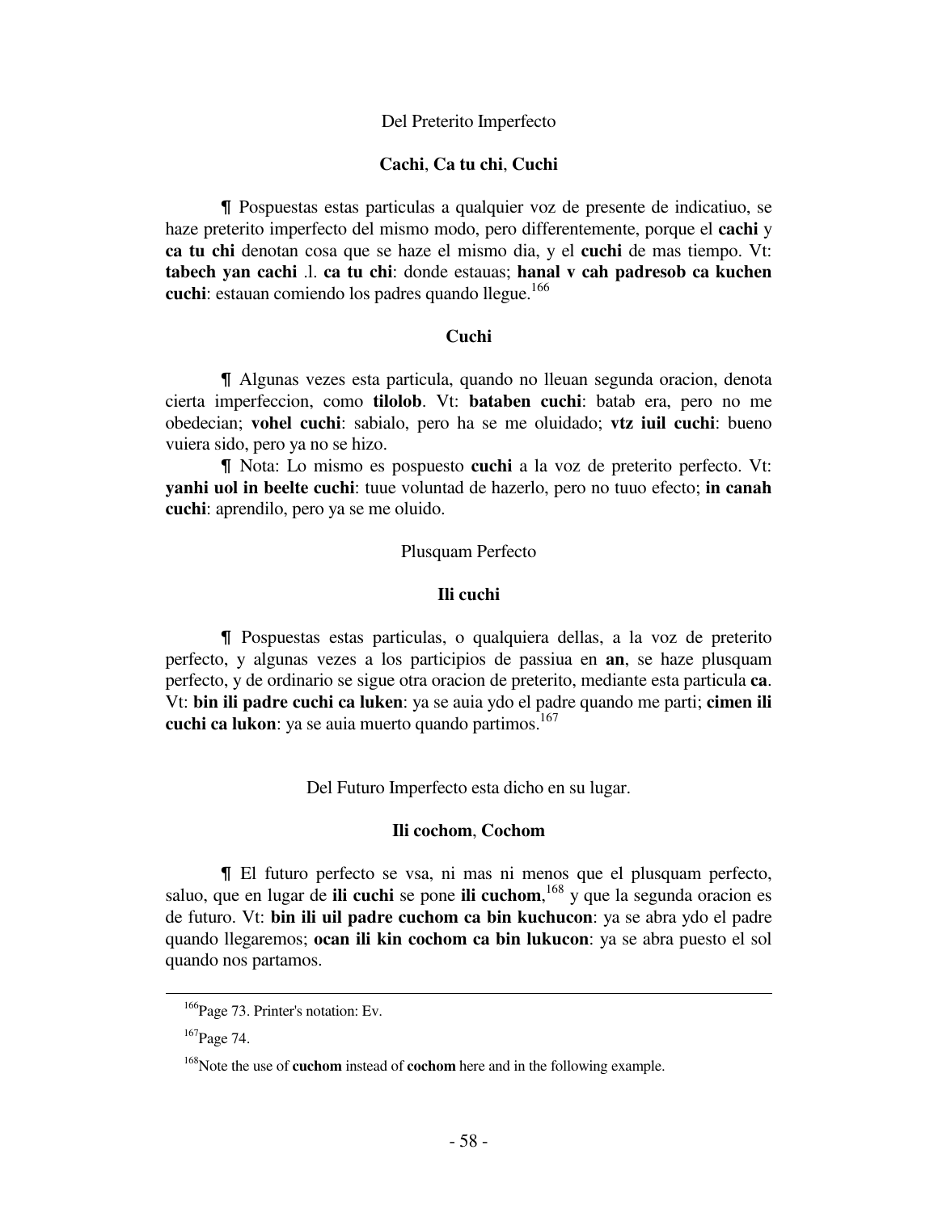Del Preterito Imperfecto

**Cachi**, **Ca tu chi**, **Cuchi**

¶ Pospuestas estas particulas a qualquier voz de presente de indicatiuo, se haze preterito imperfecto del mismo modo, pero differentemente, porque el **cachi** y **ca tu chi** denotan cosa que se haze el mismo dia, y el **cuchi** de mas tiempo. Vt: **tabech yan cachi** .l. **ca tu chi**: donde estauas; **hanal v cah padresob ca kuchen cuchi**: estauan comiendo los padres quando llegue.[166]

**Cuchi**

¶ Algunas vezes esta particula, quando no lleuan segunda oracion, denota cierta imperfeccion, como **tilolob**. Vt: **bataben cuchi**: batab era, pero no me obedecian; **vohel cuchi**: sabialo, pero ha se me oluidado; **vtz iuil cuchi**: bueno vuiera sido, pero ya no se hizo.

¶ Nota: Lo mismo es pospuesto **cuchi** a la voz de preterito perfecto. Vt: **yanhi uol in beelte cuchi**: tuue voluntad de hazerlo, pero no tuuo efecto; **in canah cuchi**: aprendilo, pero ya se me oluido.

Plusquam Perfecto

**Ili cuchi**

¶ Pospuestas estas particulas, o qualquiera dellas, a la voz de preterito perfecto, y algunas vezes a los participios de passiua en **an**, se haze plusquam perfecto, y de ordinario se sigue otra oracion de preterito, mediante esta particula **ca**. Vt: **bin ili padre cuchi ca luken**: ya se auia ydo el padre quando me parti; **cimen ili cuchi ca lukon**: ya se auia muerto quando partimos.[167]

Del Futuro Imperfecto esta dicho en su lugar.

**Ili cochom**, **Cochom**

¶ El futuro perfecto se vsa, ni mas ni menos que el plusquam perfecto, saluo, que en lugar de **ili cuchi** se pone **ili cuchom**,[168] y que la segunda oracion es de futuro. Vt: **bin ili uil padre cuchom ca bin kuchucon**: ya se abra ydo el padre quando llegaremos; **ocan ili kin cochom ca bin lukucon**: ya se abra puesto el sol quando nos partamos.

---

[166] Page 73. Printer's notation: Ev.

[167] Page 74.

[168] Note the use of **cuchom** instead of **cochom** here and in the following example.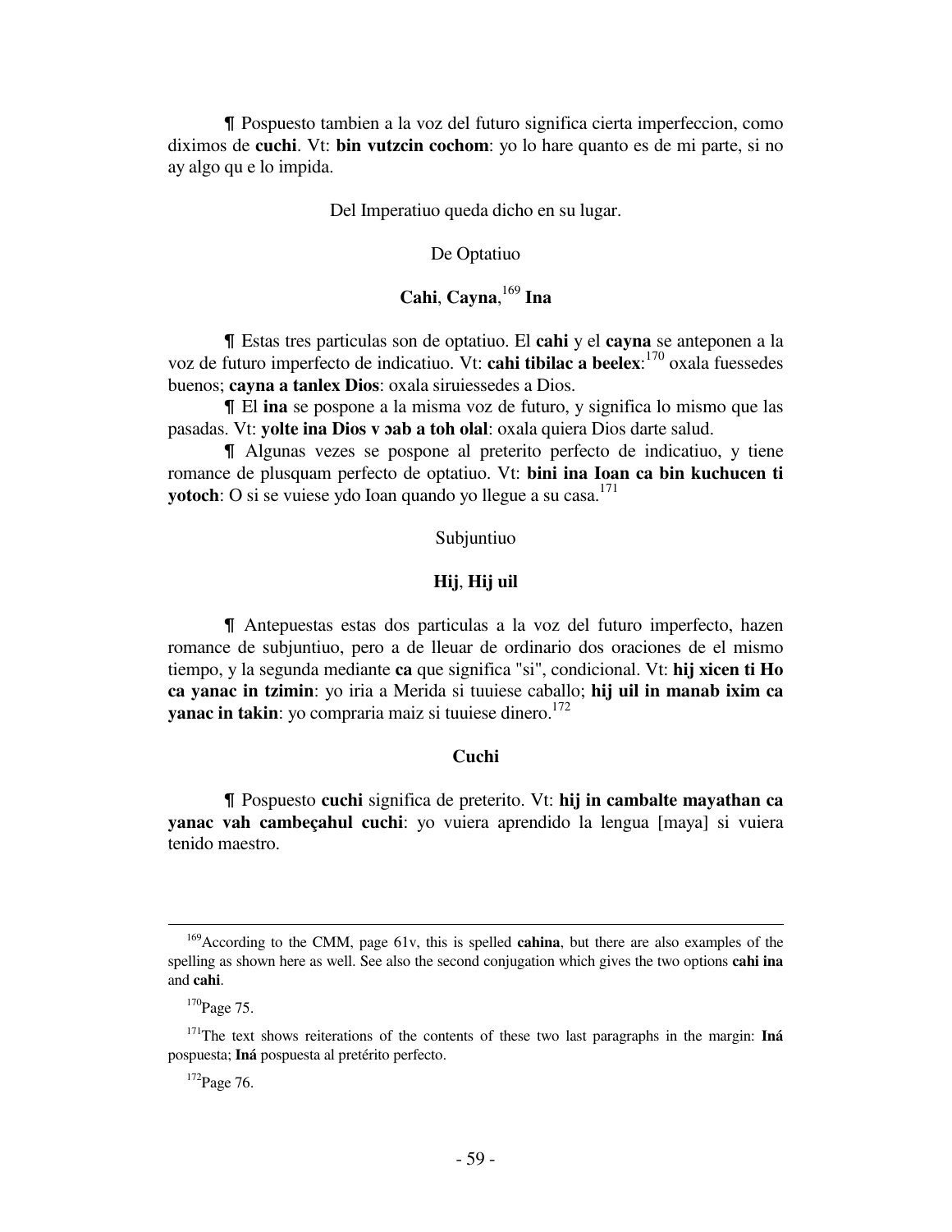¶ Pospuesto tambien a la voz del futuro significa cierta imperfeccion, como diximos de **cuchi**. Vt: **bin vutzcin cochom**: yo lo hare quanto es de mi parte, si no ay algo qu e lo impida.

Del Imperatiuo queda dicho en su lugar.

De Optatiuo

### **Cahi**, **Cayna**,[169] **Ina**

¶ Estas tres particulas son de optatiuo. El **cahi** y el **cayna** se anteponen a la voz de futuro imperfecto de indicatiuo. Vt: **cahi tibilac a beelex**:[170] oxala fuessedes buenos; **cayna a tanlex Dios**: oxala siruiessedes a Dios.

¶ El **ina** se pospone a la misma voz de futuro, y significa lo mismo que las pasadas. Vt: **yolte ina Dios v ɔab a toh olal**: oxala quiera Dios darte salud.

¶ Algunas vezes se pospone al preterito perfecto de indicatiuo, y tiene romance de plusquam perfecto de optatiuo. Vt: **bini ina Ioan ca bin kuchucen ti yotoch**: O si se vuiese ydo Ioan quando yo llegue a su casa.[171]

Subjuntiuo

### **Hij**, **Hij uil**

¶ Antepuestas estas dos particulas a la voz del futuro imperfecto, hazen romance de subjuntiuo, pero a de lleuar de ordinario dos oraciones de el mismo tiempo, y la segunda mediante **ca** que significa "si", condicional. Vt: **hij xicen ti Ho ca yanac in tzimin**: yo iria a Merida si tuuiese caballo; **hij uil in manab ixim ca yanac in takin**: yo compraria maiz si tuuiese dinero.[172]

### **Cuchi**

¶ Pospuesto **cuchi** significa de preterito. Vt: **hij in cambalte mayathan ca yanac vah cambeçahul cuchi**: yo vuiera aprendido la lengua [maya] si vuiera tenido maestro.

---

[169] According to the CMM, page 61v, this is spelled **cahina**, but there are also examples of the spelling as shown here as well. See also the second conjugation which gives the two options **cahi ina** and **cahi**.

[170] Page 75.

[171] The text shows reiterations of the contents of these two last paragraphs in the margin: **Iná** pospuesta; **Iná** pospuesta al pretérito perfecto.

[172] Page 76.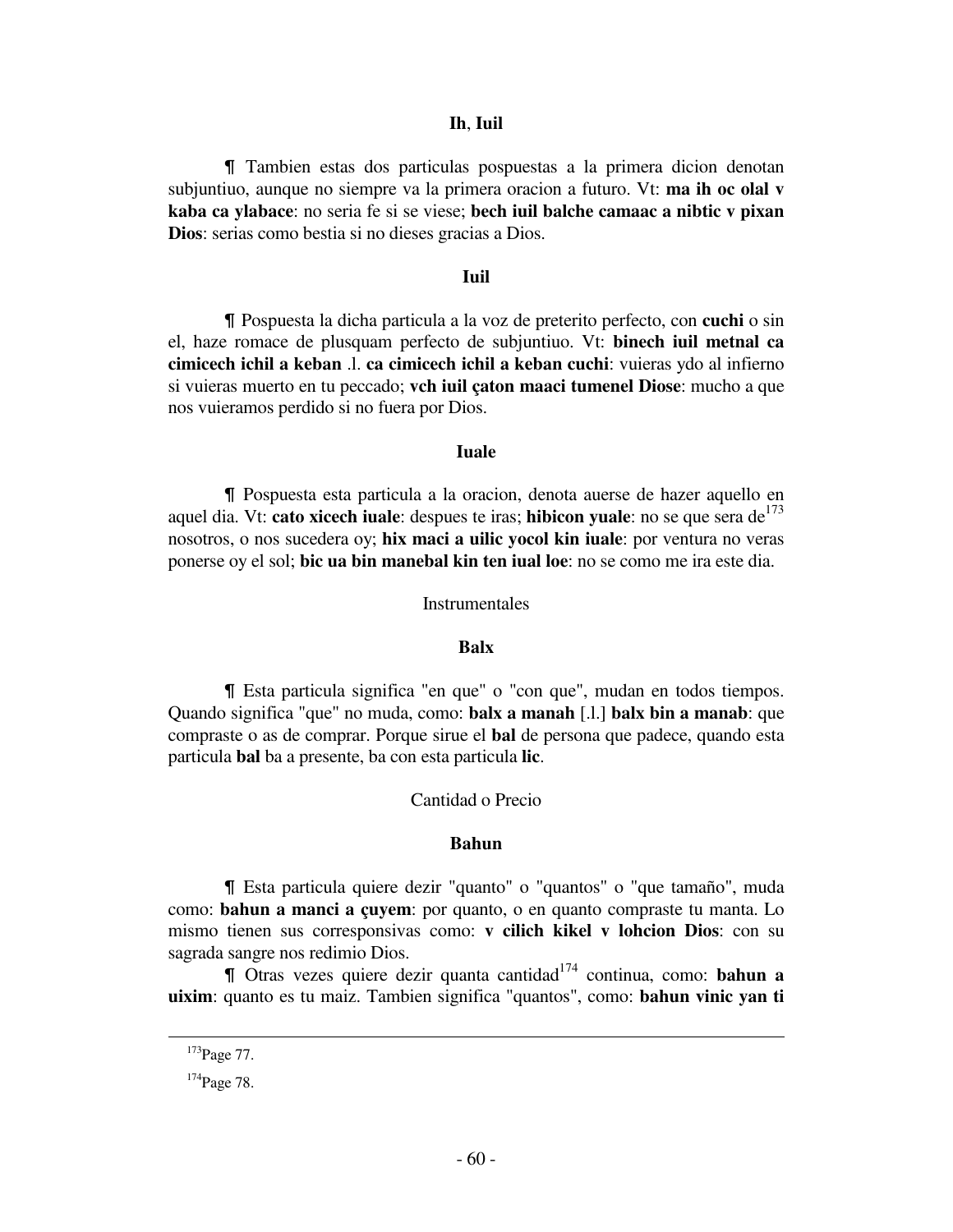### **Ih**, **Iuil**

¶ Tambien estas dos particulas pospuestas a la primera dicion denotan subjuntiuo, aunque no siempre va la primera oracion a futuro. Vt: **ma ih oc olal v kaba ca ylabace**: no seria fe si se viese; **bech iuil balche camaac a nibtic v pixan Dios**: serias como bestia si no dieses gracias a Dios.

### **Iuil**

¶ Pospuesta la dicha particula a la voz de preterito perfecto, con **cuchi** o sin el, haze romace de plusquam perfecto de subjuntiuo. Vt: **binech iuil metnal ca cimicech ichil a keban** .l. **ca cimicech ichil a keban cuchi**: vuieras ydo al infierno si vuieras muerto en tu peccado; **vch iuil çaton maaci tumenel Diose**: mucho a que nos vuieramos perdido si no fuera por Dios.

### **Iuale**

¶ Pospuesta esta particula a la oracion, denota auerse de hazer aquello en aquel dia. Vt: **cato xicech iuale**: despues te iras; **hibicon yuale**: no se que sera de[173] nosotros, o nos sucedera oy; **hix maci a uilic yocol kin iuale**: por ventura no veras ponerse oy el sol; **bic ua bin manebal kin ten iual loe**: no se como me ira este dia.

Instrumentales

### **Balx**

¶ Esta particula significa "en que" o "con que", mudan en todos tiempos. Quando significa "que" no muda, como: **balx a manah** [.l.] **balx bin a manab**: que compraste o as de comprar. Porque sirue el **bal** de persona que padece, quando esta particula **bal** ba a presente, ba con esta particula **lic**.

Cantidad o Precio

### **Bahun**

¶ Esta particula quiere dezir "quanto" o "quantos" o "que tamaño", muda como: **bahun a manci a çuyem**: por quanto, o en quanto compraste tu manta. Lo mismo tienen sus corresponsivas como: **v cilich kikel v lohcion Dios**: con su sagrada sangre nos redimio Dios.

¶ Otras vezes quiere dezir quanta cantidad[174] continua, como: **bahun a uixim**: quanto es tu maiz. Tambien significa "quantos", como: **bahun vinic yan ti**

---

[173] Page 77.

[174] Page 78.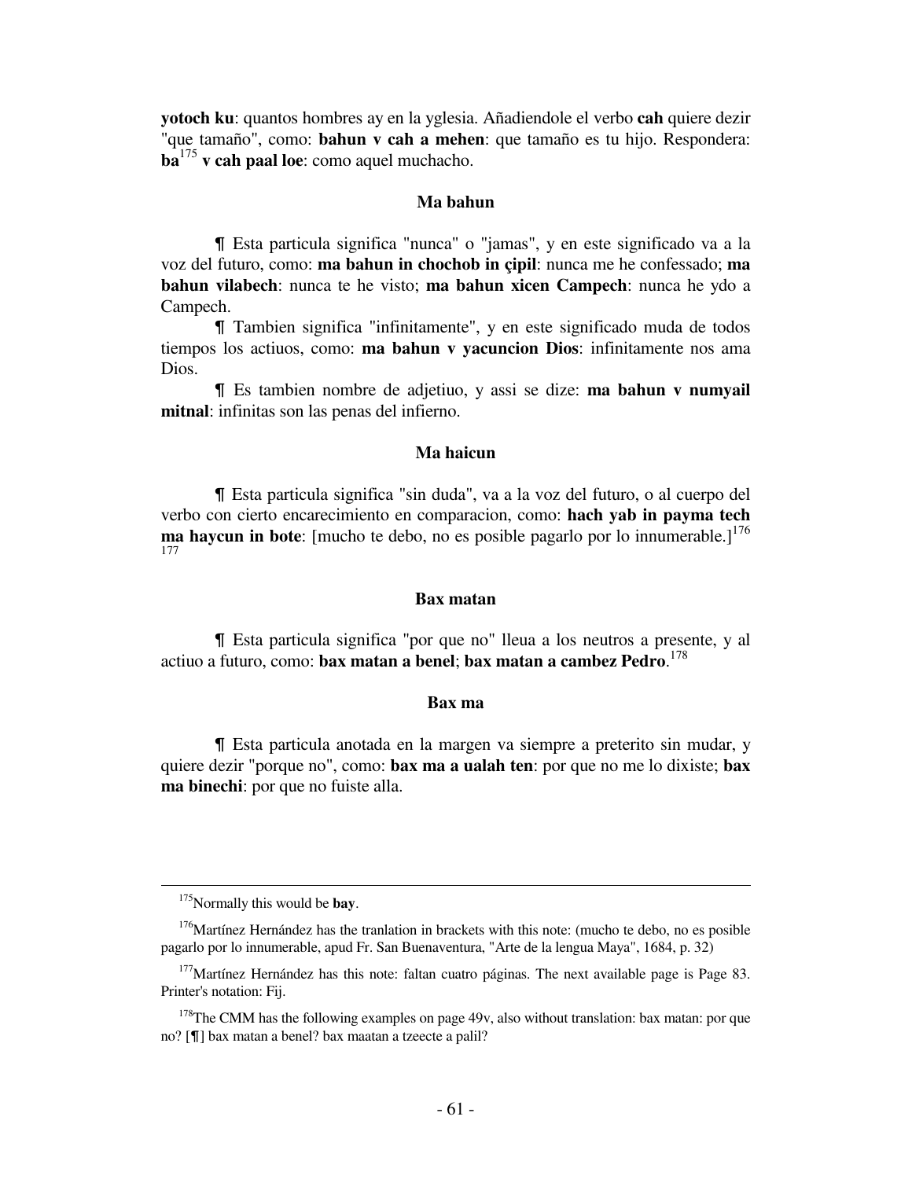**yotoch ku**: quantos hombres ay en la yglesia. Añadiendole el verbo **cah** quiere dezir "que tamaño", como: **bahun v cah a mehen**: que tamaño es tu hijo. Respondera: **ba**[175] **v cah paal loe**: como aquel muchacho.

### Ma bahun

¶ Esta particula significa "nunca" o "jamas", y en este significado va a la voz del futuro, como: **ma bahun in chochob in çipil**: nunca me he confessado; **ma bahun vilabech**: nunca te he visto; **ma bahun xicen Campech**: nunca he ydo a Campech.

¶ Tambien significa "infinitamente", y en este significado muda de todos tiempos los actiuos, como: **ma bahun v yacuncion Dios**: infinitamente nos ama Dios.

¶ Es tambien nombre de adjetiuo, y assi se dize: **ma bahun v numyail mitnal**: infinitas son las penas del infierno.

### Ma haicun

¶ Esta particula significa "sin duda", va a la voz del futuro, o al cuerpo del verbo con cierto encarecimiento en comparacion, como: **hach yab in payma tech ma haycun in bote**: [mucho te debo, no es posible pagarlo por lo innumerable.][176] [177]

### Bax matan

¶ Esta particula significa "por que no" lleua a los neutros a presente, y al actiuo a futuro, como: **bax matan a benel**; **bax matan a cambez Pedro**.[178]

### Bax ma

¶ Esta particula anotada en la margen va siempre a preterito sin mudar, y quiere dezir "porque no", como: **bax ma a ualah ten**: por que no me lo dixiste; **bax ma binechi**: por que no fuiste alla.

---

[175] Normally this would be **bay**.

[176] Martínez Hernández has the tranlation in brackets with this note: (mucho te debo, no es posible pagarlo por lo innumerable, apud Fr. San Buenaventura, "Arte de la lengua Maya", 1684, p. 32)

[177] Martínez Hernández has this note: faltan cuatro páginas. The next available page is Page 83. Printer's notation: Fij.

[178] The CMM has the following examples on page 49v, also without translation: bax matan: por que no? [¶] bax matan a benel? bax maatan a tzeecte a palil?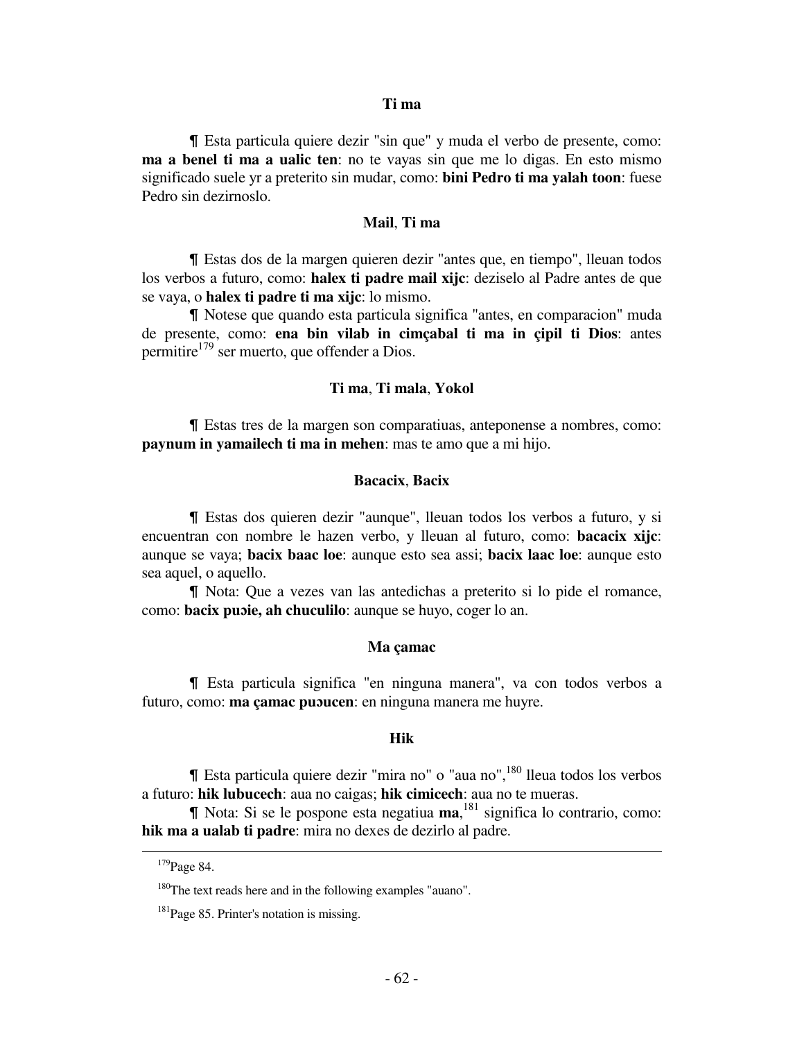**Ti ma**

¶ Esta particula quiere dezir "sin que" y muda el verbo de presente, como: **ma a benel ti ma a ualic ten**: no te vayas sin que me lo digas. En esto mismo significado suele yr a preterito sin mudar, como: **bini Pedro ti ma yalah toon**: fuese Pedro sin dezirnoslo.

**Mail**, **Ti ma**

¶ Estas dos de la margen quieren dezir "antes que, en tiempo", lleuan todos los verbos a futuro, como: **halex ti padre mail xijc**: deziselo al Padre antes de que se vaya, o **halex ti padre ti ma xijc**: lo mismo.

¶ Notese que quando esta particula significa "antes, en comparacion" muda de presente, como: **ena bin vilab in cimçabal ti ma in çipil ti Dios**: antes permitire[179] ser muerto, que offender a Dios.

**Ti ma**, **Ti mala**, **Yokol**

¶ Estas tres de la margen son comparatiuas, anteponense a nombres, como: **paynum in yamailech ti ma in mehen**: mas te amo que a mi hijo.

**Bacacix**, **Bacix**

¶ Estas dos quieren dezir "aunque", lleuan todos los verbos a futuro, y si encuentran con nombre le hazen verbo, y lleuan al futuro, como: **bacacix xijc**: aunque se vaya; **bacix baac loe**: aunque esto sea assi; **bacix laac loe**: aunque esto sea aquel, o aquello.

¶ Nota: Que a vezes van las antedichas a preterito si lo pide el romance, como: **bacix puɔie, ah chuculilo**: aunque se huyo, coger lo an.

**Ma çamac**

¶ Esta particula significa "en ninguna manera", va con todos verbos a futuro, como: **ma çamac puɔucen**: en ninguna manera me huyre.

**Hik**

¶ Esta particula quiere dezir "mira no" o "aua no",[180] lleua todos los verbos a futuro: **hik lubucech**: aua no caigas; **hik cimicech**: aua no te mueras.

¶ Nota: Si se le pospone esta negatiua **ma**,[181] significa lo contrario, como: **hik ma a ualab ti padre**: mira no dexes de dezirlo al padre.

---

[179] Page 84.

[180] The text reads here and in the following examples "auano".

[181] Page 85. Printer's notation is missing.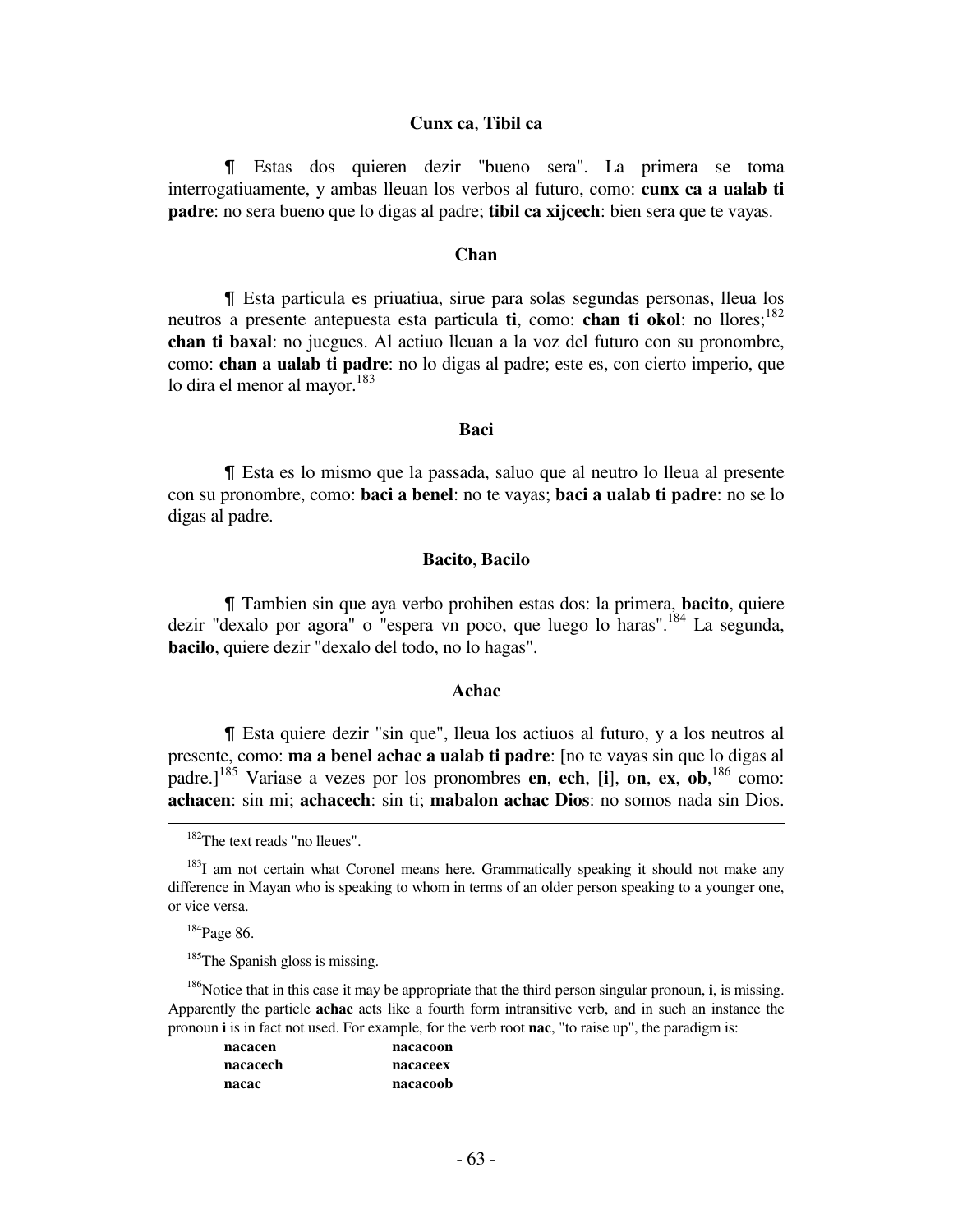### **Cunx ca**, **Tibil ca**

¶ Estas dos quieren dezir "bueno sera". La primera se toma interrogatiuamente, y ambas lleuan los verbos al futuro, como: **cunx ca a ualab ti padre**: no sera bueno que lo digas al padre; **tibil ca xijcech**: bien sera que te vayas.

### **Chan**

¶ Esta particula es priuatiua, sirue para solas segundas personas, lleua los neutros a presente antepuesta esta particula **ti**, como: **chan ti okol**: no llores;[182] **chan ti baxal**: no juegues. Al actiuo lleuan a la voz del futuro con su pronombre, como: **chan a ualab ti padre**: no lo digas al padre; este es, con cierto imperio, que lo dira el menor al mayor.[183]

### **Baci**

¶ Esta es lo mismo que la passada, saluo que al neutro lo lleua al presente con su pronombre, como: **baci a benel**: no te vayas; **baci a ualab ti padre**: no se lo digas al padre.

### **Bacito**, **Bacilo**

¶ Tambien sin que aya verbo prohiben estas dos: la primera, **bacito**, quiere dezir "dexalo por agora" o "espera vn poco, que luego lo haras".[184] La segunda, **bacilo**, quiere dezir "dexalo del todo, no lo hagas".

### **Achac**

¶ Esta quiere dezir "sin que", lleua los actiuos al futuro, y a los neutros al presente, como: **ma a benel achac a ualab ti padre**: [no te vayas sin que lo digas al padre.][185] Variase a vezes por los pronombres **en**, **ech**, [**i**], **on**, **ex**, **ob**,[186] como: **achacen**: sin mi; **achacech**: sin ti; **mabalon achac Dios**: no somos nada sin Dios.

---

[182]The text reads "no lleues".

[183]I am not certain what Coronel means here. Grammatically speaking it should not make any difference in Mayan who is speaking to whom in terms of an older person speaking to a younger one, or vice versa.

[184]Page 86.

[185]The Spanish gloss is missing.

[186]Notice that in this case it may be appropriate that the third person singular pronoun, **i**, is missing. Apparently the particle **achac** acts like a fourth form intransitive verb, and in such an instance the pronoun **i** is in fact not used. For example, for the verb root **nac**, "to raise up", the paradigm is:

| | |
|---|---|
| **nacacen** | **nacacoon** |
| **nacacech** | **nacaceex** |
| **nacac** | **nacacoob** |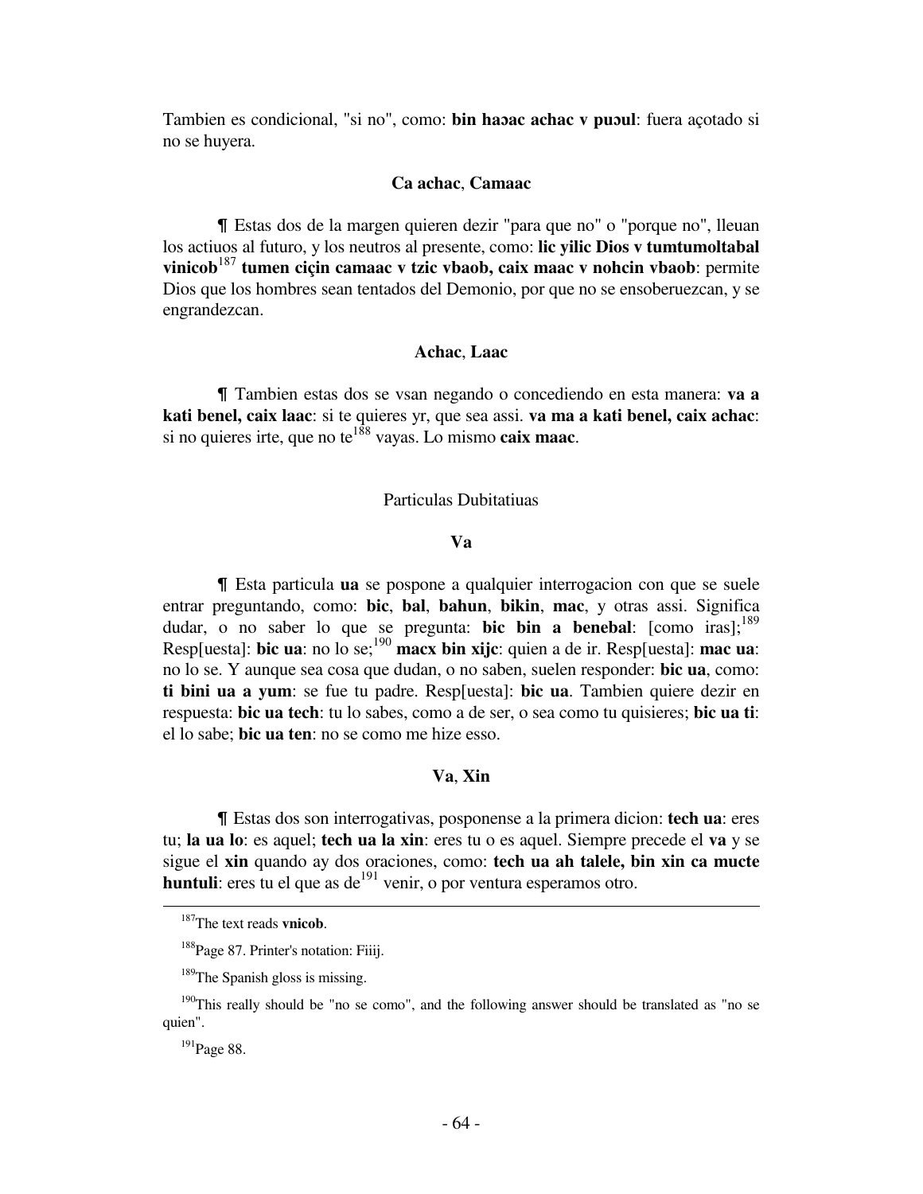Tambien es condicional, "si no", como: **bin haɔac achac v puɔul**: fuera açotado si no se huyera.

### **Ca achac**, **Camaac**

¶ Estas dos de la margen quieren dezir "para que no" o "porque no", lleuan los actiuos al futuro, y los neutros al presente, como: **lic yilic Dios v tumtumoltabal vinicob**[187] **tumen ciçin camaac v tzic vbaob, caix maac v nohcin vbaob**: permite Dios que los hombres sean tentados del Demonio, por que no se ensoberuezcan, y se engrandezcan.

### **Achac**, **Laac**

¶ Tambien estas dos se vsan negando o concediendo en esta manera: **va a kati benel, caix laac**: si te quieres yr, que sea assi. **va ma a kati benel, caix achac**: si no quieres irte, que no te[188] vayas. Lo mismo **caix maac**.

## Particulas Dubitatiuas

### **Va**

¶ Esta particula **ua** se pospone a qualquier interrogacion con que se suele entrar preguntando, como: **bic**, **bal**, **bahun**, **bikin**, **mac**, y otras assi. Significa dudar, o no saber lo que se pregunta: **bic bin a benebal**: [como iras];[189] Resp[uesta]: **bic ua**: no lo se;[190] **macx bin xijc**: quien a de ir. Resp[uesta]: **mac ua**: no lo se. Y aunque sea cosa que dudan, o no saben, suelen responder: **bic ua**, como: **ti bini ua a yum**: se fue tu padre. Resp[uesta]: **bic ua**. Tambien quiere dezir en respuesta: **bic ua tech**: tu lo sabes, como a de ser, o sea como tu quisieres; **bic ua ti**: el lo sabe; **bic ua ten**: no se como me hize esso.

### **Va**, **Xin**

¶ Estas dos son interrogatiuas, posponense a la primera dicion: **tech ua**: eres tu; **la ua lo**: es aquel; **tech ua la xin**: eres tu o es aquel. Siempre precede el **va** y se sigue el **xin** quando ay dos oraciones, como: **tech ua ah talele, bin xin ca mucte huntuli**: eres tu el que as de[191] venir, o por ventura esperamos otro.

---

[187] The text reads **vnicob**.

[188] Page 87. Printer's notation: Fiiij.

[189] The Spanish gloss is missing.

[190] This really should be "no se como", and the following answer should be translated as "no se quien".

[191] Page 88.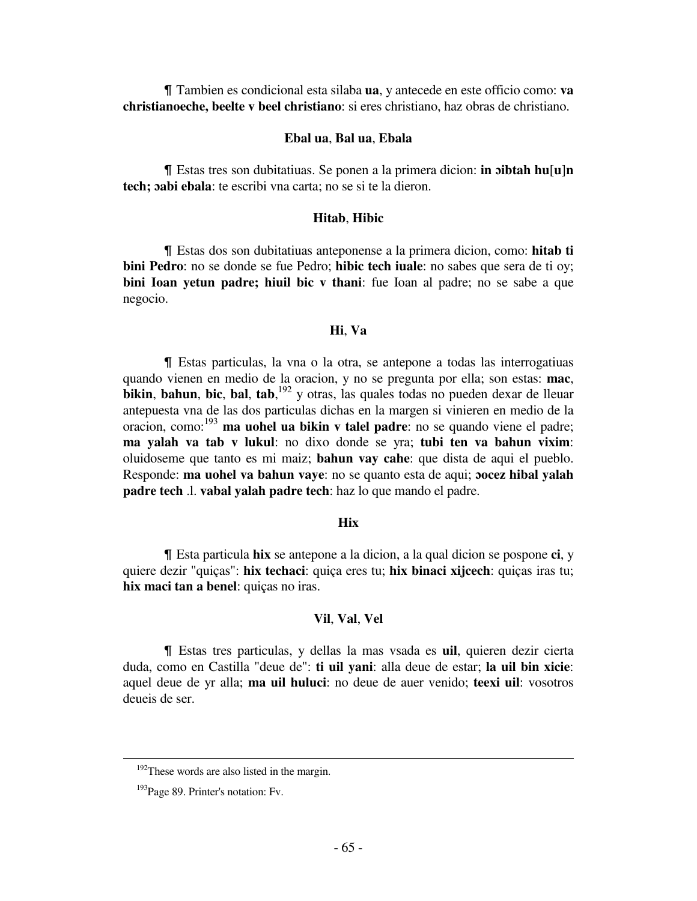¶ Tambien es condicional esta silaba **ua**, y antecede en este officio como: **va christianoeche, beelte v beel christiano**: si eres christiano, haz obras de christiano.

### **Ebal ua**, **Bal ua**, **Ebala**

¶ Estas tres son dubitatiuas. Se ponen a la primera dicion: **in ɔibtah hu**[**u**]**n tech; ɔabi ebala**: te escribi vna carta; no se si te la dieron.

### **Hitab**, **Hibic**

¶ Estas dos son dubitatiuas anteponense a la primera dicion, como: **hitab ti bini Pedro**: no se donde se fue Pedro; **hibic tech iuale**: no sabes que sera de ti oy; **bini Ioan yetun padre; hiuil bic v thani**: fue Ioan al padre; no se sabe a que negocio.

### **Hi**, **Va**

¶ Estas particulas, la vna o la otra, se antepone a todas las interrogatiuas quando vienen en medio de la oracion, y no se pregunta por ella; son estas: **mac**, **bikin**, **bahun**, **bic**, **bal**, **tab**,[192] y otras, las quales todas no pueden dexar de lleuar antepuesta vna de las dos particulas dichas en la margen si vinieren en medio de la oracion, como:[193] **ma uohel ua bikin v talel padre**: no se quando viene el padre; **ma yalah va tab v lukul**: no dixo donde se yra; **tubi ten va bahun vixim**: oluidoseme que tanto es mi maiz; **bahun vay cahe**: que dista de aqui el pueblo. Responde: **ma uohel va bahun vaye**: no se quanto esta de aqui; **ɔocez hibal yalah padre tech** .l. **vabal yalah padre tech**: haz lo que mando el padre.

### **Hix**

¶ Esta particula **hix** se antepone a la dicion, a la qual dicion se pospone **ci**, y quiere dezir "quiças": **hix techaci**: quiça eres tu; **hix binaci xijcech**: quiças iras tu; **hix maci tan a benel**: quiças no iras.

### **Vil**, **Val**, **Vel**

¶ Estas tres particulas, y dellas la mas vsada es **uil**, quieren dezir cierta duda, como en Castilla "deue de": **ti uil yani**: alla deue de estar; **la uil bin xicie**: aquel deue de yr alla; **ma uil huluci**: no deue de auer venido; **teexi uil**: vosotros deueis de ser.

---

[192] These words are also listed in the margin.

[193] Page 89. Printer's notation: Fv.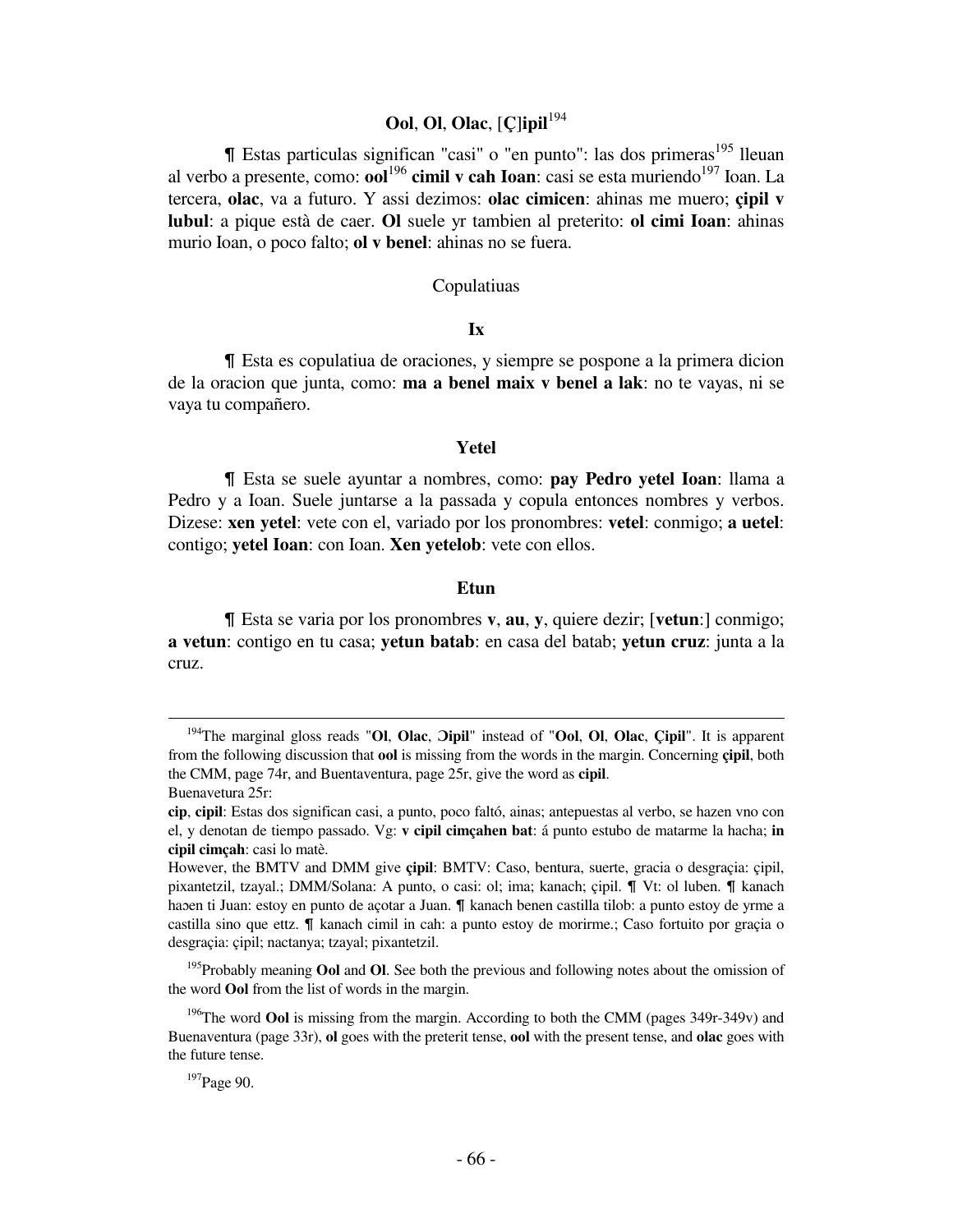### **Ool**, **Ol**, **Olac**, [**Ç**]**ipil**[194]

¶ Estas particulas significan "casi" o "en punto": las dos primeras[195] lleuan al verbo a presente, como: **ool**[196] **cimil v cah Ioan**: casi se esta muriendo[197] Ioan. La tercera, **olac**, va a futuro. Y assi dezimos: **olac cimicen**: ahinas me muero; **çipil v lubul**: a pique està de caer. **Ol** suele yr tambien al preterito: **ol cimi Ioan**: ahinas murio Ioan, o poco falto; **ol v benel**: ahinas no se fuera.

Copulatiuas

### **Ix**

¶ Esta es copulatiua de oraciones, y siempre se pospone a la primera dicion de la oracion que junta, como: **ma a benel maix v benel a lak**: no te vayas, ni se vaya tu compañero.

### **Yetel**

¶ Esta se suele ayuntar a nombres, como: **pay Pedro yetel Ioan**: llama a Pedro y a Ioan. Suele juntarse a la passada y copula entonces nombres y verbos. Dizese: **xen yetel**: vete con el, variado por los pronombres: **vetel**: conmigo; **a uetel**: contigo; **yetel Ioan**: con Ioan. **Xen yetelob**: vete con ellos.

### **Etun**

¶ Esta se varia por los pronombres **v**, **au**, **y**, quiere dezir; [**vetun**:] conmigo; **a vetun**: contigo en tu casa; **yetun batab**: en casa del batab; **yetun cruz**: junta a la cruz.

---

[194] The marginal gloss reads "**Ol**, **Olac**, **Ɔipil**" instead of "**Ool**, **Ol**, **Olac**, **Çipil**". It is apparent from the following discussion that **ool** is missing from the words in the margin. Concerning **çipil**, both the CMM, page 74r, and Buentaventura, page 25r, give the word as **cipil**.

Buenavetura 25r:

**cip**, **cipil**: Estas dos significan casi, a punto, poco faltó, ainas; antepuestas al verbo, se hazen vno con el, y denotan de tiempo passado. Vg: **v cipil cimçahen bat**: á punto estubo de matarme la hacha; **in cipil cimçah**: casi lo matè.

However, the BMTV and DMM give **çipil**: BMTV: Caso, bentura, suerte, gracia o desgraçia: çipil, pixantetzil, tzayal.; DMM/Solana: A punto, o casi: ol; ima; kanach; çipil. ¶ Vt: ol luben. ¶ kanach haɔen ti Juan: estoy en punto de açotar a Juan. ¶ kanach benen castilla tilob: a punto estoy de yrme a castilla sino que ettz. ¶ kanach cimil in cah: a punto estoy de morirme.; Caso fortuito por graçia o desgraçia: çipil; nactanya; tzayal; pixantetzil.

[195] Probably meaning **Ool** and **Ol**. See both the previous and following notes about the omission of the word **Ool** from the list of words in the margin.

[196] The word **Ool** is missing from the margin. According to both the CMM (pages 349r-349v) and Buenaventura (page 33r), **ol** goes with the preterit tense, **ool** with the present tense, and **olac** goes with the future tense.

[197] Page 90.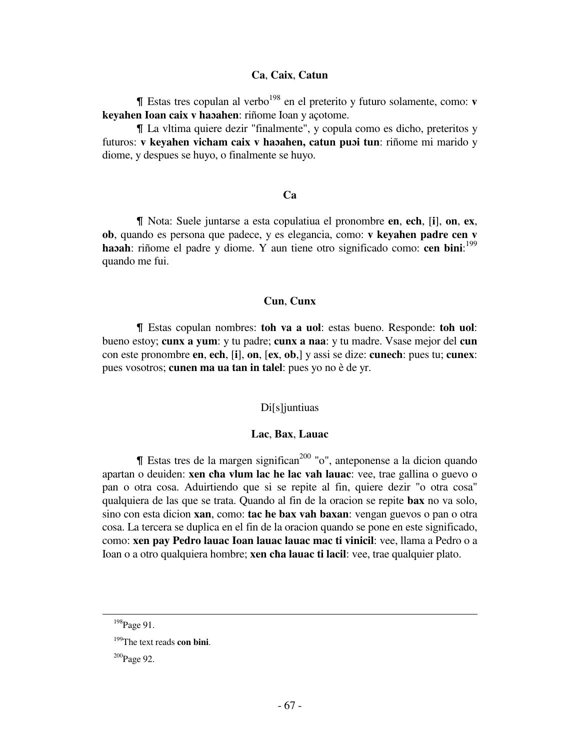### **Ca**, **Caix**, **Catun**

¶ Estas tres copulan al verbo[198] en el preterito y futuro solamente, como: **v keyahen Ioan caix v haɔahen**: riñome Ioan y açotome.

¶ La vltima quiere dezir "finalmente", y copula como es dicho, preteritos y futuros: **v keyahen vicham caix v haɔahen, catun puɔi tun**: riñome mi marido y diome, y despues se huyo, o finalmente se huyo.

### **Ca**

¶ Nota: Suele juntarse a esta copulatiua el pronombre **en**, **ech**, [**i**], **on**, **ex**, **ob**, quando es persona que padece, y es elegancia, como: **v keyahen padre cen v haɔah**: riñome el padre y diome. Y aun tiene otro significado como: **cen bini**:[199] quando me fui.

### **Cun**, **Cunx**

¶ Estas copulan nombres: **toh va a uol**: estas bueno. Responde: **toh uol**: bueno estoy; **cunx a yum**: y tu padre; **cunx a naa**: y tu madre. Vsase mejor del **cun** con este pronombre **en**, **ech**, [**i**], **on**, [**ex**, **ob**,] y assi se dize: **cunech**: pues tu; **cunex**: pues vosotros; **cunen ma ua tan in talel**: pues yo no è de yr.

Di[s]juntiuas

### **Lac**, **Bax**, **Lauac**

¶ Estas tres de la margen significan[200] "o", anteponense a la dicion quando apartan o deuiden: **xen cħa vlum lac he lac vah lauac**: vee, trae gallina o guevo o pan o otra cosa. Aduirtiendo que si se repite al fin, quiere dezir "o otra cosa" qualquiera de las que se trata. Quando al fin de la oracion se repite **bax** no va solo, sino con esta dicion **xan**, como: **tac he bax vah baxan**: vengan guevos o pan o otra cosa. La tercera se duplica en el fin de la oracion quando se pone en este significado, como: **xen pay Pedro lauac Ioan lauac lauac mac ti vinicil**: vee, llama a Pedro o a Ioan o a otro qualquiera hombre; **xen cħa lauac ti lacil**: vee, trae qualquier plato.

---

[198] Page 91.

[199] The text reads **con bini**.

[200] Page 92.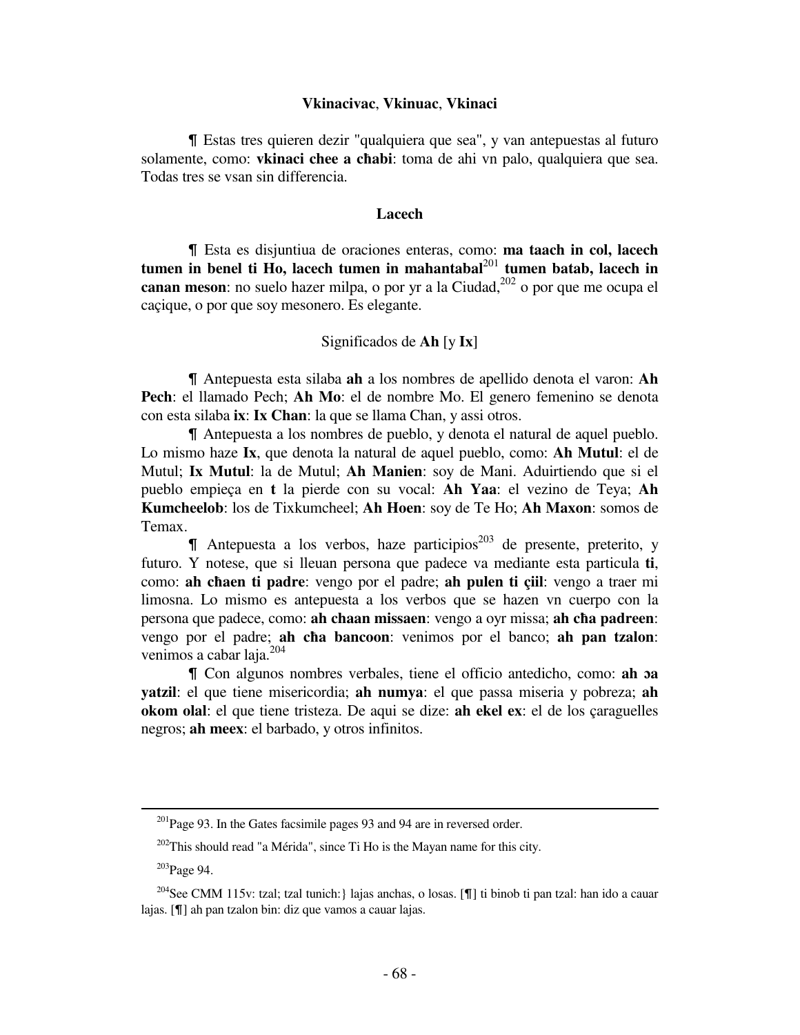### **Vkinacivac**, **Vkinuac**, **Vkinaci**

¶ Estas tres quieren dezir "qualquiera que sea", y van antepuestas al futuro solamente, como: **vkinaci chee a cħabi**: toma de ahi vn palo, qualquiera que sea. Todas tres se vsan sin differencia.

### **Lacech**

¶ Esta es disjuntiua de oraciones enteras, como: **ma taach in col, lacech tumen in benel ti Ho, lacech tumen in mahantabal**[201] **tumen batab, lacech in canan meson**: no suelo hazer milpa, o por yr a la Ciudad,[202] o por que me ocupa el caçique, o por que soy mesonero. Es elegante.

### Significados de **Ah** [y **Ix**]

¶ Antepuesta esta silaba **ah** a los nombres de apellido denota el varon: **Ah Pech**: el llamado Pech; **Ah Mo**: el de nombre Mo. El genero femenino se denota con esta silaba **ix**: **Ix Chan**: la que se llama Chan, y assi otros.

¶ Antepuesta a los nombres de pueblo, y denota el natural de aquel pueblo. Lo mismo haze **Ix**, que denota la natural de aquel pueblo, como: **Ah Mutul**: el de Mutul; **Ix Mutul**: la de Mutul; **Ah Manien**: soy de Mani. Aduirtiendo que si el pueblo empieça en **t** la pierde con su vocal: **Ah Yaa**: el vezino de Teya; **Ah Kumcheelob**: los de Tixkumcheel; **Ah Hoen**: soy de Te Ho; **Ah Maxon**: somos de Temax.

¶ Antepuesta a los verbos, haze participios[203] de presente, preterito, y futuro. Y notese, que si lleuan persona que padece va mediante esta particula **ti**, como: **ah cħaen ti padre**: vengo por el padre; **ah pulen ti çiil**: vengo a traer mi limosna. Lo mismo es antepuesta a los verbos que se hazen vn cuerpo con la persona que padece, como: **ah chaan missaen**: vengo a oyr missa; **ah cħa padreen**: vengo por el padre; **ah cħa bancoon**: venimos por el banco; **ah pan tzalon**: venimos a cabar laja.[204]

¶ Con algunos nombres verbales, tiene el officio antedicho, como: **ah ɔa yatzil**: el que tiene misericordia; **ah numya**: el que passa miseria y pobreza; **ah okom olal**: el que tiene tristeza. De aqui se dize: **ah ekel ex**: el de los çaraguelles negros; **ah meex**: el barbado, y otros infinitos.

---

[201] Page 93. In the Gates facsimile pages 93 and 94 are in reversed order.

[202] This should read "a Mérida", since Ti Ho is the Mayan name for this city.

[203] Page 94.

[204] See CMM 115v: tzal; tzal tunich:} lajas anchas, o losas. [¶] ti binob ti pan tzal: han ido a cauar lajas. [¶] ah pan tzalon bin: diz que vamos a cauar lajas.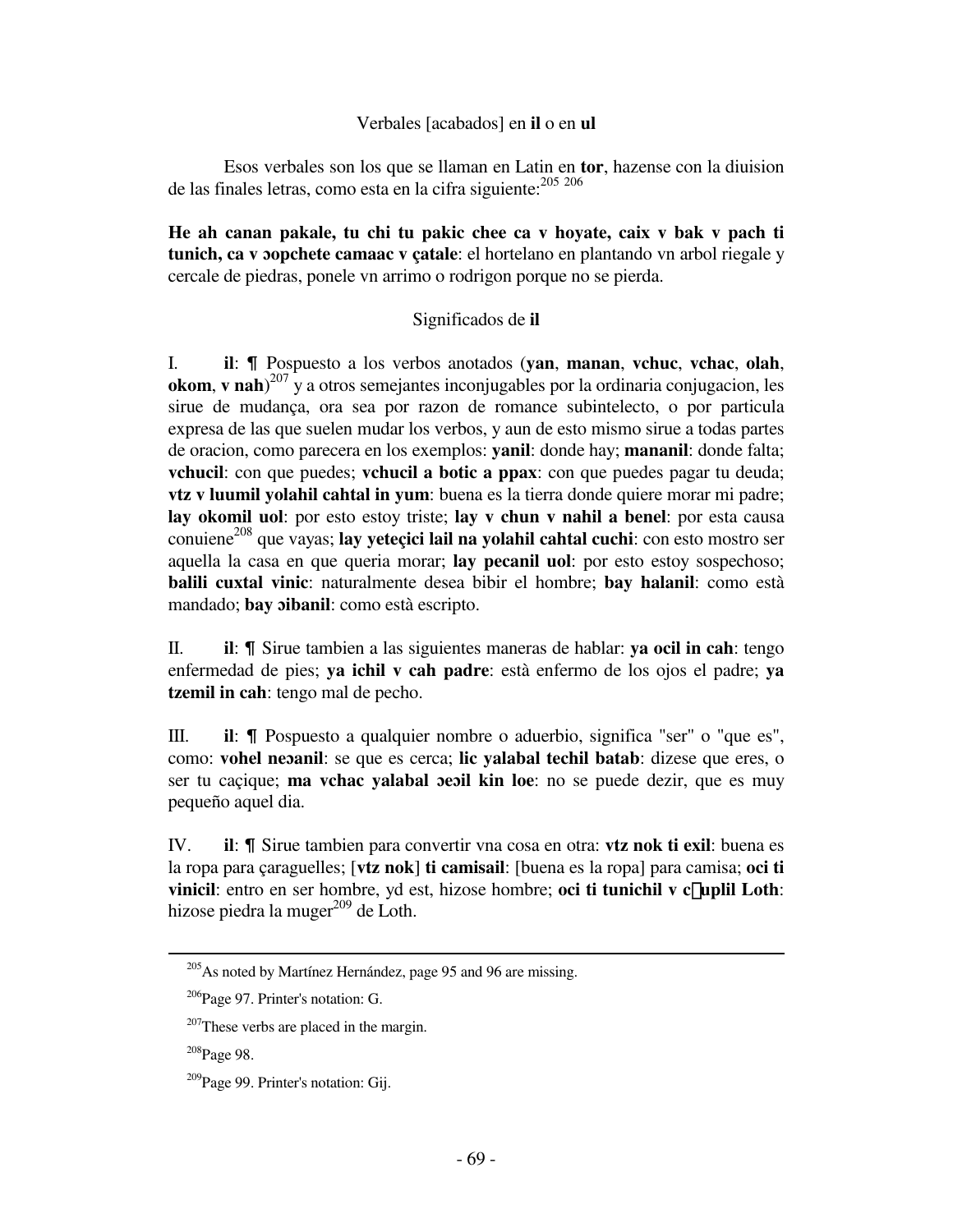Verbales [acabados] en **il** o en **ul**

Esos verbales son los que se llaman en Latin en **tor**, hazense con la diuision de las finales letras, como esta en la cifra siguiente:[205] [206]

**He ah canan pakale, tu chi tu pakic chee ca v hoyate, caix v bak v pach ti tunich, ca v ɔopchete camaac v çatale**: el hortelano en plantando vn arbol riegale y cercale de piedras, ponele vn arrimo o rodrigon porque no se pierda.

Significados de **il**

I. **il**: ¶ Pospuesto a los verbos anotados (**yan**, **manan**, **vchuc**, **vchac**, **olah**, **okom**, **v nah**)[207] y a otros semejantes inconjugables por la ordinaria conjugacion, les sirue de mudança, ora sea por razon de romance subintelecto, o por particula expresa de las que suelen mudar los verbos, y aun de esto mismo sirue a todas partes de oracion, como parecera en los exemplos: **yanil**: donde hay; **mananil**: donde falta; **vchucil**: con que puedes; **vchucil a botic a ppax**: con que puedes pagar tu deuda; **vtz v luumil yolahil cahtal in yum**: buena es la tierra donde quiere morar mi padre; **lay okomil uol**: por esto estoy triste; **lay v chun v nahil a benel**: por esta causa conuiene[208] que vayas; **lay yeteçici lail na yolahil cahtal cuchi**: con esto mostro ser aquella la casa en que queria morar; **lay pecanil uol**: por esto estoy sospechoso; **balili cuxtal vinic**: naturalmente desea bibir el hombre; **bay halanil**: como està mandado; **bay ɔibanil**: como està escripto.

II. **il**: ¶ Sirue tambien a las siguientes maneras de hablar: **ya ocil in cah**: tengo enfermedad de pies; **ya ichil v cah padre**: està enfermo de los ojos el padre; **ya tzemil in cah**: tengo mal de pecho.

III. **il**: ¶ Pospuesto a qualquier nombre o aduerbio, significa "ser" o "que es", como: **vohel neɔanil**: se que es cerca; **lic yalabal techil batab**: dizese que eres, o ser tu caçique; **ma vchac yalabal ɔeɔil kin loe**: no se puede dezir, que es muy pequeño aquel dia.

IV. **il**: ¶ Sirue tambien para convertir vna cosa en otra: **vtz nok ti exil**: buena es la ropa para çaraguelles; [**vtz nok**] **ti camisail**: [buena es la ropa] para camisa; **oci ti vinicil**: entro en ser hombre, yd est, hizose hombre; **oci ti tunichil v c□uplil Loth**: hizose piedra la muger[209] de Loth.

---

[205] As noted by Martínez Hernández, page 95 and 96 are missing.

[206] Page 97. Printer's notation: G.

[207] These verbs are placed in the margin.

[208] Page 98.

[209] Page 99. Printer's notation: Gij.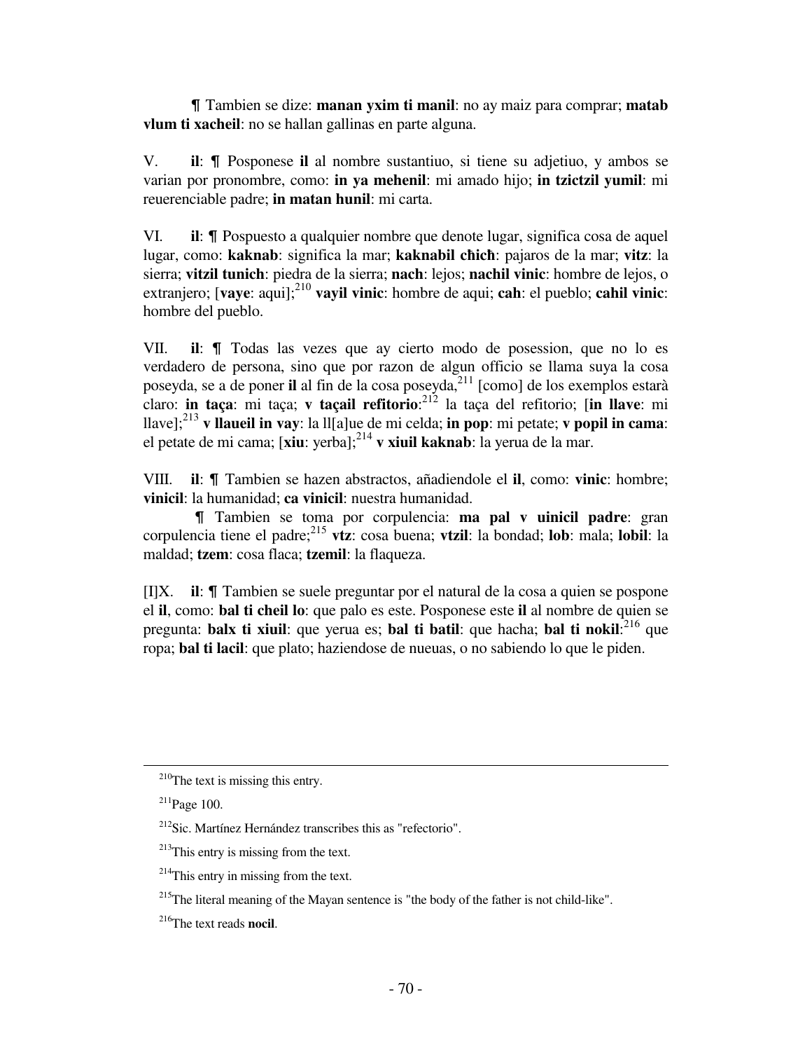¶ Tambien se dize: **manan yxim ti manil**: no ay maiz para comprar; **matab vlum ti xacheil**: no se hallan gallinas en parte alguna.

V. **il**: ¶ Posponese **il** al nombre sustantiuo, si tiene su adjetiuo, y ambos se varian por pronombre, como: **in ya mehenil**: mi amado hijo; **in tzictzil yumil**: mi reuerenciable padre; **in matan hunil**: mi carta.

VI. **il**: ¶ Pospuesto a qualquier nombre que denote lugar, significa cosa de aquel lugar, como: **kaknab**: significa la mar; **kaknabil c̄hic̄h**: pajaros de la mar; **vitz**: la sierra; **vitzil tunich**: piedra de la sierra; **nach**: lejos; **nachil vinic**: hombre de lejos, o extranjero; [**vaye**: aqui];[210] **vayil vinic**: hombre de aqui; **cah**: el pueblo; **cahil vinic**: hombre del pueblo.

VII. **il**: ¶ Todas las vezes que ay cierto modo de posession, que no lo es verdadero de persona, sino que por razon de algun officio se llama suya la cosa poseyda, se a de poner **il** al fin de la cosa poseyda,[211] [como] de los exemplos estarà claro: **in taça**: mi taça; **v taçail refitorio**:[212] la taça del refitorio; [**in llave**: mi llave];[213] **v llaueil in vay**: la ll[a]ue de mi celda; **in pop**: mi petate; **v popil in cama**: el petate de mi cama; [**xiu**: yerba];[214] **v xiuil kaknab**: la yerua de la mar.

VIII. **il**: ¶ Tambien se hazen abstractos, añadiendole el **il**, como: **vinic**: hombre; **vinicil**: la humanidad; **ca vinicil**: nuestra humanidad.

¶ Tambien se toma por corpulencia: **ma pal v uinicil padre**: gran corpulencia tiene el padre;[215] **vtz**: cosa buena; **vtzil**: la bondad; **lob**: mala; **lobil**: la maldad; **tzem**: cosa flaca; **tzemil**: la flaqueza.

[I]X. **il**: ¶ Tambien se suele preguntar por el natural de la cosa a quien se pospone el **il**, como: **bal ti cheil lo**: que palo es este. Posponese este **il** al nombre de quien se pregunta: **balx ti xiuil**: que yerua es; **bal ti batil**: que hacha; **bal ti nokil**:[216] que ropa; **bal ti lacil**: que plato; haziendose de nueuas, o no sabiendo lo que le piden.

---

[210] The text is missing this entry.

[211] Page 100.

[212] Sic. Martínez Hernández transcribes this as "refectorio".

[213] This entry is missing from the text.

[214] This entry in missing from the text.

[215] The literal meaning of the Mayan sentence is "the body of the father is not child-like".

[216] The text reads **nocil**.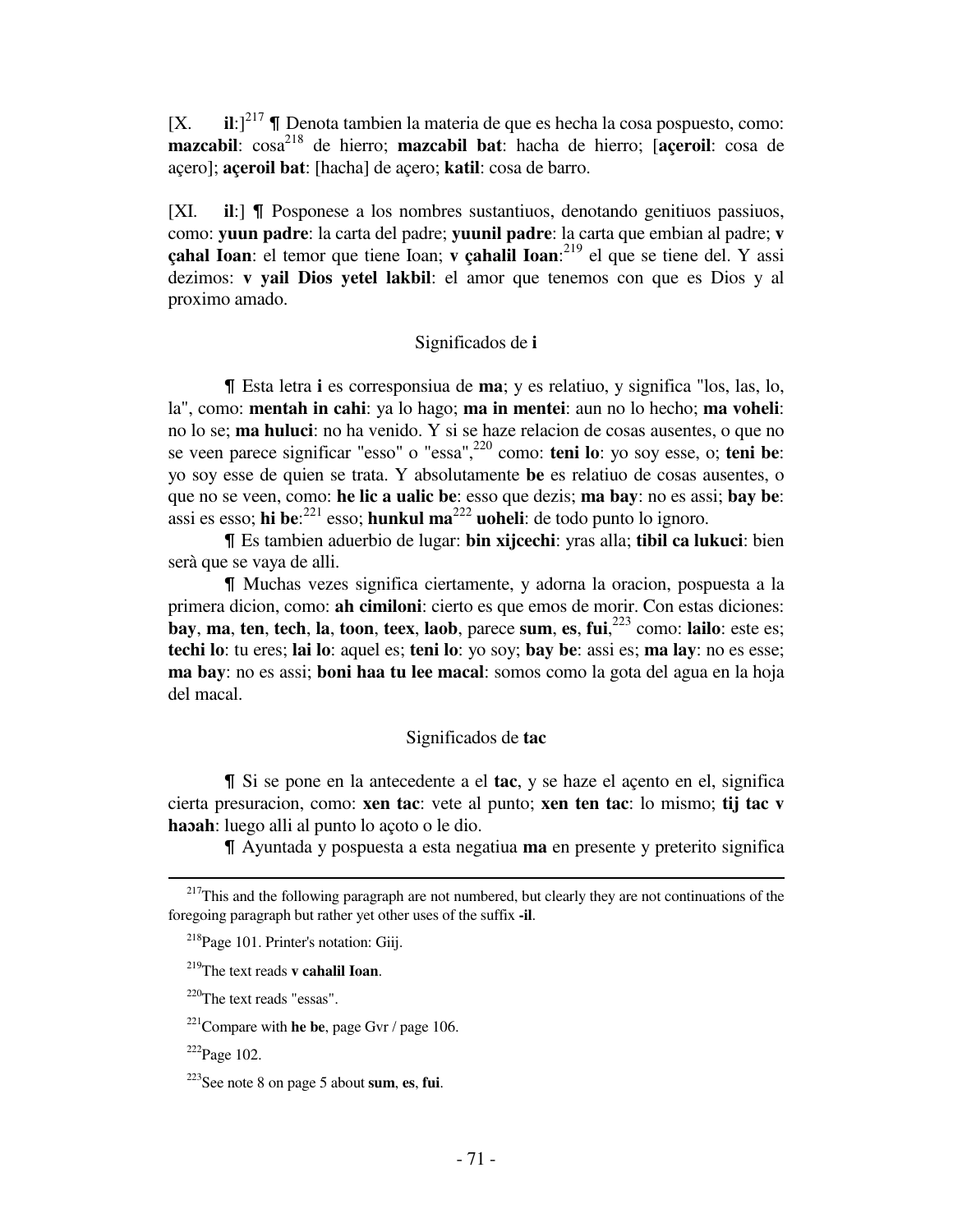[X. **il**:][217] ¶ Denota tambien la materia de que es hecha la cosa pospuesto, como: **mazcabil**: cosa[218] de hierro; **mazcabil bat**: hacha de hierro; [**açeroil**: cosa de açero]; **açeroil bat**: [hacha] de açero; **katil**: cosa de barro.

[XI. **il**:] ¶ Posponese a los nombres sustantiuos, denotando genitiuos passiuos, como: **yuun padre**: la carta del padre; **yuunil padre**: la carta que embian al padre; **v çahal Ioan**: el temor que tiene Ioan; **v çahalil Ioan**:[219] el que se tiene del. Y assi dezimos: **v yail Dios yetel lakbil**: el amor que tenemos con que es Dios y al proximo amado.

## Significados de **i**

¶ Esta letra **i** es corresponsiua de **ma**; y es relatiuo, y significa "los, las, lo, la", como: **mentah in cahi**: ya lo hago; **ma in mentei**: aun no lo hecho; **ma voheli**: no lo se; **ma huluci**: no ha venido. Y si se haze relacion de cosas ausentes, o que no se veen parece significar "esso" o "essa",[220] como: **teni lo**: yo soy esse, o; **teni be**: yo soy esse de quien se trata. Y absolutamente **be** es relatiuo de cosas ausentes, o que no se veen, como: **he lic a ualic be**: esso que dezis; **ma bay**: no es assi; **bay be**: assi es esso; **hi be**:[221] esso; **hunkul ma**[222] **uoheli**: de todo punto lo ignoro.

¶ Es tambien aduerbio de lugar: **bin xijcechi**: yras alla; **tibil ca lukuci**: bien serà que se vaya de alli.

¶ Muchas vezes significa ciertamente, y adorna la oracion, pospuesta a la primera dicion, como: **ah cimiloni**: cierto es que emos de morir. Con estas diciones: **bay**, **ma**, **ten**, **tech**, **la**, **toon**, **teex**, **laob**, parece **sum**, **es**, **fui**,[223] como: **lailo**: este es; **techi lo**: tu eres; **lai lo**: aquel es; **teni lo**: yo soy; **bay be**: assi es; **ma lay**: no es esse; **ma bay**: no es assi; **boni haa tu lee macal**: somos como la gota del agua en la hoja del macal.

## Significados de **tac**

¶ Si se pone en la antecedente a el **tac**, y se haze el açento en el, significa cierta presuracion, como: **xen tac**: vete al punto; **xen ten tac**: lo mismo; **tij tac v haɔah**: luego alli al punto lo açoto o le dio.

¶ Ayuntada y pospuesta a esta negatiua **ma** en presente y preterito significa

---

[217] This and the following paragraph are not numbered, but clearly they are not continuations of the foregoing paragraph but rather yet other uses of the suffix **-il**.

[218] Page 101. Printer's notation: Giij.

[219] The text reads **v cahalil Ioan**.

[220] The text reads "essas".

[221] Compare with **he be**, page Gvr / page 106.

[222] Page 102.

[223] See note 8 on page 5 about **sum**, **es**, **fui**.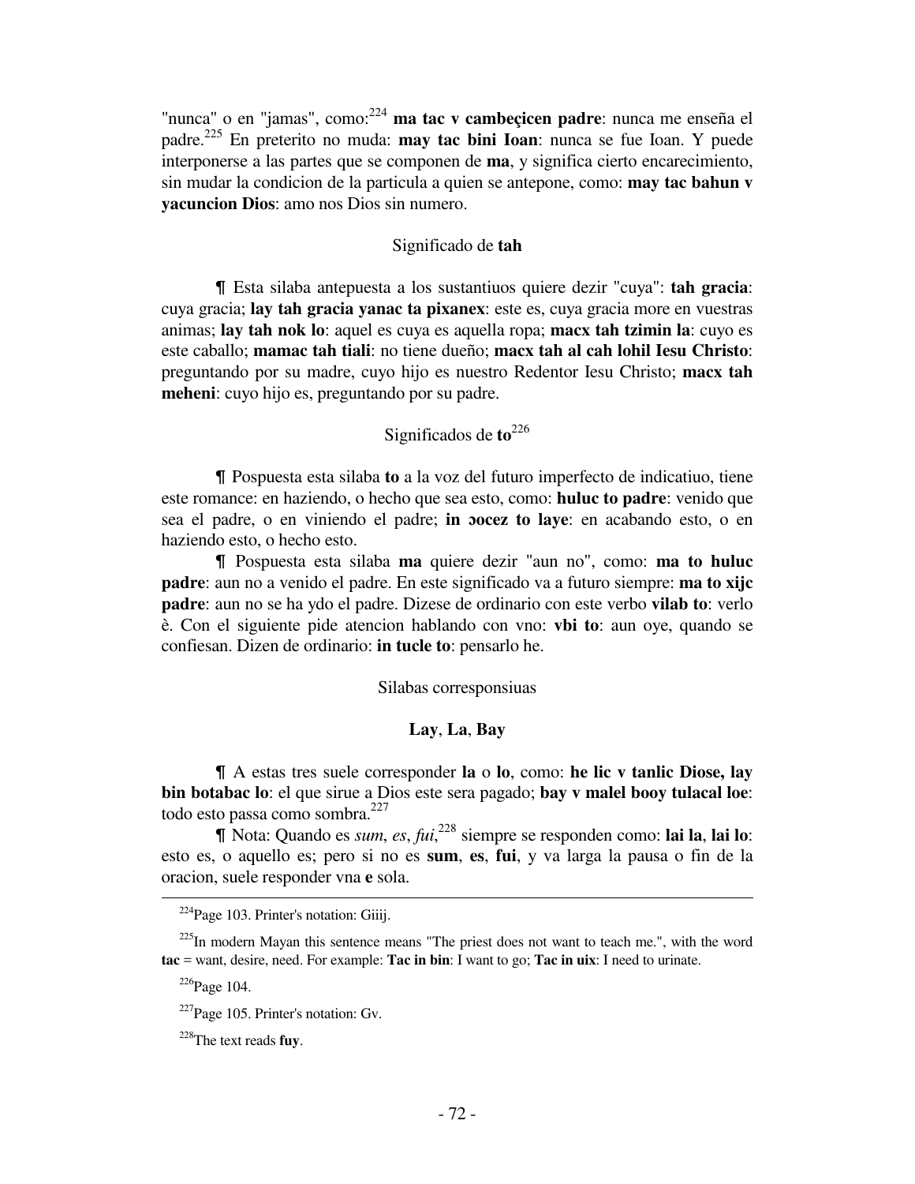"nunca" o en "jamas", como:[224] **ma tac v cambeçicen padre**: nunca me enseña el padre.[225] En preterito no muda: **may tac bini Ioan**: nunca se fue Ioan. Y puede interponerse a las partes que se componen de **ma**, y significa cierto encarecimiento, sin mudar la condicion de la particula a quien se antepone, como: **may tac bahun v yacuncion Dios**: amo nos Dios sin numero.

### Significado de **tah**

¶ Esta silaba antepuesta a los sustantiuos quiere dezir "cuya": **tah gracia**: cuya gracia; **lay tah gracia yanac ta pixanex**: este es, cuya gracia more en vuestras animas; **lay tah nok lo**: aquel es cuya es aquella ropa; **macx tah tzimin la**: cuyo es este caballo; **mamac tah tiali**: no tiene dueño; **macx tah al cah lohil Iesu Christo**: preguntando por su madre, cuyo hijo es nuestro Redentor Iesu Christo; **macx tah meheni**: cuyo hijo es, preguntando por su padre.

### Significados de **to**[226]

¶ Pospuesta esta silaba **to** a la voz del futuro imperfecto de indicatiuo, tiene este romance: en haziendo, o hecho que sea esto, como: **huluc to padre**: venido que sea el padre, o en viniendo el padre; **in ɔocez to laye**: en acabando esto, o en haziendo esto, o hecho esto.

¶ Pospuesta esta silaba **ma** quiere dezir "aun no", como: **ma to huluc padre**: aun no a venido el padre. En este significado va a futuro siempre: **ma to xijc padre**: aun no se ha ydo el padre. Dizese de ordinario con este verbo **vilab to**: verlo è. Con el siguiente pide atencion hablando con vno: **vbi to**: aun oye, quando se confiesan. Dizen de ordinario: **in tucle to**: pensarlo he.

### Silabas corresponsiuas

### **Lay**, **La**, **Bay**

¶ A estas tres suele corresponder **la** o **lo**, como: **he lic v tanlic Diose, lay bin botabac lo**: el que sirue a Dios este sera pagado; **bay v malel booy tulacal loe**: todo esto passa como sombra.[227]

¶ Nota: Quando es *sum*, *es*, *fui*,[228] siempre se responden como: **lai la, lai lo**: esto es, o aquello es; pero si no es **sum**, **es**, **fui**, y va larga la pausa o fin de la oracion, suele responder vna **e** sola.

---

[224] Page 103. Printer's notation: Giiij.

[225] In modern Mayan this sentence means "The priest does not want to teach me.", with the word **tac** = want, desire, need. For example: **Tac in bin**: I want to go; **Tac in uix**: I need to urinate.

[226] Page 104.

[227] Page 105. Printer's notation: Gv.

[228] The text reads **fuy**.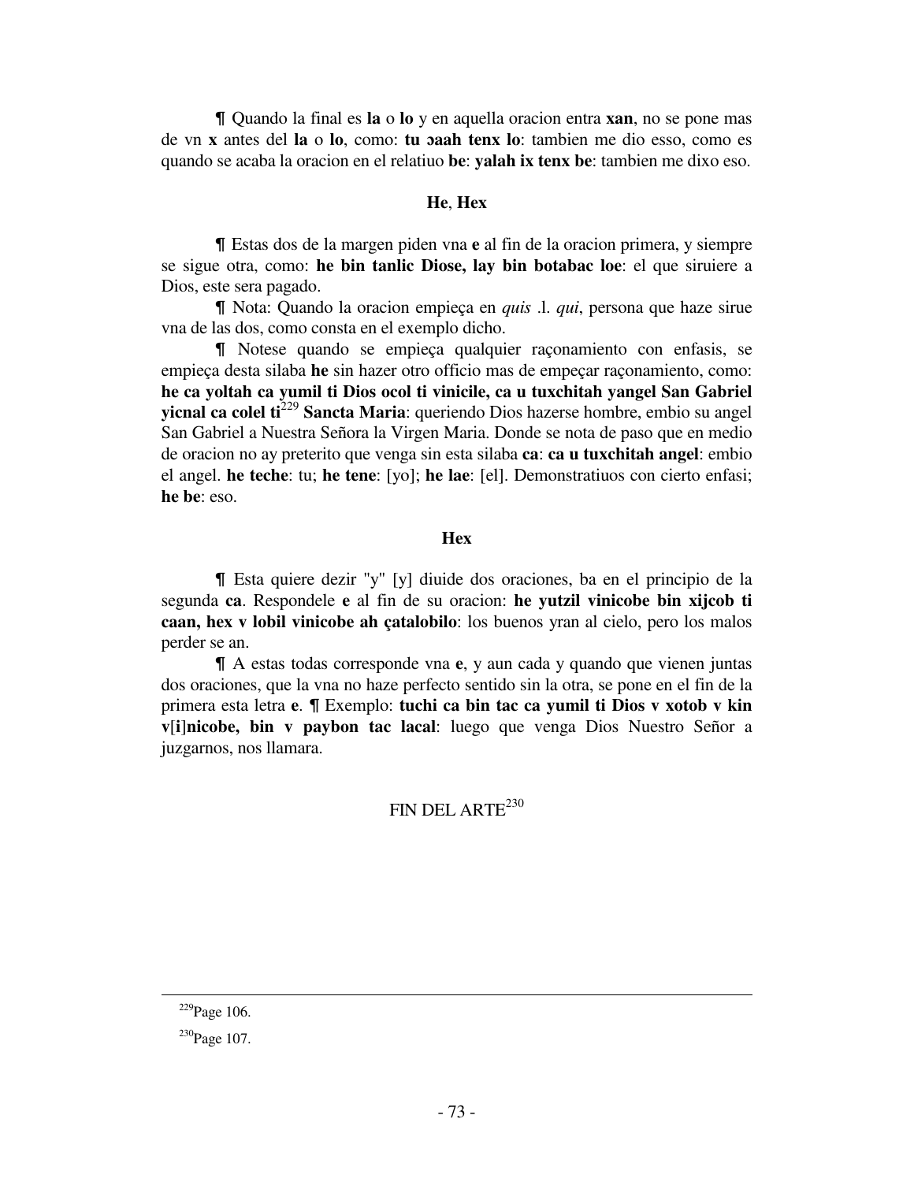¶ Quando la final es **la** o **lo** y en aquella oracion entra **xan**, no se pone mas de vn **x** antes del **la** o **lo**, como: **tu ɔaah tenx lo**: tambien me dio esso, como es quando se acaba la oracion en el relatiuo **be**: **yalah ix tenx be**: tambien me dixo eso.

### He, Hex

¶ Estas dos de la margen piden vna **e** al fin de la oracion primera, y siempre se sigue otra, como: **he bin tanlic Diose, lay bin botabac loe**: el que siruiere a Dios, este sera pagado.

¶ Nota: Quando la oracion empieça en *quis* .l. *qui*, persona que haze sirue vna de las dos, como consta en el exemplo dicho.

¶ Notese quando se empieça qualquier raçonamiento con enfasis, se empieça desta silaba **he** sin hazer otro officio mas de empeçar raçonamiento, como: **he ca yoltah ca yumil ti Dios ocol ti vinicile, ca u tuxchitah yangel San Gabriel yicnal ca colel ti**[229] **Sancta Maria**: queriendo Dios hazerse hombre, embio su angel San Gabriel a Nuestra Señora la Virgen Maria. Donde se nota de paso que en medio de oracion no ay preterito que venga sin esta silaba **ca**: **ca u tuxchitah angel**: embio el angel. **he teche**: tu; **he tene**: [yo]; **he lae**: [el]. Demonstratiuos con cierto enfasi; **he be**: eso.

### Hex

¶ Esta quiere dezir "y" [y] diuide dos oraciones, ba en el principio de la segunda **ca**. Respondele **e** al fin de su oracion: **he yutzil vinicobe bin xijcob ti caan, hex v lobil vinicobe ah çatalobilo**: los buenos yran al cielo, pero los malos perder se an.

¶ A estas todas corresponde vna **e**, y aun cada y quando que vienen juntas dos oraciones, que la vna no haze perfecto sentido sin la otra, se pone en el fin de la primera esta letra **e**. ¶ Exemplo: **tuchi ca bin tac ca yumil ti Dios v xotob v kin v[i]nicobe, bin v paybon tac lacal**: luego que venga Dios Nuestro Señor a juzgarnos, nos llamara.

FIN DEL ARTE[230]

---

[229]Page 106.

[230]Page 107.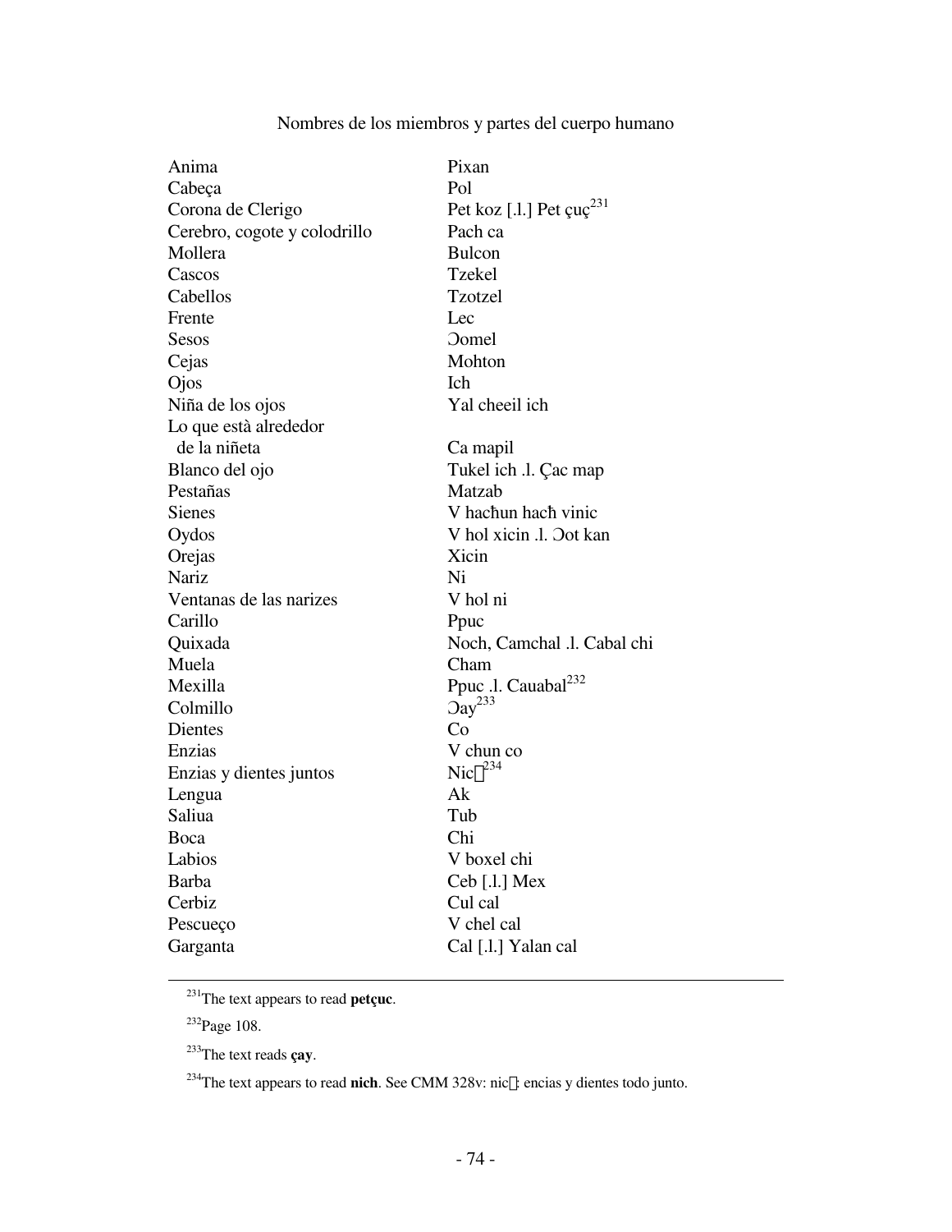Nombres de los miembros y partes del cuerpo humano

| | |
|---|---|
| Anima | Pixan |
| Cabeça | Pol |
| Corona de Clerigo | Pet koz [.l.] Pet çuç[231] |
| Cerebro, cogote y colodrillo | Pach ca |
| Mollera | Bulcon |
| Cascos | Tzekel |
| Cabellos | Tzotzel |
| Frente | Lec |
| Sesos | Ɔomel |
| Cejas | Mohton |
| Ojos | Ich |
| Niña de los ojos | Yal cheeil ich |
| Lo que està alrededor de la niñeta | Ca mapil |
| Blanco del ojo | Tukel ich .l. Çac map |
| Pestañas | Matzab |
| Sienes | V hacħun hacħ vinic |
| Oydos | V hol xicin .l. Ɔot kan |
| Orejas | Xicin |
| Nariz | Ni |
| Ventanas de las narizes | V hol ni |
| Carillo | Ppuc |
| Quixada | Noch, Camchal .l. Cabal chi |
| Muela | Cham |
| Mexilla | Ppuc .l. Cauabal[232] |
| Colmillo | Ɔay[233] |
| Dientes | Co |
| Enzias | V chun co |
| Enzias y dientes juntos | Nic[234] |
| Lengua | Ak |
| Saliua | Tub |
| Boca | Chi |
| Labios | V boxel chi |
| Barba | Ceb [.l.] Mex |
| Cerbiz | Cul cal |
| Pescueço | V chel cal |
| Garganta | Cal [.l.] Yalan cal |

[231]The text appears to read **petçuc**.

[232]Page 108.

[233]The text reads **çay**.

[234]The text appears to read **nich**. See CMM 328v: nic: encias y dientes todo junto.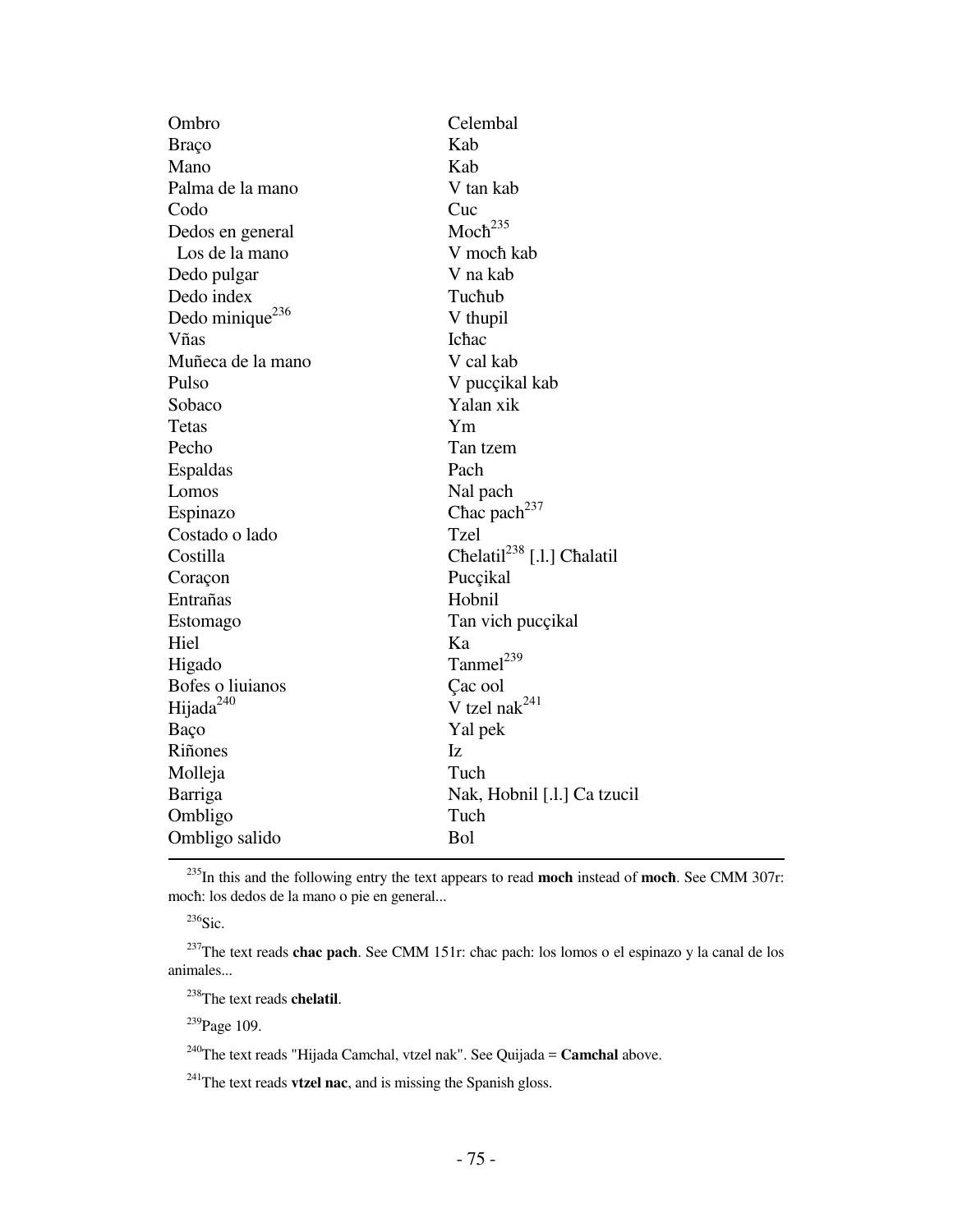| | |
|---|---|
| Ombro | Celembal |
| Braço | Kab |
| Mano | Kab |
| Palma de la mano | V tan kab |
| Codo | Cuc |
| Dedos en general | Moch̄[235] |
| Los de la mano | V moch̄ kab |
| Dedo pulgar | V na kab |
| Dedo index | Tuc̄hub |
| Dedo minique[236] | V thupil |
| Vñas | Ic̄hac |
| Muñeca de la mano | V cal kab |
| Pulso | V pucçikal kab |
| Sobaco | Yalan xik |
| Tetas | Ym |
| Pecho | Tan tzem |
| Espaldas | Pach |
| Lomos | Nal pach |
| Espinazo | C̄hac pach[237] |
| Costado o lado | Tzel |
| Costilla | C̄helatil[238] [.l.] C̄halatil |
| Coraçon | Pucçikal |
| Entrañas | Hobnil |
| Estomago | Tan vich pucçikal |
| Hiel | Ka |
| Higado | Tanmel[239] |
| Bofes o liuianos | Çac ool |
| Hijada[240] | V tzel nak[241] |
| Baço | Yal pek |
| Riñones | Iz |
| Molleja | Tuch |
| Barriga | Nak, Hobnil [.l.] Ca tzucil |
| Ombligo | Tuch |
| Ombligo salido | Bol |

---

[235] In this and the following entry the text appears to read **moch** instead of **moch̄**. See CMM 307r: moch̄: los dedos de la mano o pie en general...

[236] Sic.

[237] The text reads **chac pach**. See CMM 151r: c̄hac pach: los lomos o el espinazo y la canal de los animales...

[238] The text reads **chelatil**.

[239] Page 109.

[240] The text reads "Hijada Camchal, vtzel nak". See Quijada = **Camchal** above.

[241] The text reads **vtzel nac**, and is missing the Spanish gloss.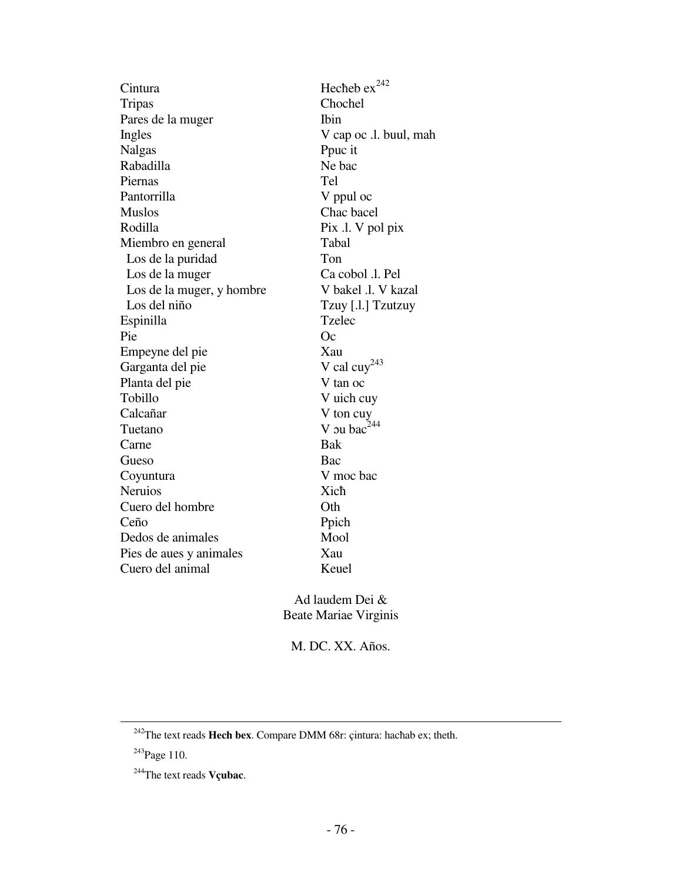| | |
|---|---|
| Cintura | Hecħeb ex[242] |
| Tripas | Chochel |
| Pares de la muger | Ibin |
| Ingles | V cap oc .l. buul, mah |
| Nalgas | Ppuc it |
| Rabadilla | Ne bac |
| Piernas | Tel |
| Pantorrilla | V ppul oc |
| Muslos | Chac bacel |
| Rodilla | Pix .l. V pol pix |
| Miembro en general | Tabal |
| Los de la puridad | Ton |
| Los de la muger | Ca cobol .l. Pel |
| Los de la muger, y hombre | V bakel .l. V kazal |
| Los del niño | Tzuy [.l.] Tzutzuy |
| Espinilla | Tzelec |
| Pie | Oc |
| Empeyne del pie | Xau |
| Garganta del pie | V cal cuy[243] |
| Planta del pie | V tan oc |
| Tobillo | V uich cuy |
| Calcañar | V ton cuy |
| Tuetano | V ɔu bac[244] |
| Carne | Bak |
| Gueso | Bac |
| Coyuntura | V moc bac |
| Neruios | Xicħ |
| Cuero del hombre | Oth |
| Ceño | Ppich |
| Dedos de animales | Mool |
| Pies de aues y animales | Xau |
| Cuero del animal | Keuel |

Ad laudem Dei &
Beate Mariae Virginis

M. DC. XX. Años.

---

[242]The text reads **Hech bex**. Compare DMM 68r: çintura: hacħab ex; theth.

[243]Page 110.

[244]The text reads **Vçubac**.